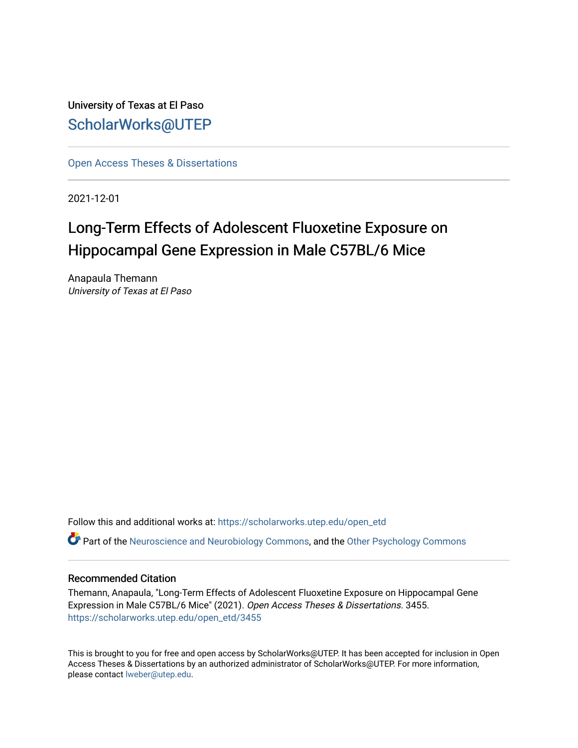University of Texas at El Paso

ScholarWorks@UTEP

Open Access Theses & Dissertations

2021-12-01

# Long-Term Effects of Adolescent Fluoxetine Exposure on Hippocampal Gene Expression in Male C57BL/6 Mice

Anapaula Themann
*University of Texas at El Paso*

Follow this and additional works at: https://scholarworks.utep.edu/open_etd

Part of the Neuroscience and Neurobiology Commons, and the Other Psychology Commons

## Recommended Citation

Themann, Anapaula, "Long-Term Effects of Adolescent Fluoxetine Exposure on Hippocampal Gene Expression in Male C57BL/6 Mice" (2021). *Open Access Theses & Dissertations*. 3455.
https://scholarworks.utep.edu/open_etd/3455

This is brought to you for free and open access by ScholarWorks@UTEP. It has been accepted for inclusion in Open Access Theses & Dissertations by an authorized administrator of ScholarWorks@UTEP. For more information, please contact lweber@utep.edu.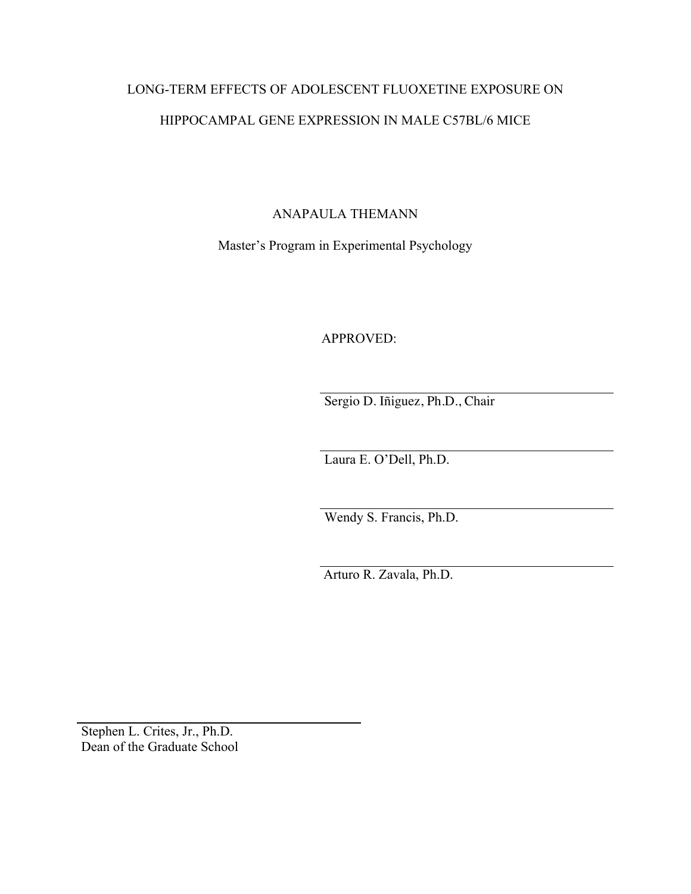LONG-TERM EFFECTS OF ADOLESCENT FLUOXETINE EXPOSURE ON HIPPOCAMPAL GENE EXPRESSION IN MALE C57BL/6 MICE

ANAPAULA THEMANN

Master's Program in Experimental Psychology

APPROVED:

Sergio D. Iñiguez, Ph.D., Chair

Laura E. O'Dell, Ph.D.

Wendy S. Francis, Ph.D.

Arturo R. Zavala, Ph.D.

Stephen L. Crites, Jr., Ph.D.
Dean of the Graduate School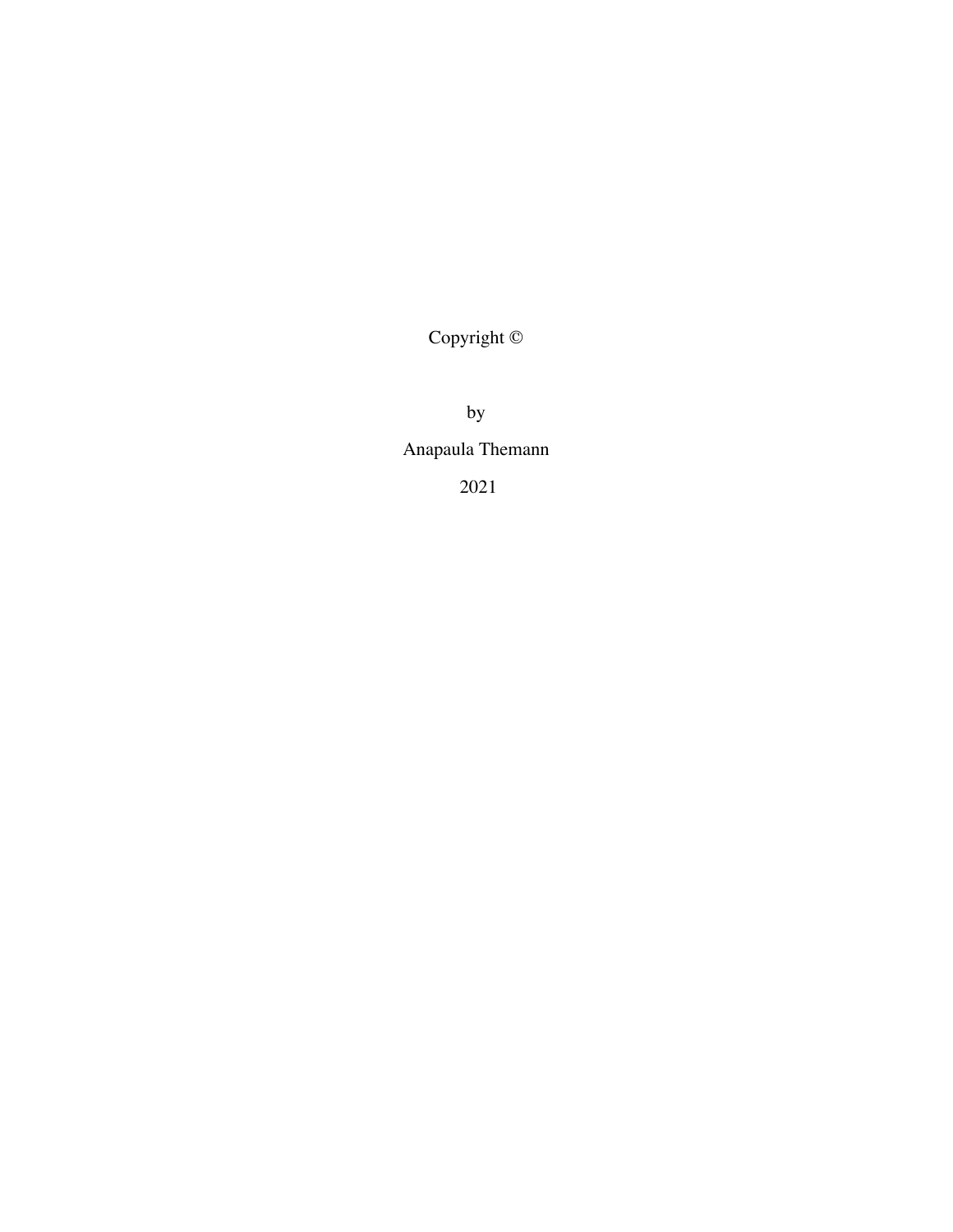Copyright ©

by

Anapaula Themann

2021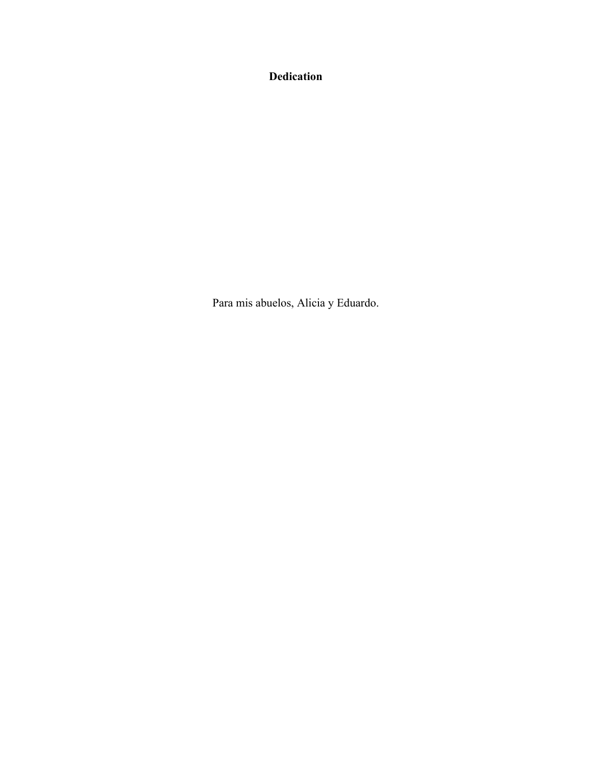## Dedication

Para mis abuelos, Alicia y Eduardo.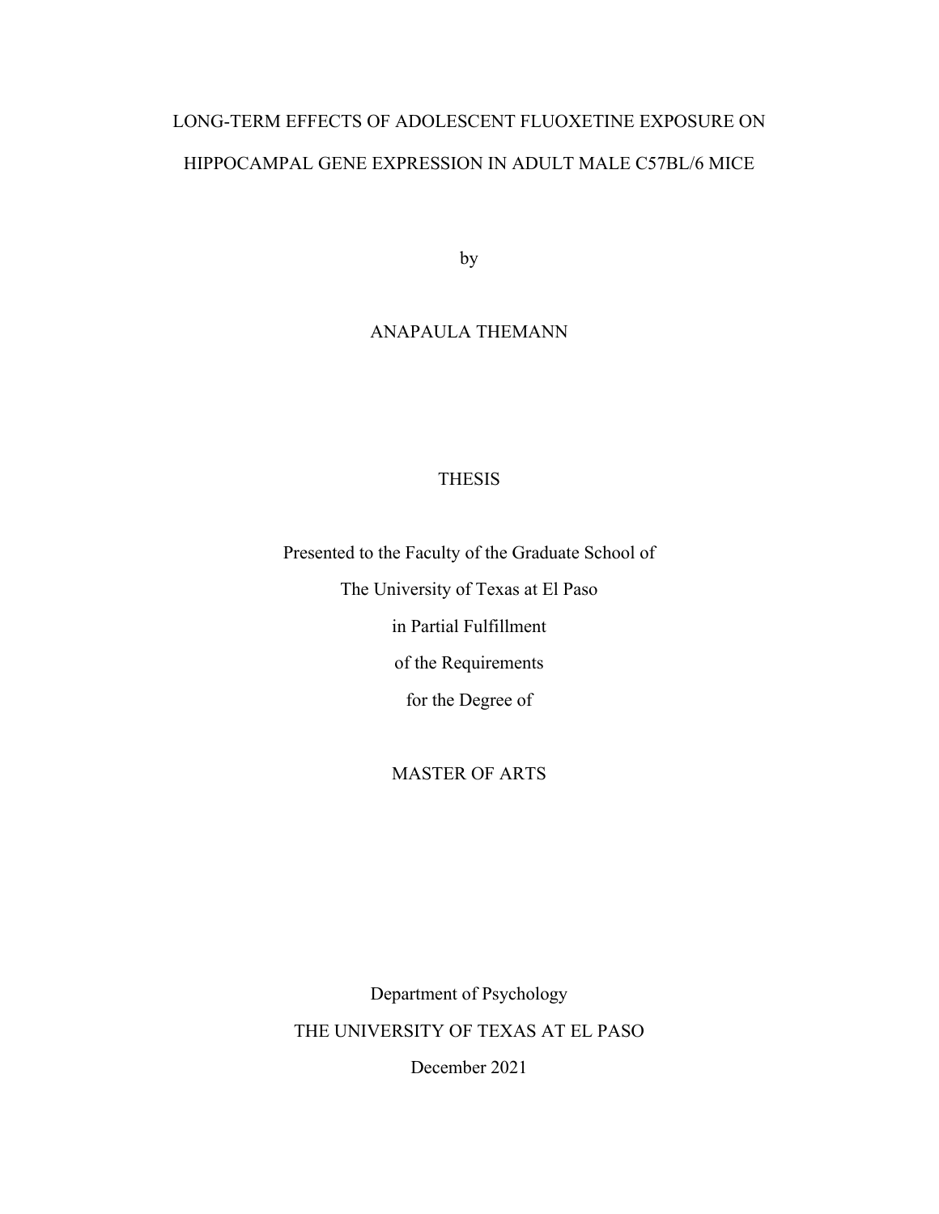# LONG-TERM EFFECTS OF ADOLESCENT FLUOXETINE EXPOSURE ON HIPPOCAMPAL GENE EXPRESSION IN ADULT MALE C57BL/6 MICE

by

ANAPAULA THEMANN

THESIS

Presented to the Faculty of the Graduate School of

The University of Texas at El Paso

in Partial Fulfillment

of the Requirements

for the Degree of

MASTER OF ARTS

Department of Psychology

THE UNIVERSITY OF TEXAS AT EL PASO

December 2021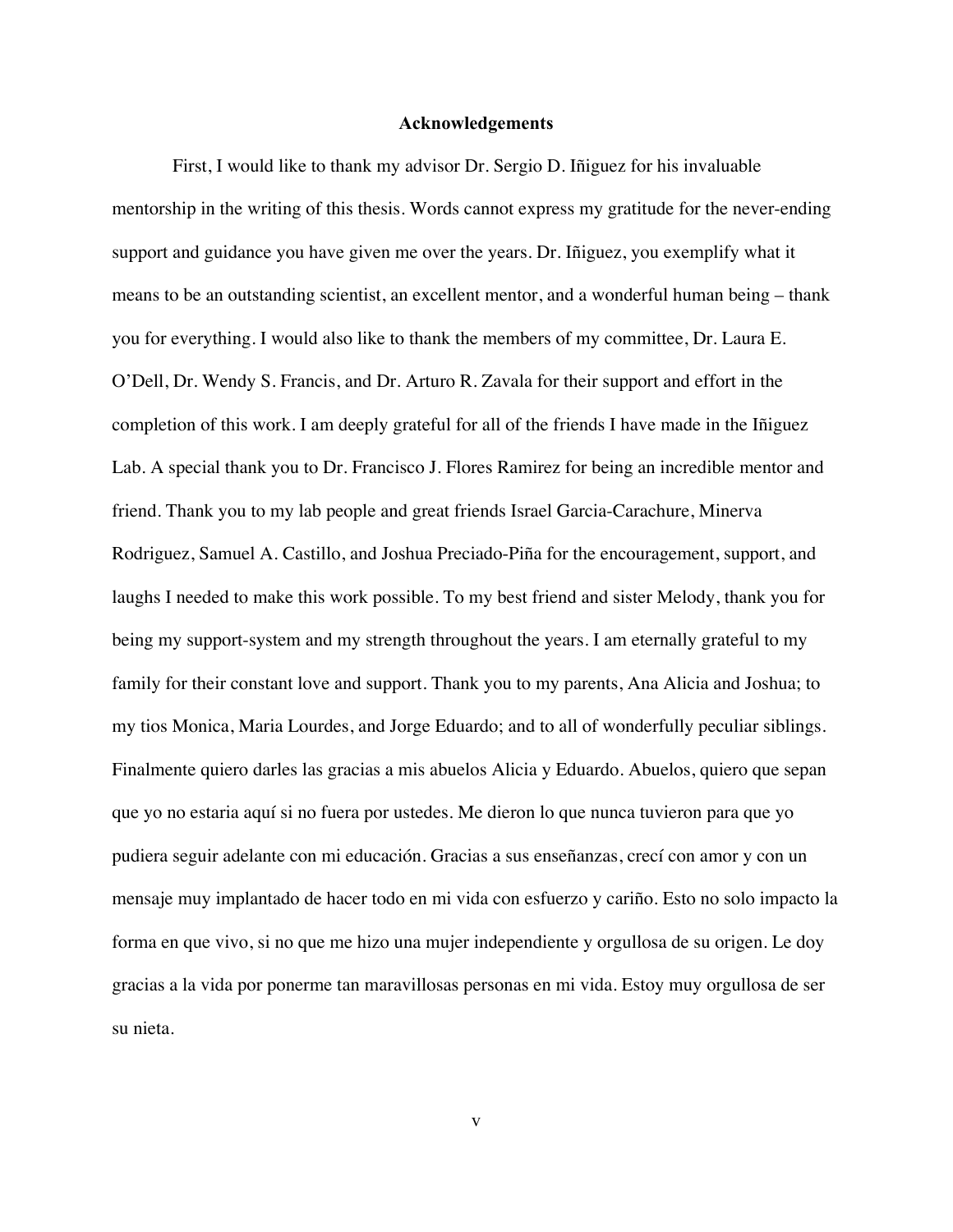# Acknowledgements

First, I would like to thank my advisor Dr. Sergio D. Iñiguez for his invaluable mentorship in the writing of this thesis. Words cannot express my gratitude for the never-ending support and guidance you have given me over the years. Dr. Iñiguez, you exemplify what it means to be an outstanding scientist, an excellent mentor, and a wonderful human being – thank you for everything. I would also like to thank the members of my committee, Dr. Laura E. O'Dell, Dr. Wendy S. Francis, and Dr. Arturo R. Zavala for their support and effort in the completion of this work. I am deeply grateful for all of the friends I have made in the Iñiguez Lab. A special thank you to Dr. Francisco J. Flores Ramirez for being an incredible mentor and friend. Thank you to my lab people and great friends Israel Garcia-Carachure, Minerva Rodriguez, Samuel A. Castillo, and Joshua Preciado-Piña for the encouragement, support, and laughs I needed to make this work possible. To my best friend and sister Melody, thank you for being my support-system and my strength throughout the years. I am eternally grateful to my family for their constant love and support. Thank you to my parents, Ana Alicia and Joshua; to my tios Monica, Maria Lourdes, and Jorge Eduardo; and to all of wonderfully peculiar siblings. Finalmente quiero darles las gracias a mis abuelos Alicia y Eduardo. Abuelos, quiero que sepan que yo no estaria aquí si no fuera por ustedes. Me dieron lo que nunca tuvieron para que yo pudiera seguir adelante con mi educación. Gracias a sus enseñanzas, crecí con amor y con un mensaje muy implantado de hacer todo en mi vida con esfuerzo y cariño. Esto no solo impacto la forma en que vivo, si no que me hizo una mujer independiente y orgullosa de su origen. Le doy gracias a la vida por ponerme tan maravillosas personas en mi vida. Estoy muy orgullosa de ser su nieta.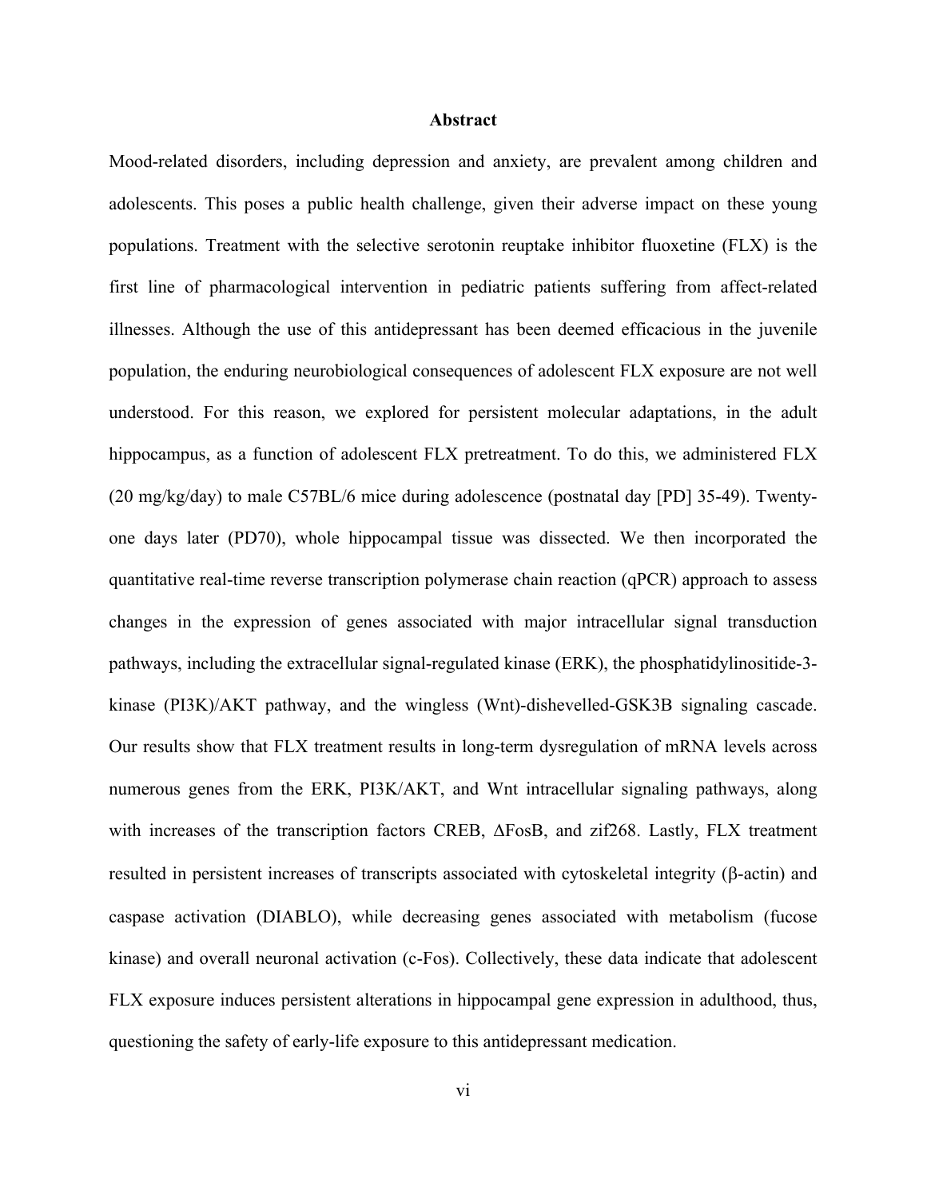# Abstract

Mood-related disorders, including depression and anxiety, are prevalent among children and adolescents. This poses a public health challenge, given their adverse impact on these young populations. Treatment with the selective serotonin reuptake inhibitor fluoxetine (FLX) is the first line of pharmacological intervention in pediatric patients suffering from affect-related illnesses. Although the use of this antidepressant has been deemed efficacious in the juvenile population, the enduring neurobiological consequences of adolescent FLX exposure are not well understood. For this reason, we explored for persistent molecular adaptations, in the adult hippocampus, as a function of adolescent FLX pretreatment. To do this, we administered FLX (20 mg/kg/day) to male C57BL/6 mice during adolescence (postnatal day [PD] 35-49). Twenty-one days later (PD70), whole hippocampal tissue was dissected. We then incorporated the quantitative real-time reverse transcription polymerase chain reaction (qPCR) approach to assess changes in the expression of genes associated with major intracellular signal transduction pathways, including the extracellular signal-regulated kinase (ERK), the phosphatidylinositide-3-kinase (PI3K)/AKT pathway, and the wingless (Wnt)-dishevelled-GSK3B signaling cascade. Our results show that FLX treatment results in long-term dysregulation of mRNA levels across numerous genes from the ERK, PI3K/AKT, and Wnt intracellular signaling pathways, along with increases of the transcription factors CREB, ΔFosB, and zif268. Lastly, FLX treatment resulted in persistent increases of transcripts associated with cytoskeletal integrity (β-actin) and caspase activation (DIABLO), while decreasing genes associated with metabolism (fucose kinase) and overall neuronal activation (c-Fos). Collectively, these data indicate that adolescent FLX exposure induces persistent alterations in hippocampal gene expression in adulthood, thus, questioning the safety of early-life exposure to this antidepressant medication.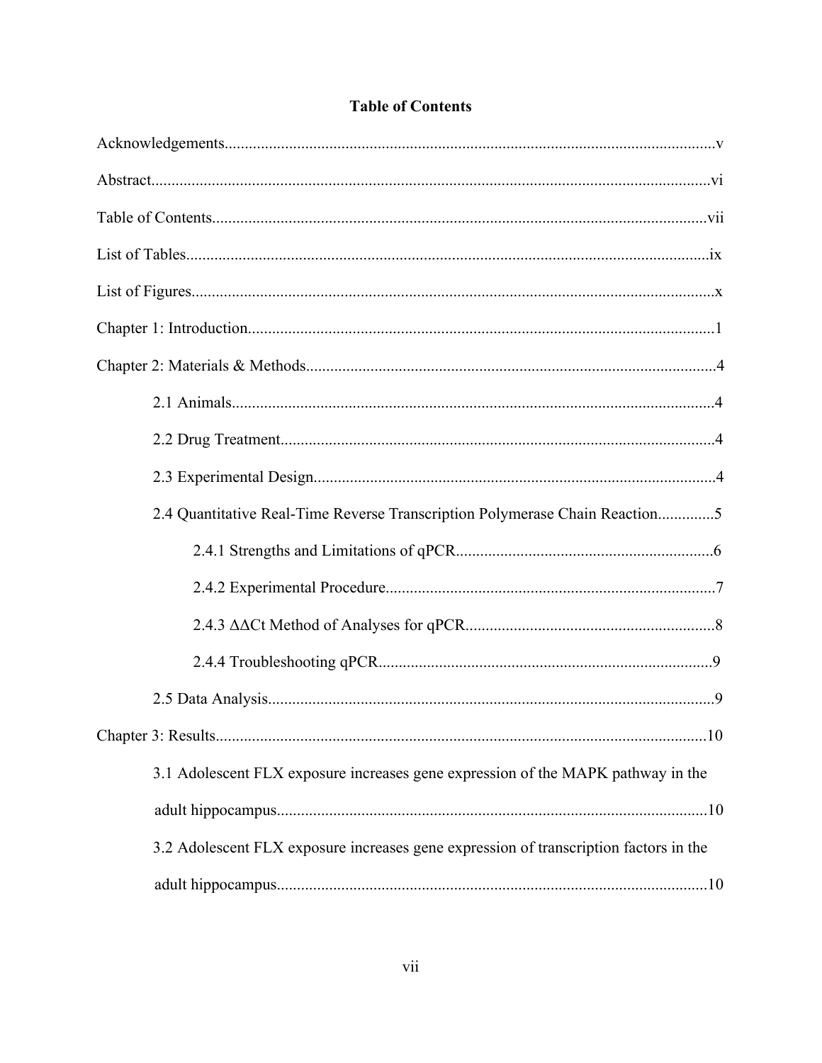# Table of Contents

Acknowledgements....................................................................................................................v

Abstract....................................................................................................................................vi

Table of Contents....................................................................................................................vii

List of Tables...........................................................................................................................ix

List of Figures..........................................................................................................................x

Chapter 1: Introduction.............................................................................................................1

Chapter 2: Materials & Methods...............................................................................................4

2.1 Animals.........................................................................................................................4

2.2 Drug Treatment.............................................................................................................4

2.3 Experimental Design.....................................................................................................4

2.4 Quantitative Real-Time Reverse Transcription Polymerase Chain Reaction.............5

2.4.1 Strengths and Limitations of qPCR...............................................................6

2.4.2 Experimental Procedure.................................................................................7

2.4.3 ΔΔCt Method of Analyses for qPCR..............................................................8

2.4.4 Troubleshooting qPCR...................................................................................9

2.5 Data Analysis...............................................................................................................9

Chapter 3: Results...................................................................................................................10

3.1 Adolescent FLX exposure increases gene expression of the MAPK pathway in the adult hippocampus...........................................................................................................10

3.2 Adolescent FLX exposure increases gene expression of transcription factors in the adult hippocampus...........................................................................................................10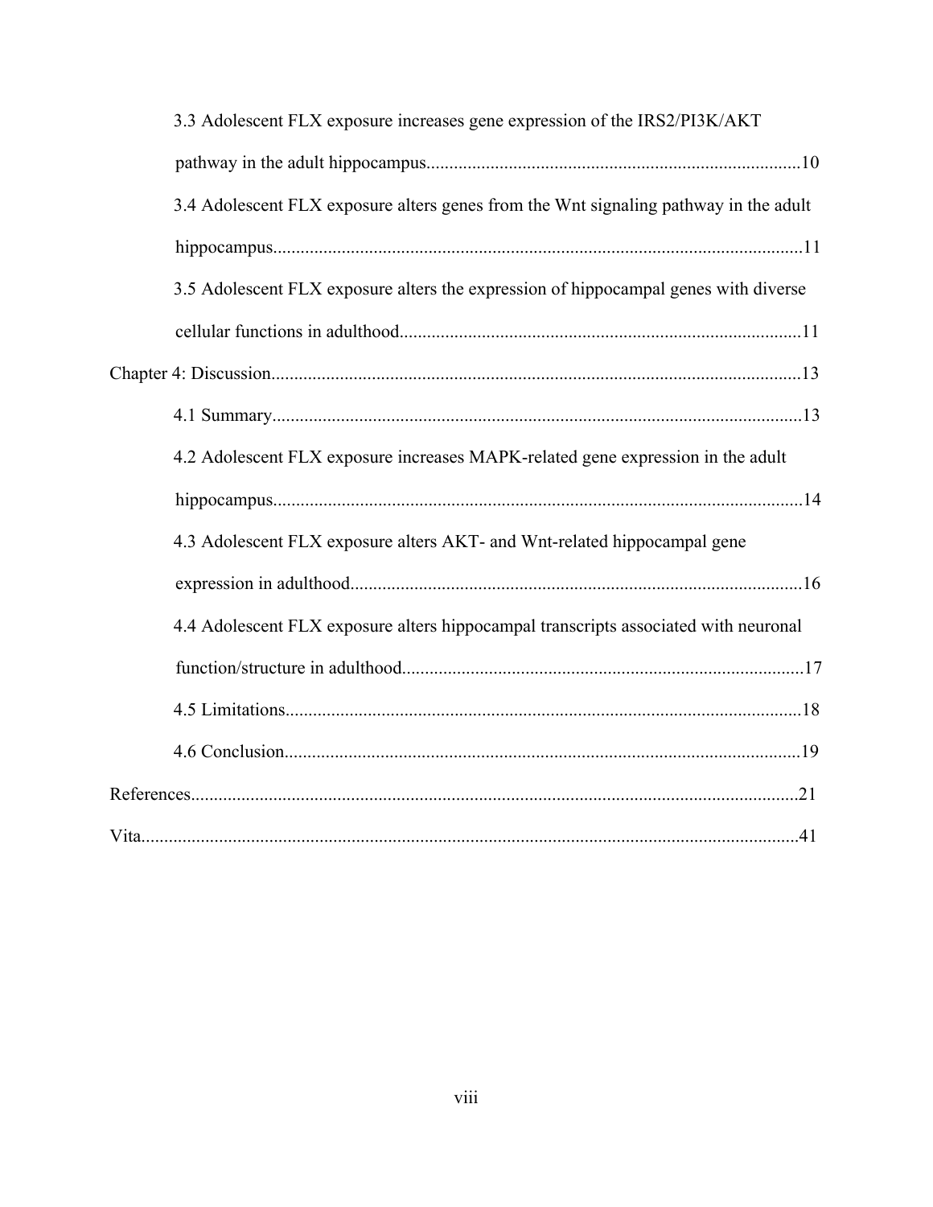3.3 Adolescent FLX exposure increases gene expression of the IRS2/PI3K/AKT pathway in the adult hippocampus....................................................................................10

3.4 Adolescent FLX exposure alters genes from the Wnt signaling pathway in the adult hippocampus......................................................................................................................11

3.5 Adolescent FLX exposure alters the expression of hippocampal genes with diverse cellular functions in adulthood..........................................................................................11

Chapter 4: Discussion......................................................................................................................13

4.1 Summary......................................................................................................................13

4.2 Adolescent FLX exposure increases MAPK-related gene expression in the adult hippocampus......................................................................................................................14

4.3 Adolescent FLX exposure alters AKT- and Wnt-related hippocampal gene expression in adulthood....................................................................................................16

4.4 Adolescent FLX exposure alters hippocampal transcripts associated with neuronal function/structure in adulthood..........................................................................................17

4.5 Limitations...................................................................................................................18

4.6 Conclusion...................................................................................................................19

References.......................................................................................................................................21

Vita.................................................................................................................................................41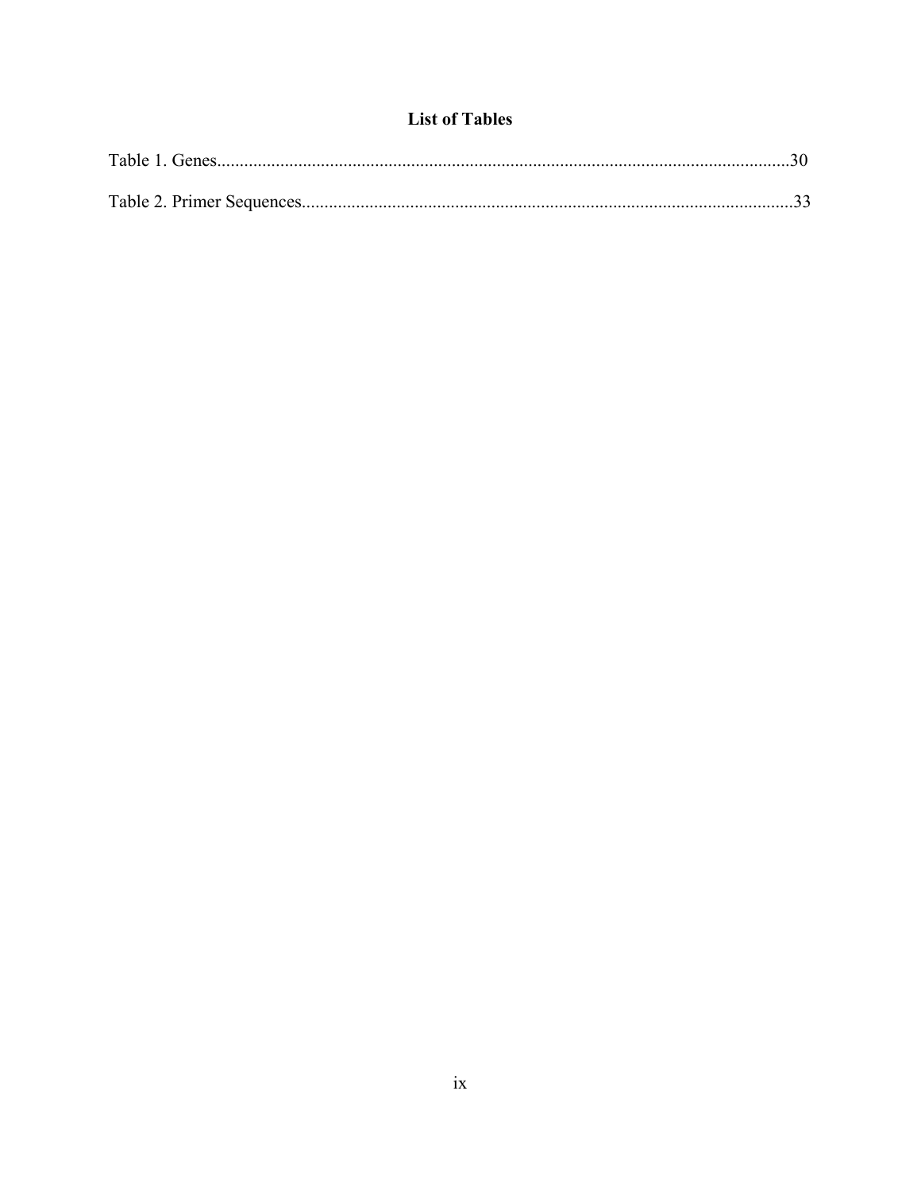# List of Tables

Table 1. Genes..............................................................................................................................30

Table 2. Primer Sequences............................................................................................................33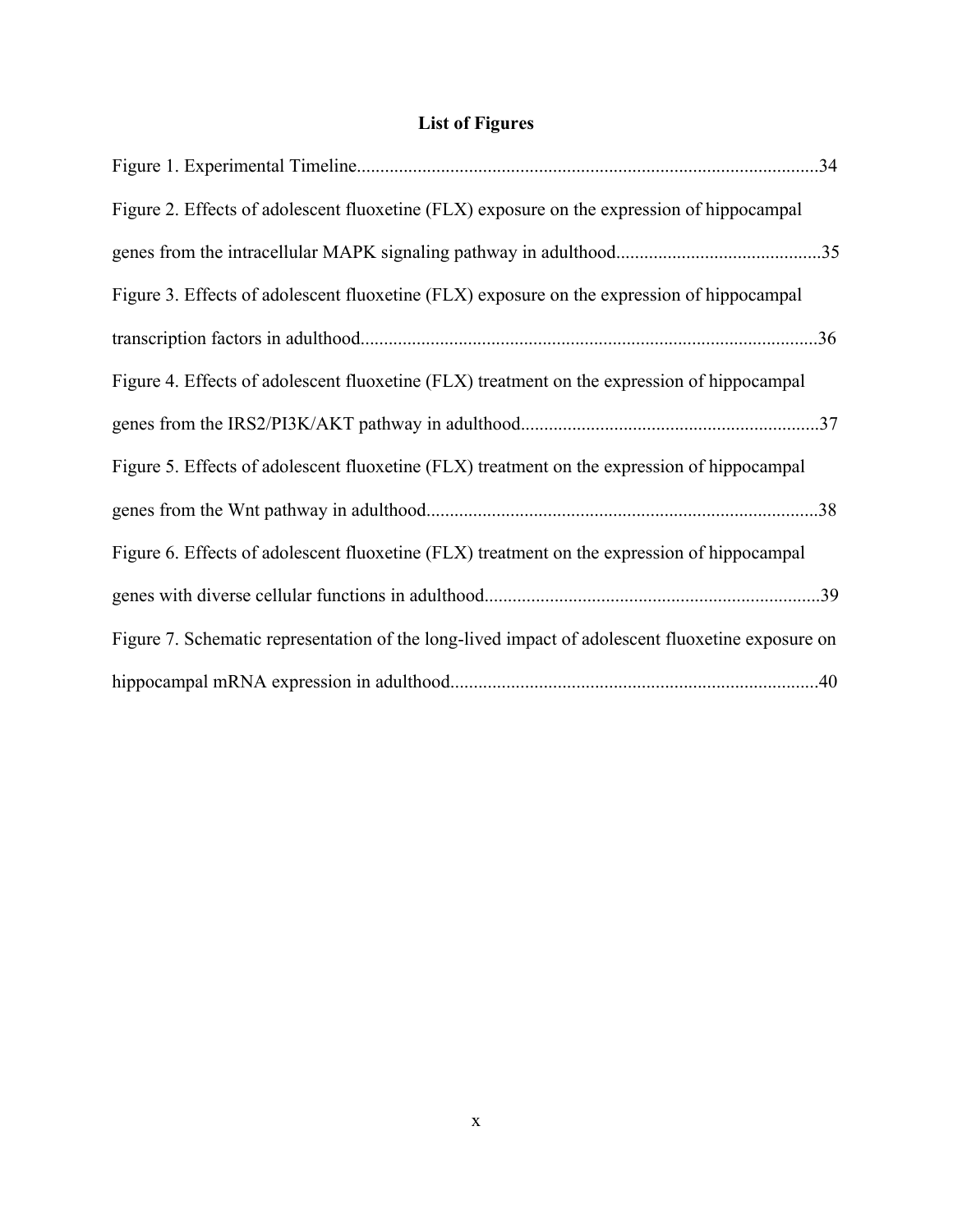# List of Figures

Figure 1. Experimental Timeline..................................................................................................34

Figure 2. Effects of adolescent fluoxetine (FLX) exposure on the expression of hippocampal genes from the intracellular MAPK signaling pathway in adulthood............................................35

Figure 3. Effects of adolescent fluoxetine (FLX) exposure on the expression of hippocampal transcription factors in adulthood.................................................................................................36

Figure 4. Effects of adolescent fluoxetine (FLX) treatment on the expression of hippocampal genes from the IRS2/PI3K/AKT pathway in adulthood................................................................37

Figure 5. Effects of adolescent fluoxetine (FLX) treatment on the expression of hippocampal genes from the Wnt pathway in adulthood....................................................................................38

Figure 6. Effects of adolescent fluoxetine (FLX) treatment on the expression of hippocampal genes with diverse cellular functions in adulthood.......................................................................39

Figure 7. Schematic representation of the long-lived impact of adolescent fluoxetine exposure on hippocampal mRNA expression in adulthood..............................................................................40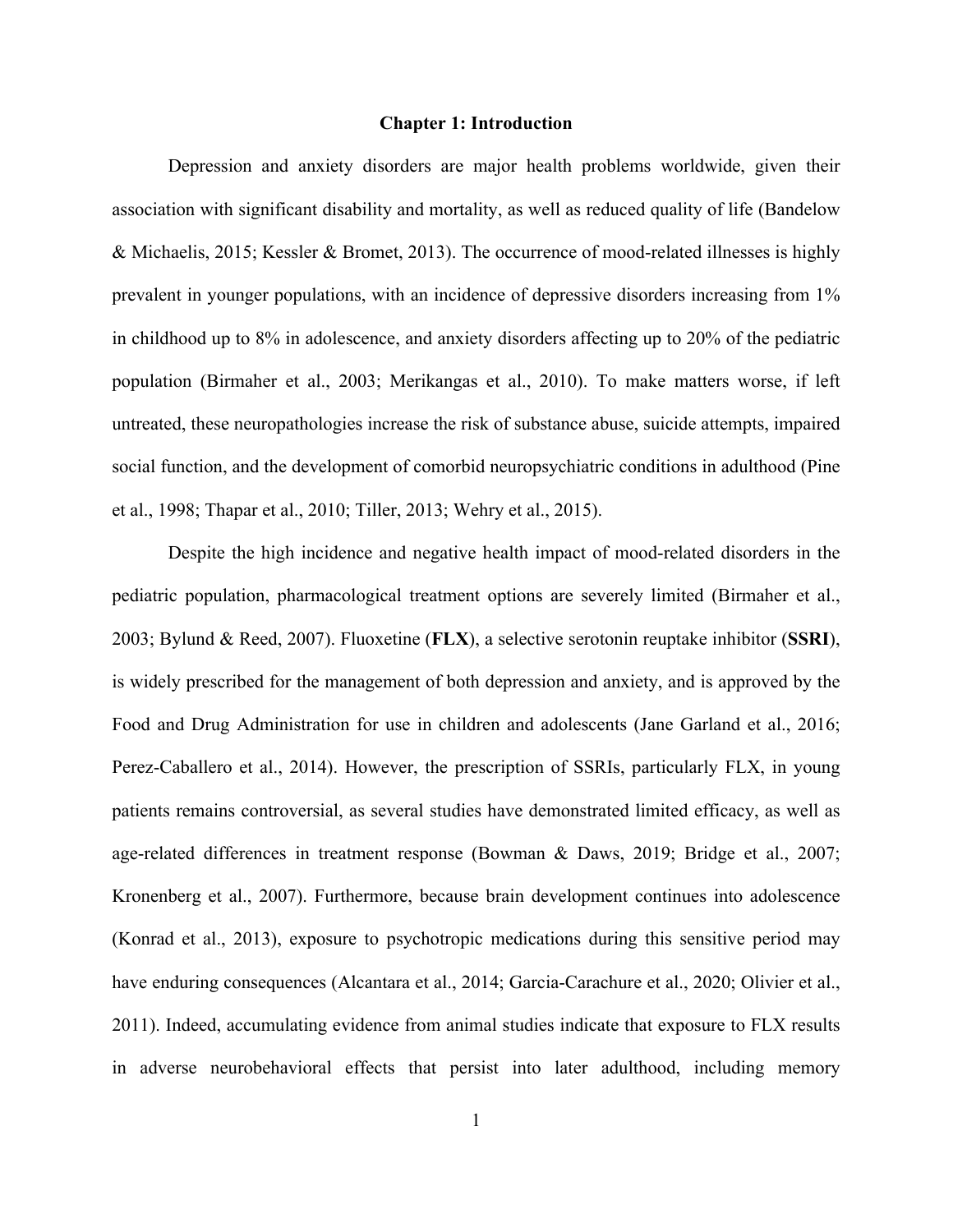# Chapter 1: Introduction

Depression and anxiety disorders are major health problems worldwide, given their association with significant disability and mortality, as well as reduced quality of life (Bandelow & Michaelis, 2015; Kessler & Bromet, 2013). The occurrence of mood-related illnesses is highly prevalent in younger populations, with an incidence of depressive disorders increasing from 1% in childhood up to 8% in adolescence, and anxiety disorders affecting up to 20% of the pediatric population (Birmaher et al., 2003; Merikangas et al., 2010). To make matters worse, if left untreated, these neuropathologies increase the risk of substance abuse, suicide attempts, impaired social function, and the development of comorbid neuropsychiatric conditions in adulthood (Pine et al., 1998; Thapar et al., 2010; Tiller, 2013; Wehry et al., 2015).

Despite the high incidence and negative health impact of mood-related disorders in the pediatric population, pharmacological treatment options are severely limited (Birmaher et al., 2003; Bylund & Reed, 2007). Fluoxetine (**FLX**), a selective serotonin reuptake inhibitor (**SSRI**), is widely prescribed for the management of both depression and anxiety, and is approved by the Food and Drug Administration for use in children and adolescents (Jane Garland et al., 2016; Perez-Caballero et al., 2014). However, the prescription of SSRIs, particularly FLX, in young patients remains controversial, as several studies have demonstrated limited efficacy, as well as age-related differences in treatment response (Bowman & Daws, 2019; Bridge et al., 2007; Kronenberg et al., 2007). Furthermore, because brain development continues into adolescence (Konrad et al., 2013), exposure to psychotropic medications during this sensitive period may have enduring consequences (Alcantara et al., 2014; Garcia-Carachure et al., 2020; Olivier et al., 2011). Indeed, accumulating evidence from animal studies indicate that exposure to FLX results in adverse neurobehavioral effects that persist into later adulthood, including memory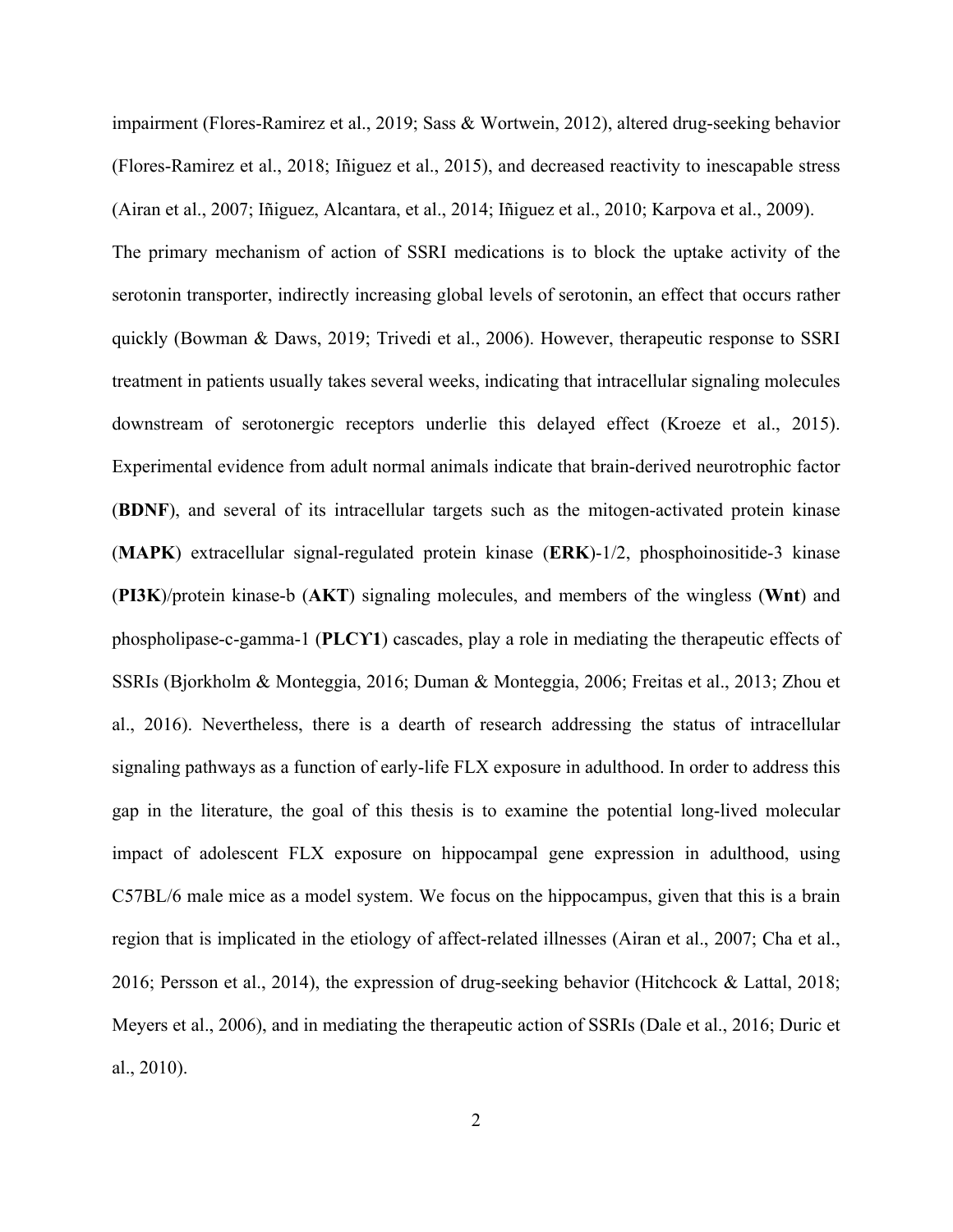impairment (Flores-Ramirez et al., 2019; Sass & Wortwein, 2012), altered drug-seeking behavior (Flores-Ramirez et al., 2018; Iñiguez et al., 2015), and decreased reactivity to inescapable stress (Airan et al., 2007; Iñiguez, Alcantara, et al., 2014; Iñiguez et al., 2010; Karpova et al., 2009).

The primary mechanism of action of SSRI medications is to block the uptake activity of the serotonin transporter, indirectly increasing global levels of serotonin, an effect that occurs rather quickly (Bowman & Daws, 2019; Trivedi et al., 2006). However, therapeutic response to SSRI treatment in patients usually takes several weeks, indicating that intracellular signaling molecules downstream of serotonergic receptors underlie this delayed effect (Kroeze et al., 2015). Experimental evidence from adult normal animals indicate that brain-derived neurotrophic factor (**BDNF**), and several of its intracellular targets such as the mitogen-activated protein kinase (**MAPK**) extracellular signal-regulated protein kinase (**ERK**)-1/2, phosphoinositide-3 kinase (**PI3K**)/protein kinase-b (**AKT**) signaling molecules, and members of the wingless (**Wnt**) and phospholipase-c-gamma-1 (**PLCϒ1**) cascades, play a role in mediating the therapeutic effects of SSRIs (Bjorkholm & Monteggia, 2016; Duman & Monteggia, 2006; Freitas et al., 2013; Zhou et al., 2016). Nevertheless, there is a dearth of research addressing the status of intracellular signaling pathways as a function of early-life FLX exposure in adulthood. In order to address this gap in the literature, the goal of this thesis is to examine the potential long-lived molecular impact of adolescent FLX exposure on hippocampal gene expression in adulthood, using C57BL/6 male mice as a model system. We focus on the hippocampus, given that this is a brain region that is implicated in the etiology of affect-related illnesses (Airan et al., 2007; Cha et al., 2016; Persson et al., 2014), the expression of drug-seeking behavior (Hitchcock & Lattal, 2018; Meyers et al., 2006), and in mediating the therapeutic action of SSRIs (Dale et al., 2016; Duric et al., 2010).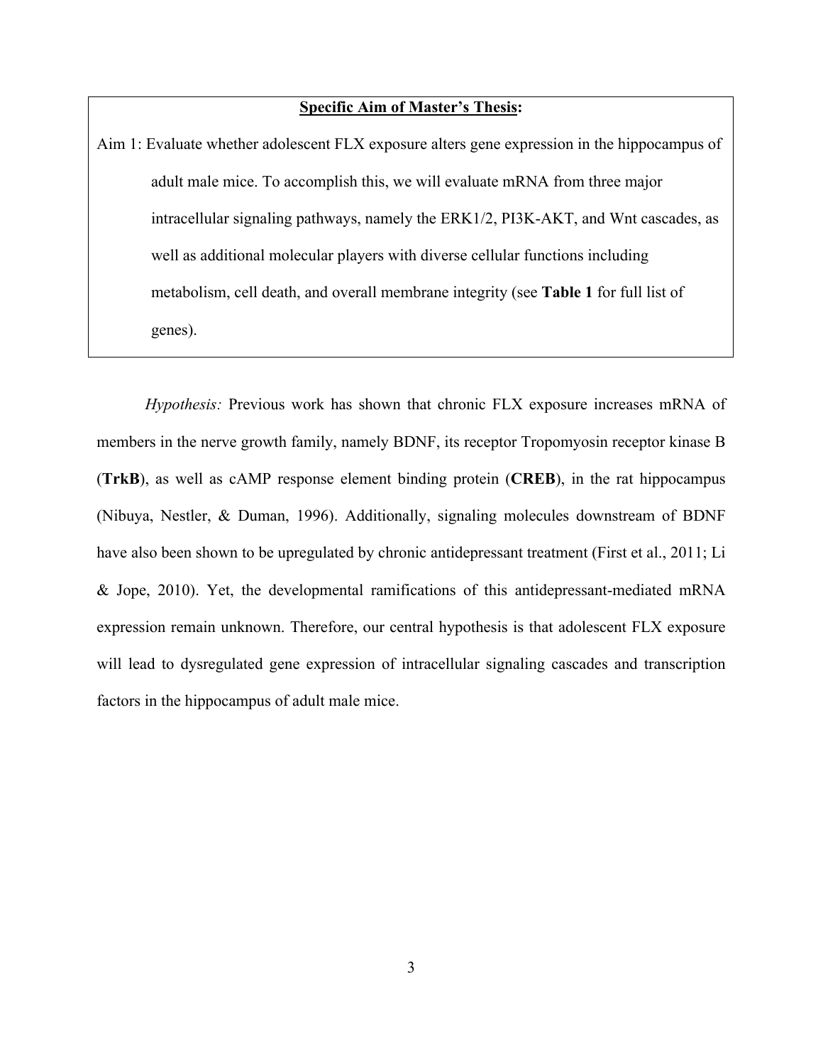**<u>Specific Aim of Master's Thesis</u>:**

Aim 1: Evaluate whether adolescent FLX exposure alters gene expression in the hippocampus of adult male mice. To accomplish this, we will evaluate mRNA from three major intracellular signaling pathways, namely the ERK1/2, PI3K-AKT, and Wnt cascades, as well as additional molecular players with diverse cellular functions including metabolism, cell death, and overall membrane integrity (see **Table 1** for full list of genes).

*Hypothesis:* Previous work has shown that chronic FLX exposure increases mRNA of members in the nerve growth family, namely BDNF, its receptor Tropomyosin receptor kinase B (**TrkB**), as well as cAMP response element binding protein (**CREB**), in the rat hippocampus (Nibuya, Nestler, & Duman, 1996). Additionally, signaling molecules downstream of BDNF have also been shown to be upregulated by chronic antidepressant treatment (First et al., 2011; Li & Jope, 2010). Yet, the developmental ramifications of this antidepressant-mediated mRNA expression remain unknown. Therefore, our central hypothesis is that adolescent FLX exposure will lead to dysregulated gene expression of intracellular signaling cascades and transcription factors in the hippocampus of adult male mice.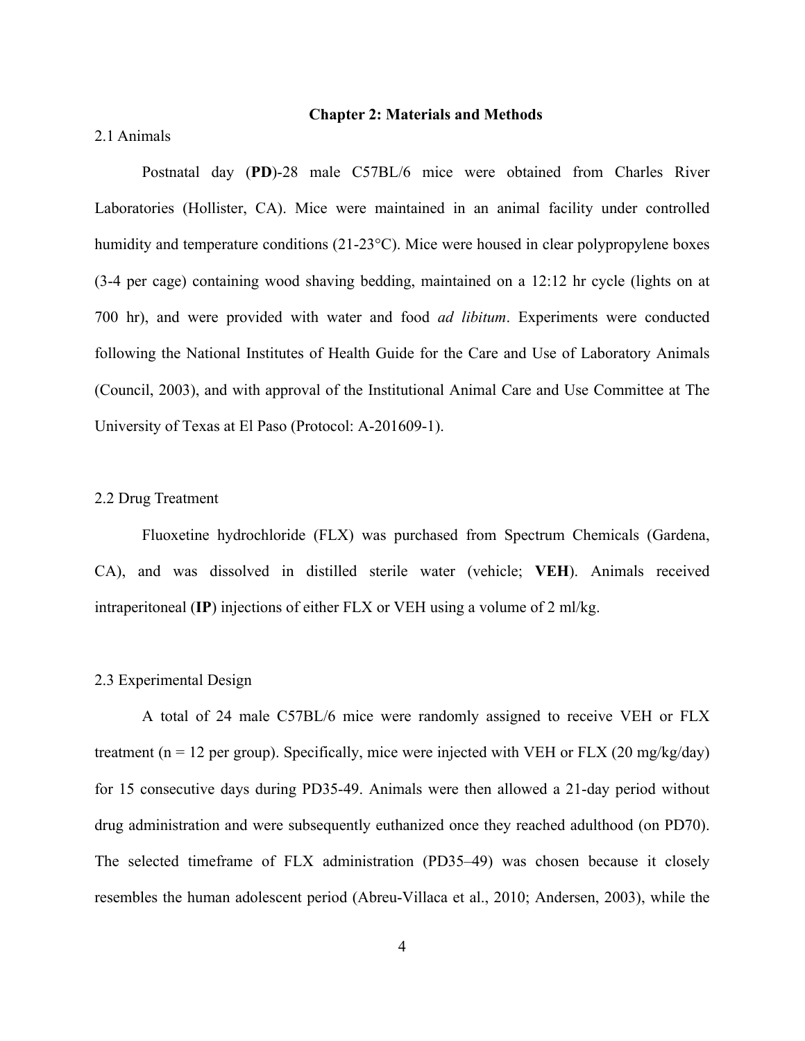# Chapter 2: Materials and Methods

## 2.1 Animals

Postnatal day (**PD**)-28 male C57BL/6 mice were obtained from Charles River Laboratories (Hollister, CA). Mice were maintained in an animal facility under controlled humidity and temperature conditions (21-23°C). Mice were housed in clear polypropylene boxes (3-4 per cage) containing wood shaving bedding, maintained on a 12:12 hr cycle (lights on at 700 hr), and were provided with water and food *ad libitum*. Experiments were conducted following the National Institutes of Health Guide for the Care and Use of Laboratory Animals (Council, 2003), and with approval of the Institutional Animal Care and Use Committee at The University of Texas at El Paso (Protocol: A-201609-1).

## 2.2 Drug Treatment

Fluoxetine hydrochloride (FLX) was purchased from Spectrum Chemicals (Gardena, CA), and was dissolved in distilled sterile water (vehicle; **VEH**). Animals received intraperitoneal (**IP**) injections of either FLX or VEH using a volume of 2 ml/kg.

## 2.3 Experimental Design

A total of 24 male C57BL/6 mice were randomly assigned to receive VEH or FLX treatment ($n = 12$ per group). Specifically, mice were injected with VEH or FLX (20 mg/kg/day) for 15 consecutive days during PD35-49. Animals were then allowed a 21-day period without drug administration and were subsequently euthanized once they reached adulthood (on PD70). The selected timeframe of FLX administration (PD35–49) was chosen because it closely resembles the human adolescent period (Abreu-Villaca et al., 2010; Andersen, 2003), while the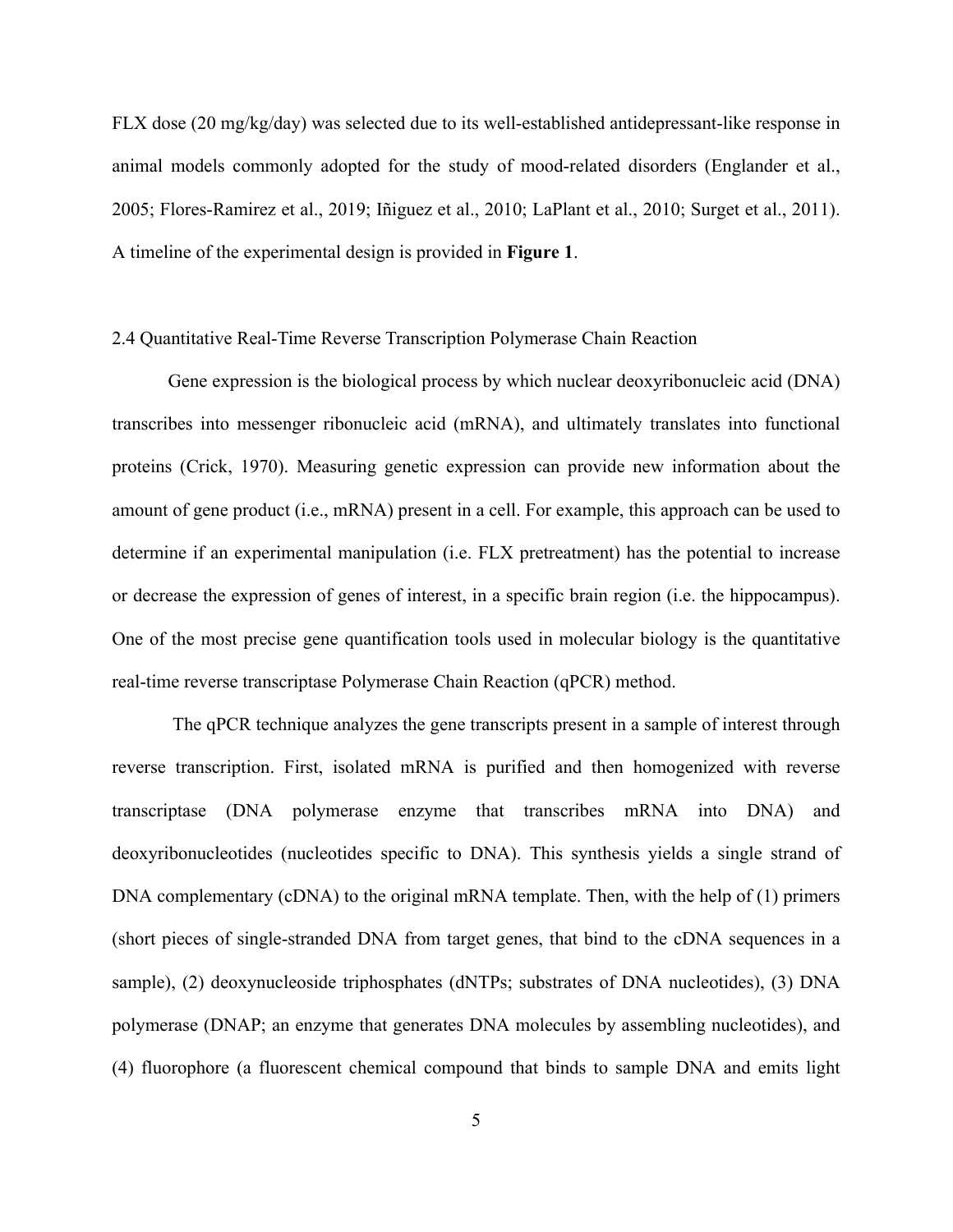FLX dose (20 mg/kg/day) was selected due to its well-established antidepressant-like response in animal models commonly adopted for the study of mood-related disorders (Englander et al., 2005; Flores-Ramirez et al., 2019; Iñiguez et al., 2010; LaPlant et al., 2010; Surget et al., 2011). A timeline of the experimental design is provided in **Figure 1**.

## 2.4 Quantitative Real-Time Reverse Transcription Polymerase Chain Reaction

Gene expression is the biological process by which nuclear deoxyribonucleic acid (DNA) transcribes into messenger ribonucleic acid (mRNA), and ultimately translates into functional proteins (Crick, 1970). Measuring genetic expression can provide new information about the amount of gene product (i.e., mRNA) present in a cell. For example, this approach can be used to determine if an experimental manipulation (i.e. FLX pretreatment) has the potential to increase or decrease the expression of genes of interest, in a specific brain region (i.e. the hippocampus). One of the most precise gene quantification tools used in molecular biology is the quantitative real-time reverse transcriptase Polymerase Chain Reaction (qPCR) method.

The qPCR technique analyzes the gene transcripts present in a sample of interest through reverse transcription. First, isolated mRNA is purified and then homogenized with reverse transcriptase (DNA polymerase enzyme that transcribes mRNA into DNA) and deoxyribonucleotides (nucleotides specific to DNA). This synthesis yields a single strand of DNA complementary (cDNA) to the original mRNA template. Then, with the help of (1) primers (short pieces of single-stranded DNA from target genes, that bind to the cDNA sequences in a sample), (2) deoxynucleoside triphosphates (dNTPs; substrates of DNA nucleotides), (3) DNA polymerase (DNAP; an enzyme that generates DNA molecules by assembling nucleotides), and (4) fluorophore (a fluorescent chemical compound that binds to sample DNA and emits light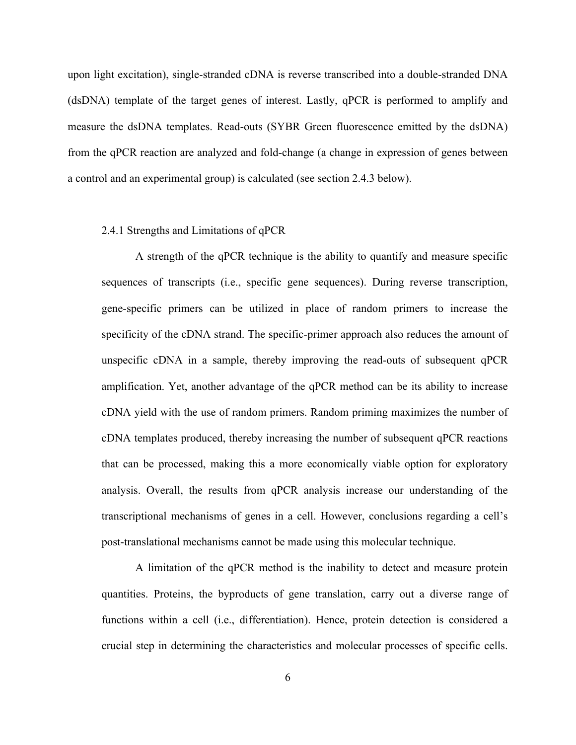upon light excitation), single-stranded cDNA is reverse transcribed into a double-stranded DNA (dsDNA) template of the target genes of interest. Lastly, qPCR is performed to amplify and measure the dsDNA templates. Read-outs (SYBR Green fluorescence emitted by the dsDNA) from the qPCR reaction are analyzed and fold-change (a change in expression of genes between a control and an experimental group) is calculated (see section 2.4.3 below).

### 2.4.1 Strengths and Limitations of qPCR

A strength of the qPCR technique is the ability to quantify and measure specific sequences of transcripts (i.e., specific gene sequences). During reverse transcription, gene-specific primers can be utilized in place of random primers to increase the specificity of the cDNA strand. The specific-primer approach also reduces the amount of unspecific cDNA in a sample, thereby improving the read-outs of subsequent qPCR amplification. Yet, another advantage of the qPCR method can be its ability to increase cDNA yield with the use of random primers. Random priming maximizes the number of cDNA templates produced, thereby increasing the number of subsequent qPCR reactions that can be processed, making this a more economically viable option for exploratory analysis. Overall, the results from qPCR analysis increase our understanding of the transcriptional mechanisms of genes in a cell. However, conclusions regarding a cell's post-translational mechanisms cannot be made using this molecular technique.

A limitation of the qPCR method is the inability to detect and measure protein quantities. Proteins, the byproducts of gene translation, carry out a diverse range of functions within a cell (i.e., differentiation). Hence, protein detection is considered a crucial step in determining the characteristics and molecular processes of specific cells.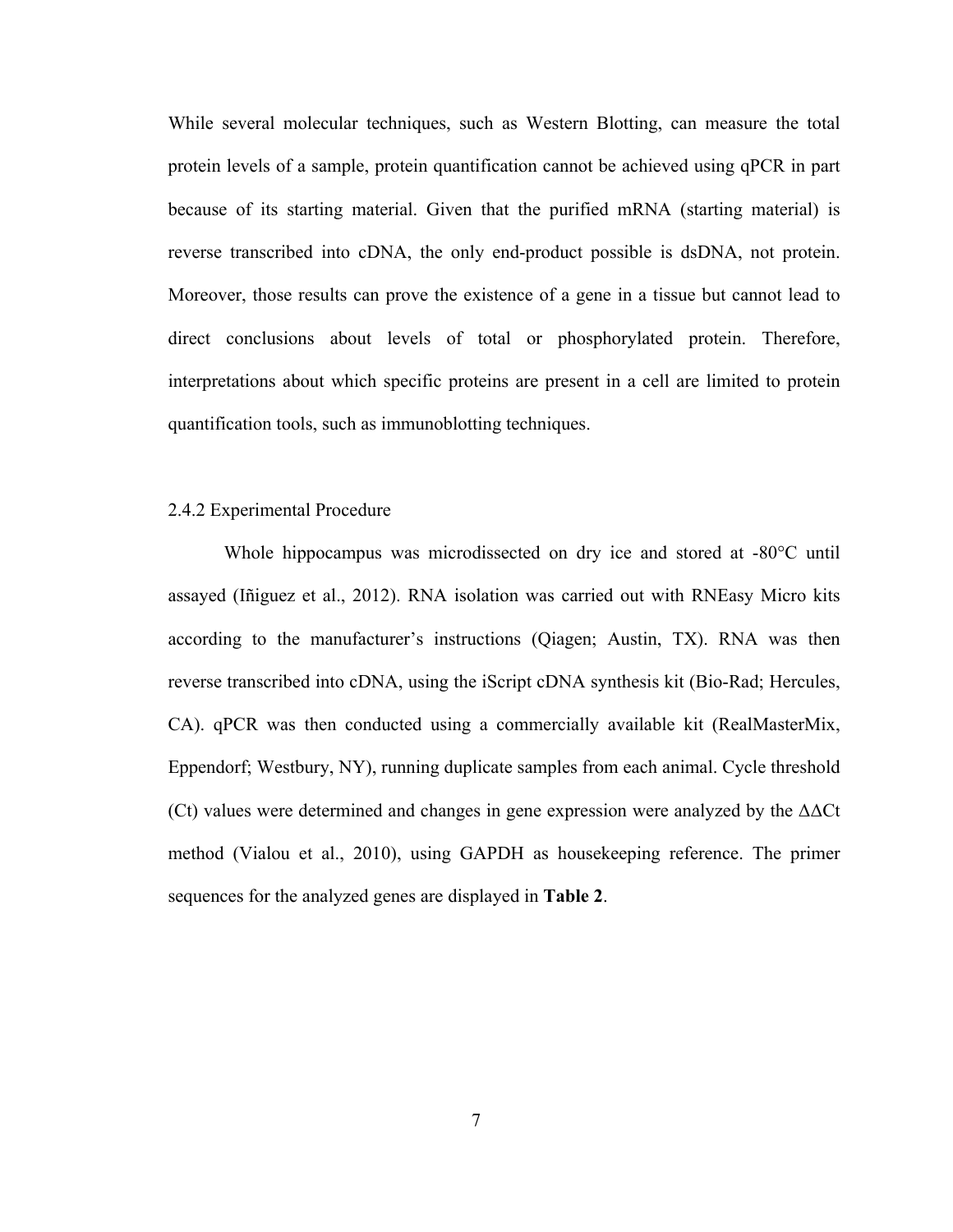While several molecular techniques, such as Western Blotting, can measure the total protein levels of a sample, protein quantification cannot be achieved using qPCR in part because of its starting material. Given that the purified mRNA (starting material) is reverse transcribed into cDNA, the only end-product possible is dsDNA, not protein. Moreover, those results can prove the existence of a gene in a tissue but cannot lead to direct conclusions about levels of total or phosphorylated protein. Therefore, interpretations about which specific proteins are present in a cell are limited to protein quantification tools, such as immunoblotting techniques.

### 2.4.2 Experimental Procedure

Whole hippocampus was microdissected on dry ice and stored at -80°C until assayed (Iñiguez et al., 2012). RNA isolation was carried out with RNEasy Micro kits according to the manufacturer's instructions (Qiagen; Austin, TX). RNA was then reverse transcribed into cDNA, using the iScript cDNA synthesis kit (Bio-Rad; Hercules, CA). qPCR was then conducted using a commercially available kit (RealMasterMix, Eppendorf; Westbury, NY), running duplicate samples from each animal. Cycle threshold (Ct) values were determined and changes in gene expression were analyzed by the $\Delta\Delta$Ct method (Vialou et al., 2010), using GAPDH as housekeeping reference. The primer sequences for the analyzed genes are displayed in **Table 2**.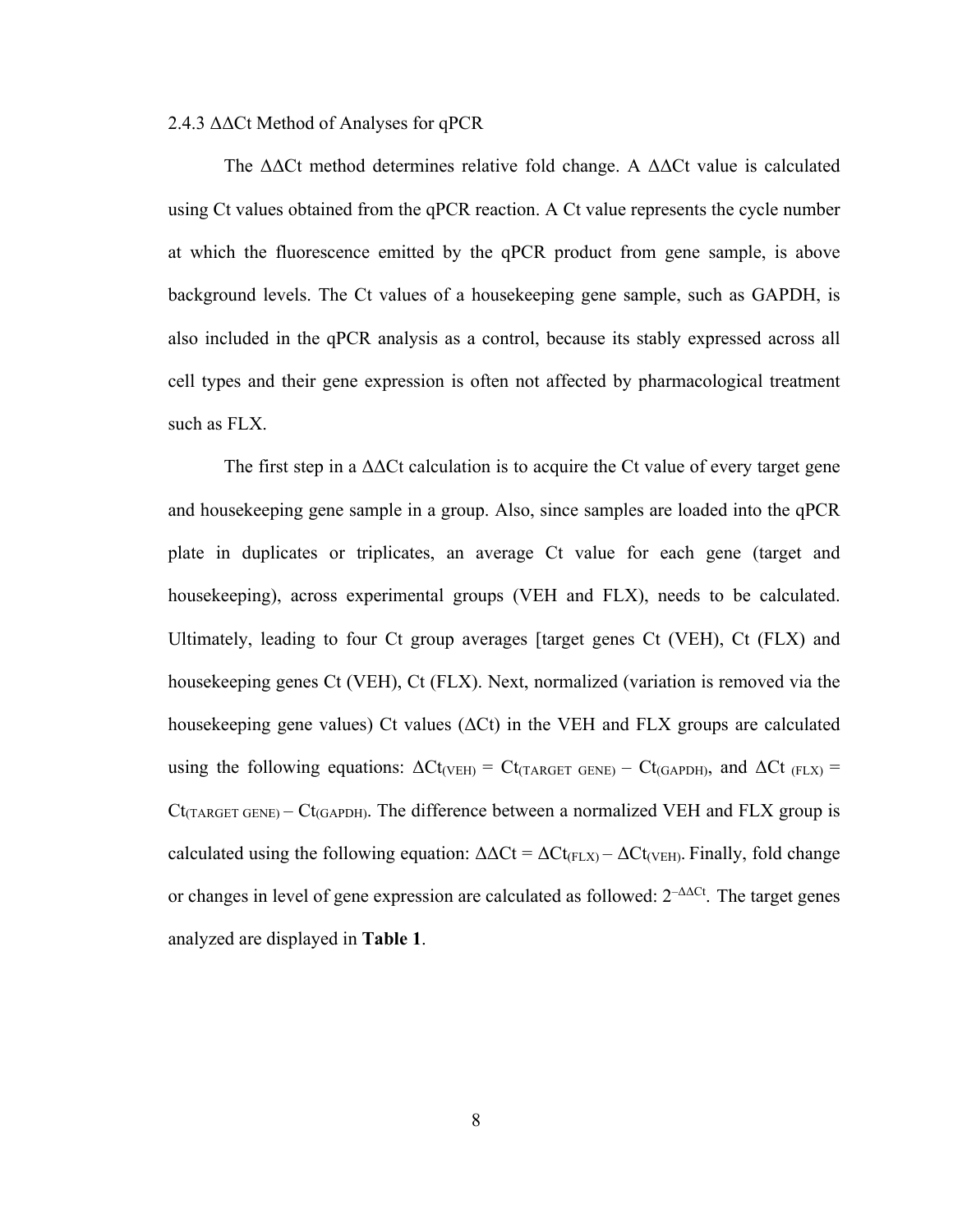### 2.4.3 $\Delta\Delta$Ct Method of Analyses for qPCR

The $\Delta\Delta$Ct method determines relative fold change. A $\Delta\Delta$Ct value is calculated using Ct values obtained from the qPCR reaction. A Ct value represents the cycle number at which the fluorescence emitted by the qPCR product from gene sample, is above background levels. The Ct values of a housekeeping gene sample, such as GAPDH, is also included in the qPCR analysis as a control, because its stably expressed across all cell types and their gene expression is often not affected by pharmacological treatment such as FLX.

The first step in a $\Delta\Delta$Ct calculation is to acquire the Ct value of every target gene and housekeeping gene sample in a group. Also, since samples are loaded into the qPCR plate in duplicates or triplicates, an average Ct value for each gene (target and housekeeping), across experimental groups (VEH and FLX), needs to be calculated. Ultimately, leading to four Ct group averages [target genes Ct (VEH), Ct (FLX) and housekeeping genes Ct (VEH), Ct (FLX). Next, normalized (variation is removed via the housekeeping gene values) Ct values ($\Delta$Ct) in the VEH and FLX groups are calculated using the following equations: $\Delta Ct_{(VEH)} = Ct_{(TARGET\ GENE)} - Ct_{(GAPDH)}$, and $\Delta Ct_{(FLX)} = Ct_{(TARGET\ GENE)} - Ct_{(GAPDH)}$. The difference between a normalized VEH and FLX group is calculated using the following equation: $\Delta\Delta Ct = \Delta Ct_{(FLX)} - \Delta Ct_{(VEH)}$. Finally, fold change or changes in level of gene expression are calculated as followed: $2^{-\Delta\Delta Ct}$. The target genes analyzed are displayed in **Table 1**.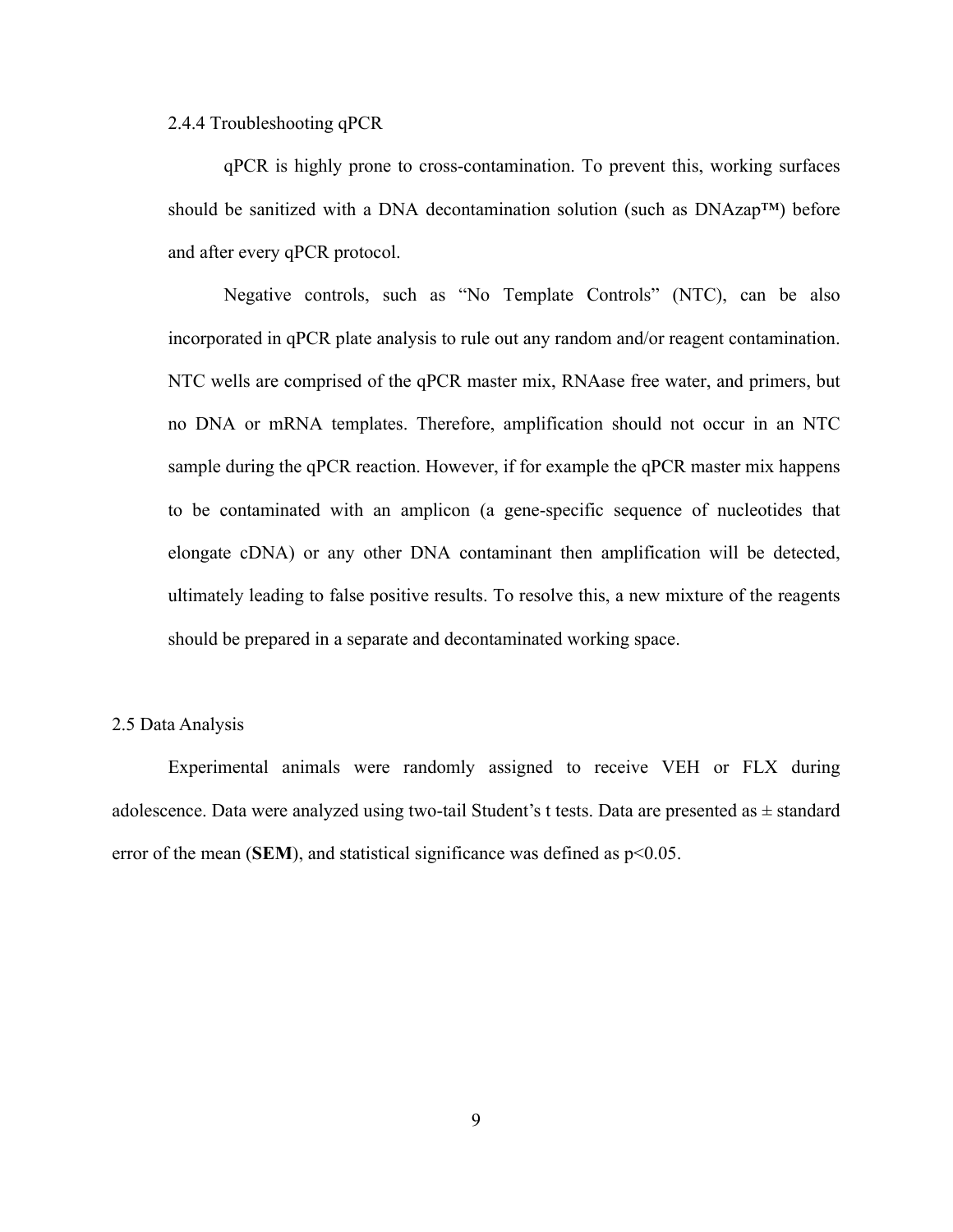### 2.4.4 Troubleshooting qPCR

qPCR is highly prone to cross-contamination. To prevent this, working surfaces should be sanitized with a DNA decontamination solution (such as DNAzap™) before and after every qPCR protocol.

Negative controls, such as "No Template Controls" (NTC), can be also incorporated in qPCR plate analysis to rule out any random and/or reagent contamination. NTC wells are comprised of the qPCR master mix, RNAase free water, and primers, but no DNA or mRNA templates. Therefore, amplification should not occur in an NTC sample during the qPCR reaction. However, if for example the qPCR master mix happens to be contaminated with an amplicon (a gene-specific sequence of nucleotides that elongate cDNA) or any other DNA contaminant then amplification will be detected, ultimately leading to false positive results. To resolve this, a new mixture of the reagents should be prepared in a separate and decontaminated working space.

## 2.5 Data Analysis

Experimental animals were randomly assigned to receive VEH or FLX during adolescence. Data were analyzed using two-tail Student's t tests. Data are presented as ± standard error of the mean (**SEM**), and statistical significance was defined as $p<0.05$.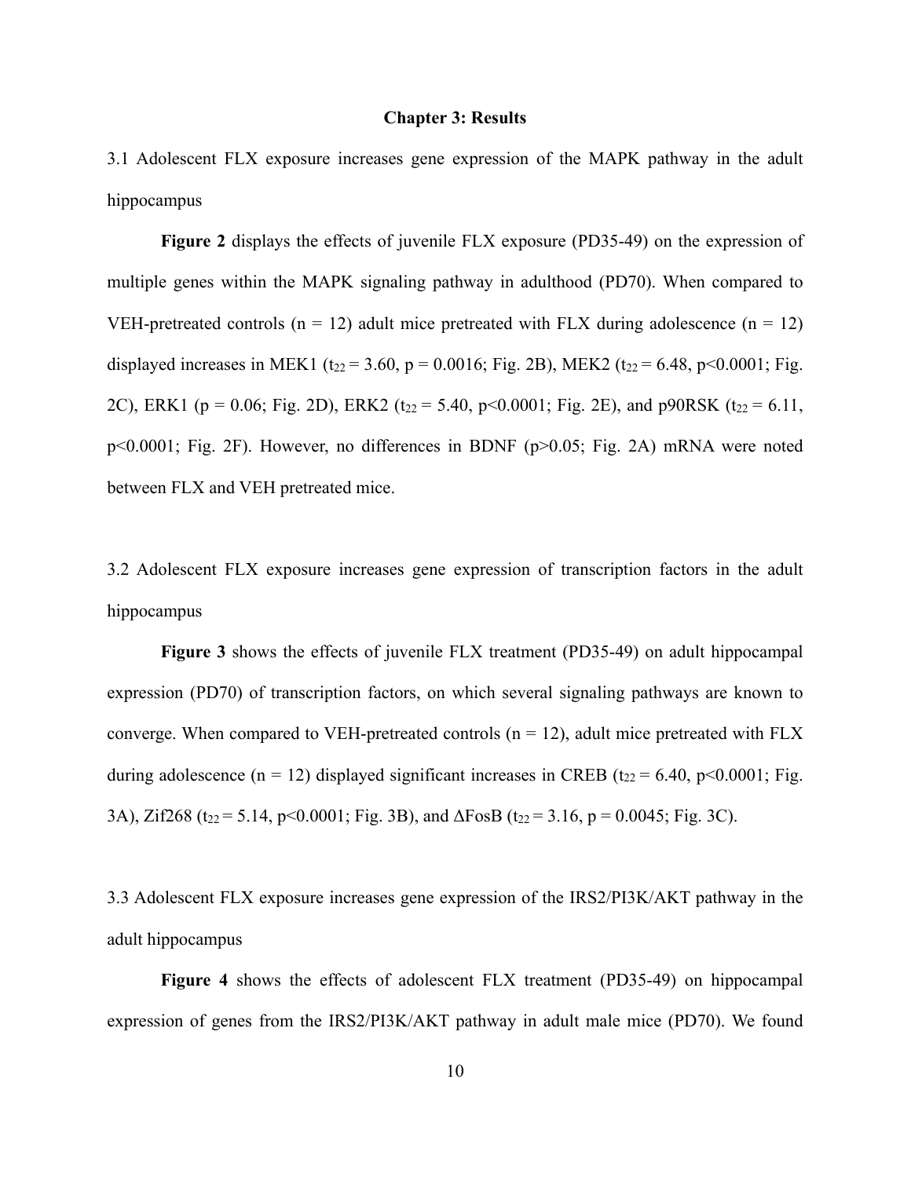# Chapter 3: Results

## 3.1 Adolescent FLX exposure increases gene expression of the MAPK pathway in the adult hippocampus

**Figure 2** displays the effects of juvenile FLX exposure (PD35-49) on the expression of multiple genes within the MAPK signaling pathway in adulthood (PD70). When compared to VEH-pretreated controls (n = 12) adult mice pretreated with FLX during adolescence (n = 12) displayed increases in MEK1 ($t_{22} = 3.60$, $p = 0.0016$; Fig. 2B), MEK2 ($t_{22} = 6.48$, $p<0.0001$; Fig. 2C), ERK1 ($p = 0.06$; Fig. 2D), ERK2 ($t_{22} = 5.40$, $p<0.0001$; Fig. 2E), and p90RSK ($t_{22} = 6.11$, $p<0.0001$; Fig. 2F). However, no differences in BDNF ($p>0.05$; Fig. 2A) mRNA were noted between FLX and VEH pretreated mice.

## 3.2 Adolescent FLX exposure increases gene expression of transcription factors in the adult hippocampus

**Figure 3** shows the effects of juvenile FLX treatment (PD35-49) on adult hippocampal expression (PD70) of transcription factors, on which several signaling pathways are known to converge. When compared to VEH-pretreated controls (n = 12), adult mice pretreated with FLX during adolescence (n = 12) displayed significant increases in CREB ($t_{22} = 6.40$, $p<0.0001$; Fig. 3A), Zif268 ($t_{22} = 5.14$, $p<0.0001$; Fig. 3B), and ΔFosB ($t_{22} = 3.16$, $p = 0.0045$; Fig. 3C).

## 3.3 Adolescent FLX exposure increases gene expression of the IRS2/PI3K/AKT pathway in the adult hippocampus

**Figure 4** shows the effects of adolescent FLX treatment (PD35-49) on hippocampal expression of genes from the IRS2/PI3K/AKT pathway in adult male mice (PD70). We found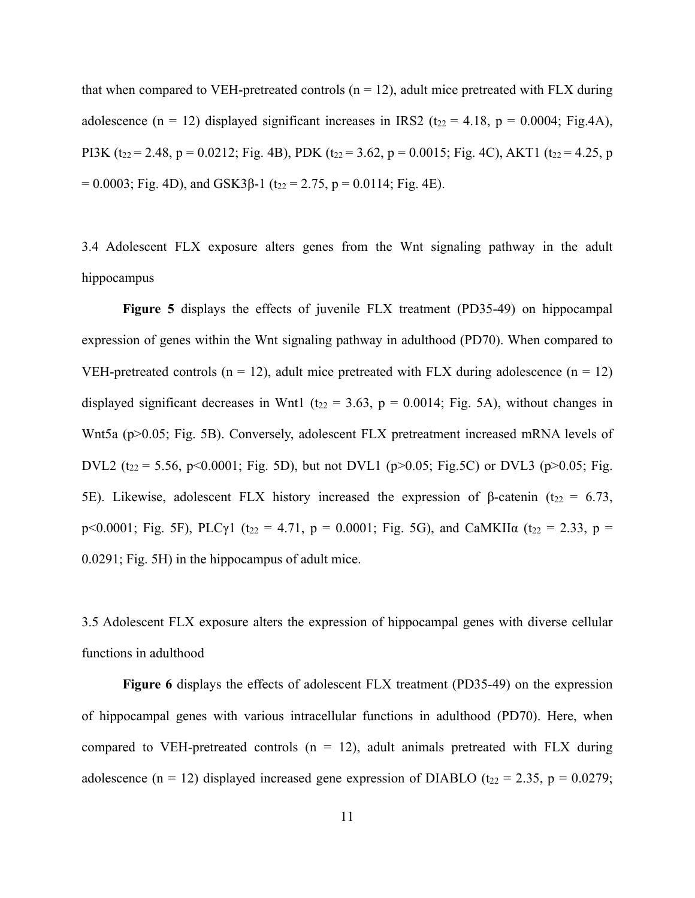that when compared to VEH-pretreated controls (n = 12), adult mice pretreated with FLX during adolescence (n = 12) displayed significant increases in IRS2 ($t_{22} = 4.18$, $p = 0.0004$; Fig.4A), PI3K ($t_{22} = 2.48$, $p = 0.0212$; Fig. 4B), PDK ($t_{22} = 3.62$, $p = 0.0015$; Fig. 4C), AKT1 ($t_{22} = 4.25$, $p = 0.0003$; Fig. 4D), and GSK3β-1 ($t_{22} = 2.75$, $p = 0.0114$; Fig. 4E).

### 3.4 Adolescent FLX exposure alters genes from the Wnt signaling pathway in the adult hippocampus

**Figure 5** displays the effects of juvenile FLX treatment (PD35-49) on hippocampal expression of genes within the Wnt signaling pathway in adulthood (PD70). When compared to VEH-pretreated controls (n = 12), adult mice pretreated with FLX during adolescence (n = 12) displayed significant decreases in Wnt1 ($t_{22} = 3.63$, $p = 0.0014$; Fig. 5A), without changes in Wnt5a ($p>0.05$; Fig. 5B). Conversely, adolescent FLX pretreatment increased mRNA levels of DVL2 ($t_{22} = 5.56$, $p<0.0001$; Fig. 5D), but not DVL1 ($p>0.05$; Fig.5C) or DVL3 ($p>0.05$; Fig. 5E). Likewise, adolescent FLX history increased the expression of β-catenin ($t_{22} = 6.73$, $p<0.0001$; Fig. 5F), PLCγ1 ($t_{22} = 4.71$, $p = 0.0001$; Fig. 5G), and CaMKIIα ($t_{22} = 2.33$, $p = 0.0291$; Fig. 5H) in the hippocampus of adult mice.

### 3.5 Adolescent FLX exposure alters the expression of hippocampal genes with diverse cellular functions in adulthood

**Figure 6** displays the effects of adolescent FLX treatment (PD35-49) on the expression of hippocampal genes with various intracellular functions in adulthood (PD70). Here, when compared to VEH-pretreated controls (n = 12), adult animals pretreated with FLX during adolescence (n = 12) displayed increased gene expression of DIABLO ($t_{22} = 2.35$, $p = 0.0279$;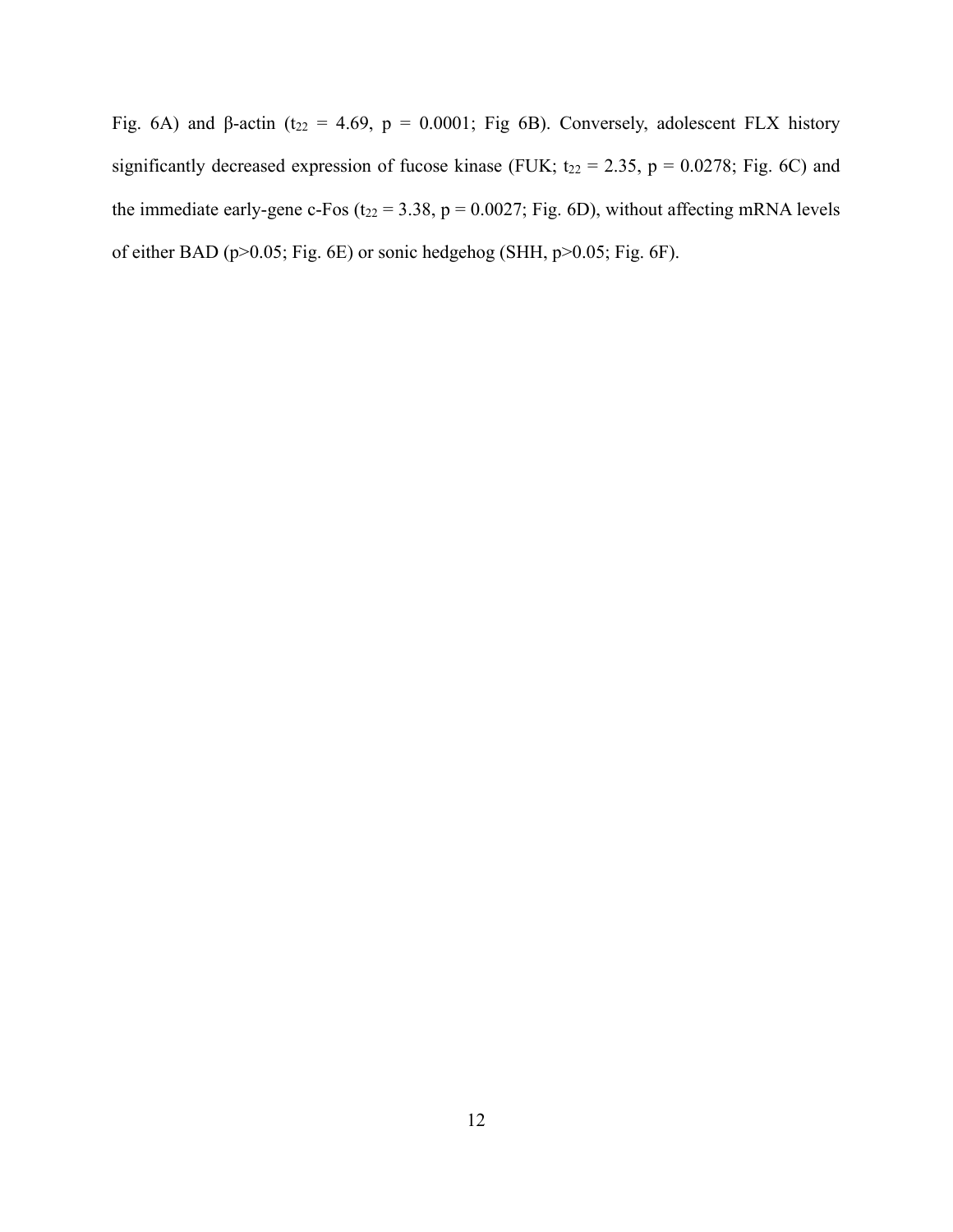Fig. 6A) and β-actin ($t_{22}$ = 4.69, p = 0.0001; Fig 6B). Conversely, adolescent FLX history significantly decreased expression of fucose kinase (FUK; $t_{22}$ = 2.35, p = 0.0278; Fig. 6C) and the immediate early-gene c-Fos ($t_{22}$ = 3.38, p = 0.0027; Fig. 6D), without affecting mRNA levels of either BAD (p>0.05; Fig. 6E) or sonic hedgehog (SHH, p>0.05; Fig. 6F).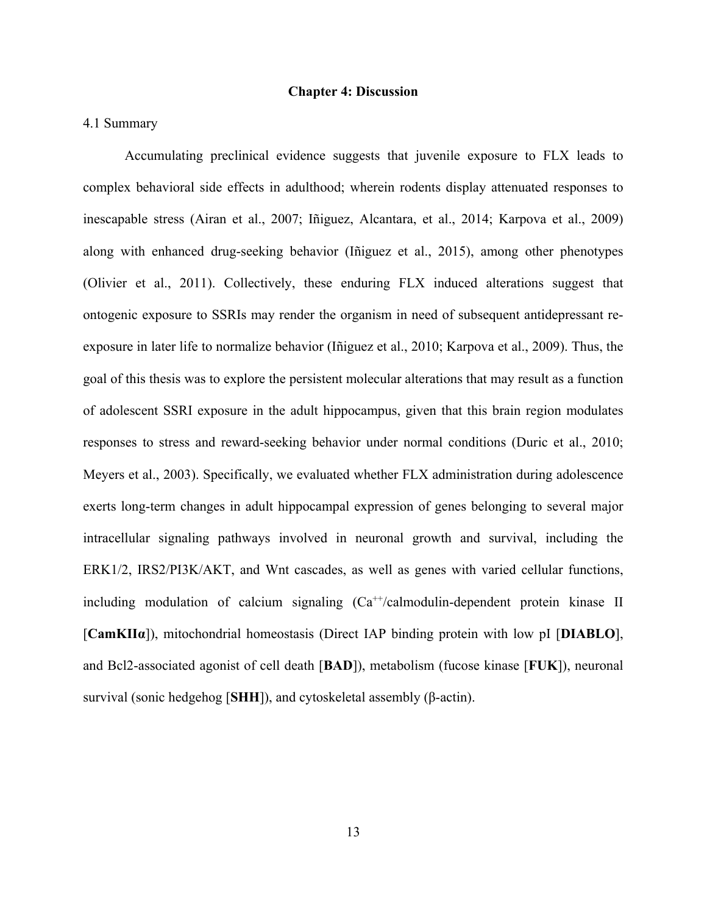# Chapter 4: Discussion

## 4.1 Summary

Accumulating preclinical evidence suggests that juvenile exposure to FLX leads to complex behavioral side effects in adulthood; wherein rodents display attenuated responses to inescapable stress (Airan et al., 2007; Iñiguez, Alcantara, et al., 2014; Karpova et al., 2009) along with enhanced drug-seeking behavior (Iñiguez et al., 2015), among other phenotypes (Olivier et al., 2011). Collectively, these enduring FLX induced alterations suggest that ontogenic exposure to SSRIs may render the organism in need of subsequent antidepressant re-exposure in later life to normalize behavior (Iñiguez et al., 2010; Karpova et al., 2009). Thus, the goal of this thesis was to explore the persistent molecular alterations that may result as a function of adolescent SSRI exposure in the adult hippocampus, given that this brain region modulates responses to stress and reward-seeking behavior under normal conditions (Duric et al., 2010; Meyers et al., 2003). Specifically, we evaluated whether FLX administration during adolescence exerts long-term changes in adult hippocampal expression of genes belonging to several major intracellular signaling pathways involved in neuronal growth and survival, including the ERK1/2, IRS2/PI3K/AKT, and Wnt cascades, as well as genes with varied cellular functions, including modulation of calcium signaling ($Ca^{++}$/calmodulin-dependent protein kinase II [**CamKIIα**]), mitochondrial homeostasis (Direct IAP binding protein with low pI [**DIABLO**], and Bcl2-associated agonist of cell death [**BAD**]), metabolism (fucose kinase [**FUK**]), neuronal survival (sonic hedgehog [**SHH**]), and cytoskeletal assembly (β-actin).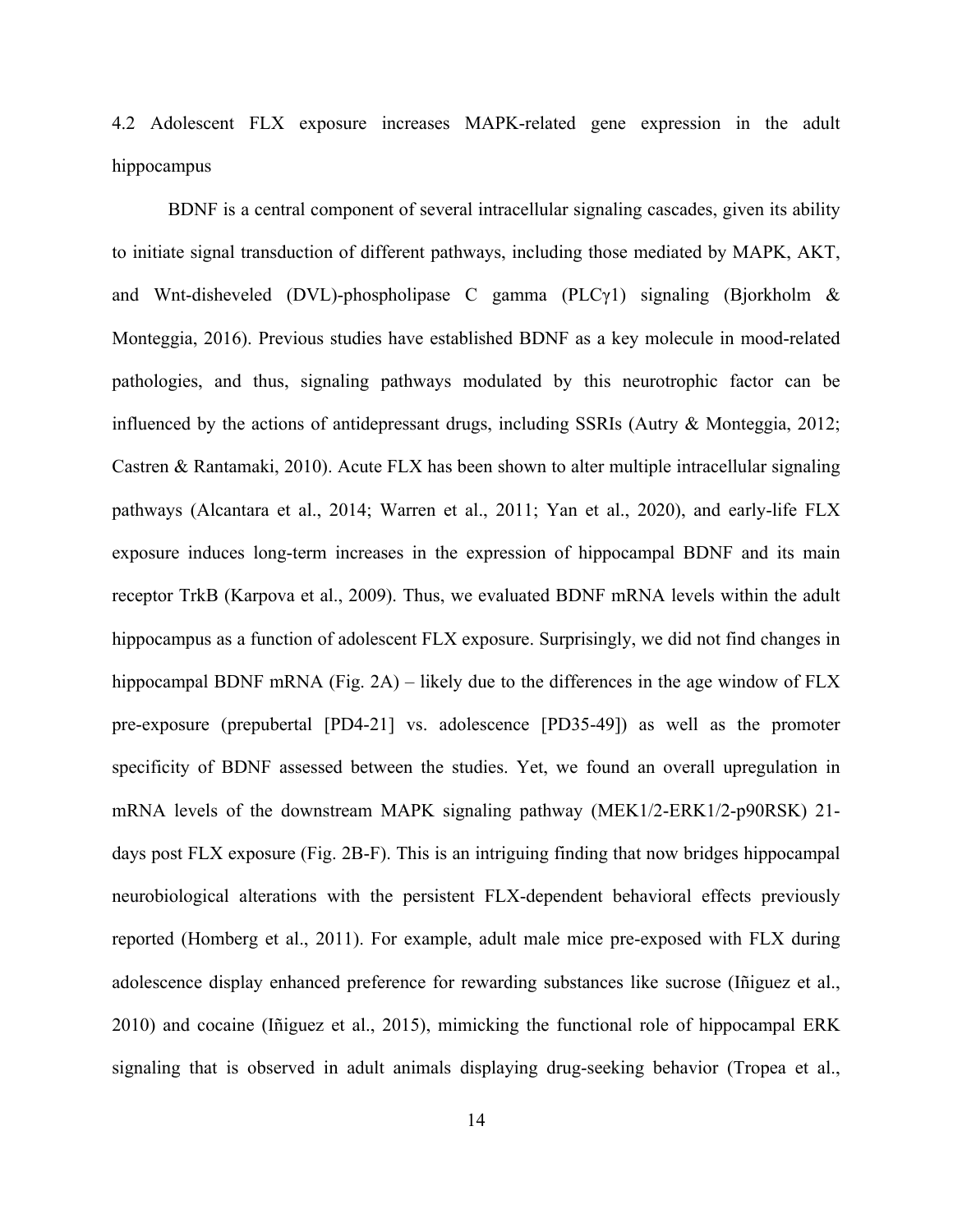### 4.2 Adolescent FLX exposure increases MAPK-related gene expression in the adult hippocampus

BDNF is a central component of several intracellular signaling cascades, given its ability to initiate signal transduction of different pathways, including those mediated by MAPK, AKT, and Wnt-disheveled (DVL)-phospholipase C gamma (PLCγ1) signaling (Bjorkholm & Monteggia, 2016). Previous studies have established BDNF as a key molecule in mood-related pathologies, and thus, signaling pathways modulated by this neurotrophic factor can be influenced by the actions of antidepressant drugs, including SSRIs (Autry & Monteggia, 2012; Castren & Rantamaki, 2010). Acute FLX has been shown to alter multiple intracellular signaling pathways (Alcantara et al., 2014; Warren et al., 2011; Yan et al., 2020), and early-life FLX exposure induces long-term increases in the expression of hippocampal BDNF and its main receptor TrkB (Karpova et al., 2009). Thus, we evaluated BDNF mRNA levels within the adult hippocampus as a function of adolescent FLX exposure. Surprisingly, we did not find changes in hippocampal BDNF mRNA (Fig. 2A) – likely due to the differences in the age window of FLX pre-exposure (prepubertal [PD4-21] vs. adolescence [PD35-49]) as well as the promoter specificity of BDNF assessed between the studies. Yet, we found an overall upregulation in mRNA levels of the downstream MAPK signaling pathway (MEK1/2-ERK1/2-p90RSK) 21-days post FLX exposure (Fig. 2B-F). This is an intriguing finding that now bridges hippocampal neurobiological alterations with the persistent FLX-dependent behavioral effects previously reported (Homberg et al., 2011). For example, adult male mice pre-exposed with FLX during adolescence display enhanced preference for rewarding substances like sucrose (Iñiguez et al., 2010) and cocaine (Iñiguez et al., 2015), mimicking the functional role of hippocampal ERK signaling that is observed in adult animals displaying drug-seeking behavior (Tropea et al.,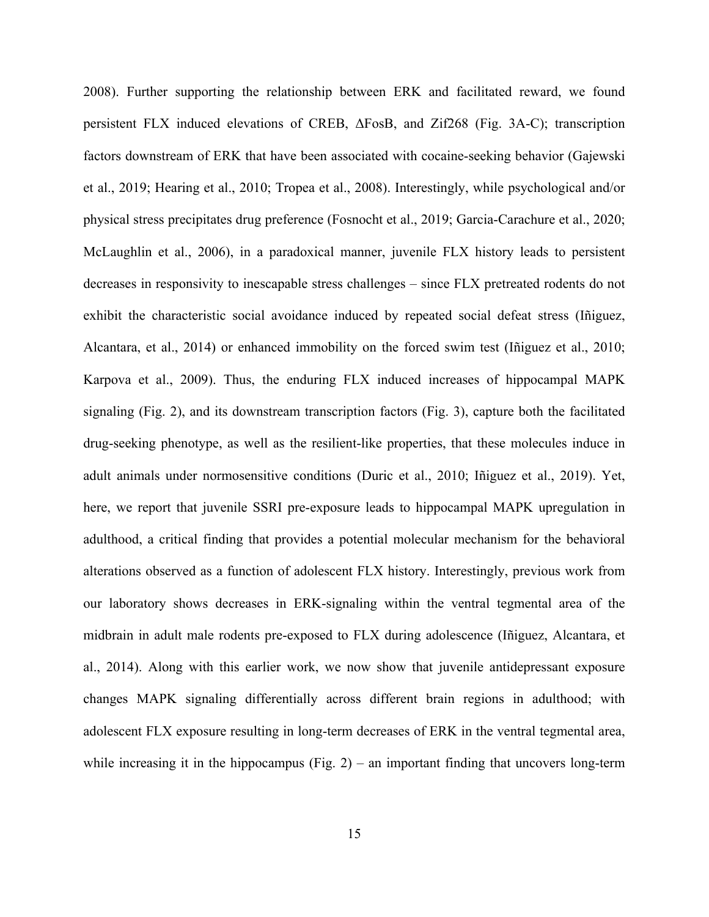2008). Further supporting the relationship between ERK and facilitated reward, we found persistent FLX induced elevations of CREB, ΔFosB, and Zif268 (Fig. 3A-C); transcription factors downstream of ERK that have been associated with cocaine-seeking behavior (Gajewski et al., 2019; Hearing et al., 2010; Tropea et al., 2008). Interestingly, while psychological and/or physical stress precipitates drug preference (Fosnocht et al., 2019; Garcia-Carachure et al., 2020; McLaughlin et al., 2006), in a paradoxical manner, juvenile FLX history leads to persistent decreases in responsivity to inescapable stress challenges – since FLX pretreated rodents do not exhibit the characteristic social avoidance induced by repeated social defeat stress (Iñiguez, Alcantara, et al., 2014) or enhanced immobility on the forced swim test (Iñiguez et al., 2010; Karpova et al., 2009). Thus, the enduring FLX induced increases of hippocampal MAPK signaling (Fig. 2), and its downstream transcription factors (Fig. 3), capture both the facilitated drug-seeking phenotype, as well as the resilient-like properties, that these molecules induce in adult animals under normosensitive conditions (Duric et al., 2010; Iñiguez et al., 2019). Yet, here, we report that juvenile SSRI pre-exposure leads to hippocampal MAPK upregulation in adulthood, a critical finding that provides a potential molecular mechanism for the behavioral alterations observed as a function of adolescent FLX history. Interestingly, previous work from our laboratory shows decreases in ERK-signaling within the ventral tegmental area of the midbrain in adult male rodents pre-exposed to FLX during adolescence (Iñiguez, Alcantara, et al., 2014). Along with this earlier work, we now show that juvenile antidepressant exposure changes MAPK signaling differentially across different brain regions in adulthood; with adolescent FLX exposure resulting in long-term decreases of ERK in the ventral tegmental area, while increasing it in the hippocampus (Fig. 2) – an important finding that uncovers long-term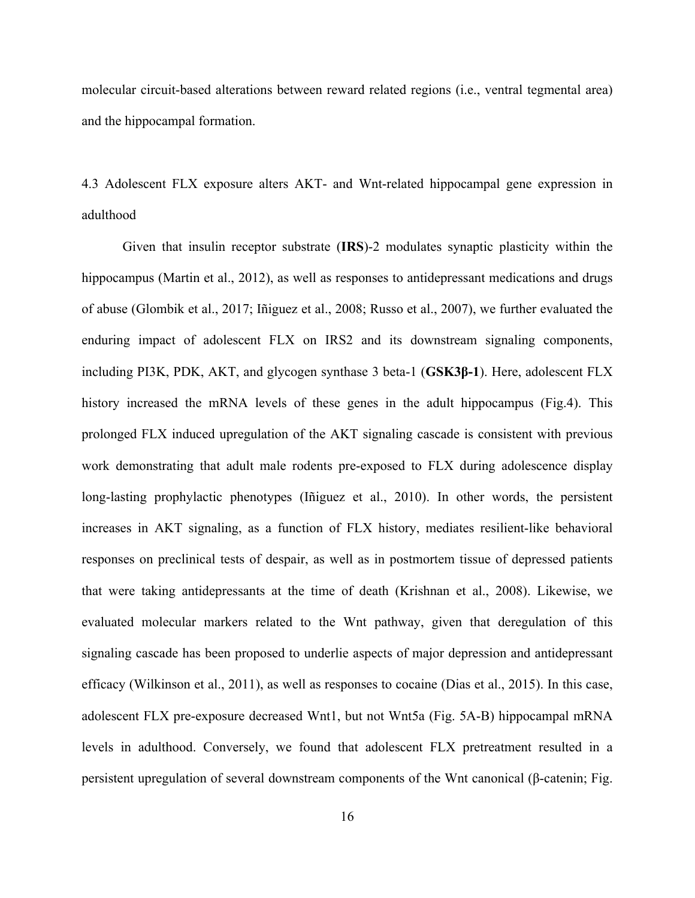molecular circuit-based alterations between reward related regions (i.e., ventral tegmental area) and the hippocampal formation.

### 4.3 Adolescent FLX exposure alters AKT- and Wnt-related hippocampal gene expression in adulthood

Given that insulin receptor substrate (**IRS**)-2 modulates synaptic plasticity within the hippocampus (Martin et al., 2012), as well as responses to antidepressant medications and drugs of abuse (Glombik et al., 2017; Iñiguez et al., 2008; Russo et al., 2007), we further evaluated the enduring impact of adolescent FLX on IRS2 and its downstream signaling components, including PI3K, PDK, AKT, and glycogen synthase 3 beta-1 (**GSK3β-1**). Here, adolescent FLX history increased the mRNA levels of these genes in the adult hippocampus (Fig.4). This prolonged FLX induced upregulation of the AKT signaling cascade is consistent with previous work demonstrating that adult male rodents pre-exposed to FLX during adolescence display long-lasting prophylactic phenotypes (Iñiguez et al., 2010). In other words, the persistent increases in AKT signaling, as a function of FLX history, mediates resilient-like behavioral responses on preclinical tests of despair, as well as in postmortem tissue of depressed patients that were taking antidepressants at the time of death (Krishnan et al., 2008). Likewise, we evaluated molecular markers related to the Wnt pathway, given that deregulation of this signaling cascade has been proposed to underlie aspects of major depression and antidepressant efficacy (Wilkinson et al., 2011), as well as responses to cocaine (Dias et al., 2015). In this case, adolescent FLX pre-exposure decreased Wnt1, but not Wnt5a (Fig. 5A-B) hippocampal mRNA levels in adulthood. Conversely, we found that adolescent FLX pretreatment resulted in a persistent upregulation of several downstream components of the Wnt canonical (β-catenin; Fig.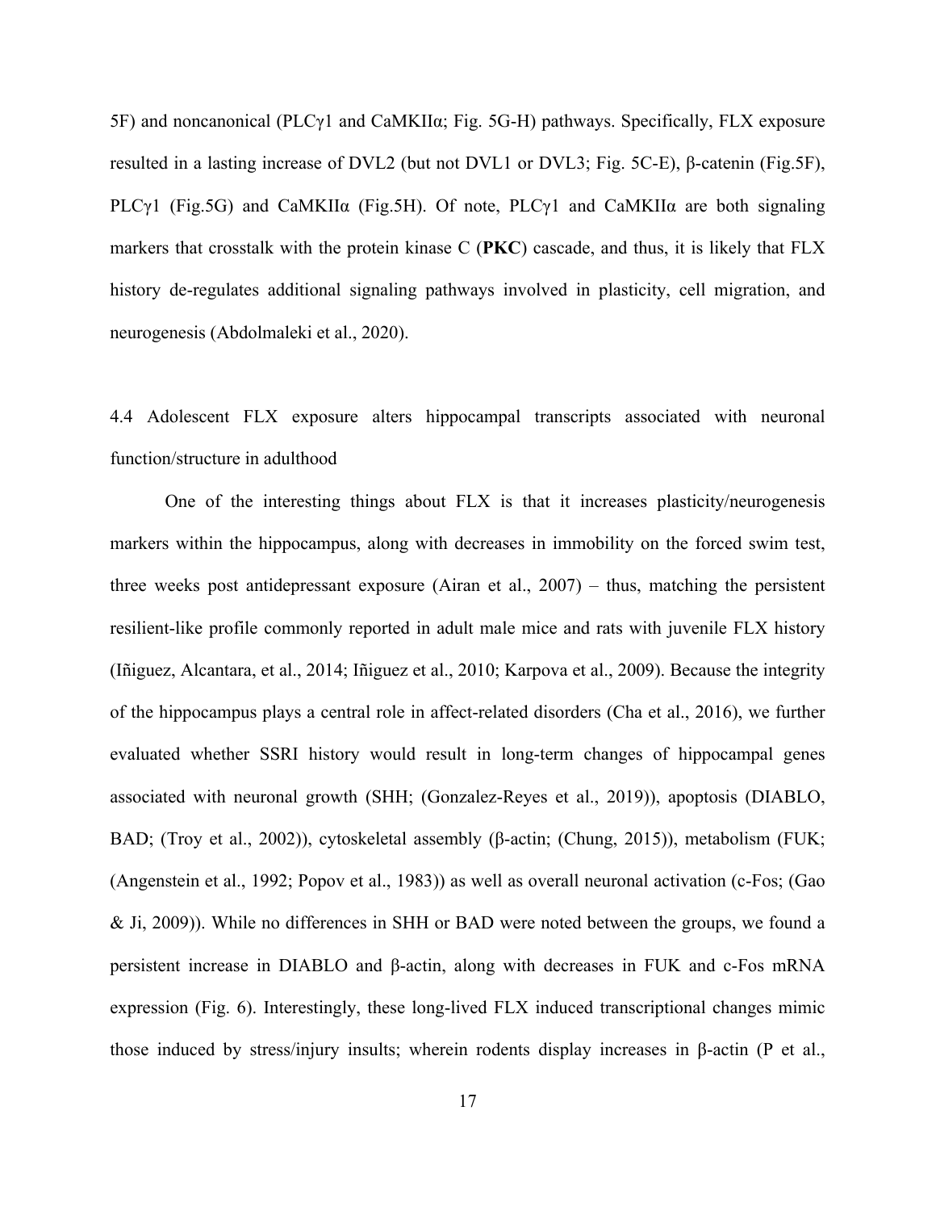5F) and noncanonical (PLCγ1 and CaMKIIα; Fig. 5G-H) pathways. Specifically, FLX exposure resulted in a lasting increase of DVL2 (but not DVL1 or DVL3; Fig. 5C-E), β-catenin (Fig.5F), PLCγ1 (Fig.5G) and CaMKIIα (Fig.5H). Of note, PLCγ1 and CaMKIIα are both signaling markers that crosstalk with the protein kinase C (**PKC**) cascade, and thus, it is likely that FLX history de-regulates additional signaling pathways involved in plasticity, cell migration, and neurogenesis (Abdolmaleki et al., 2020).

4.4 Adolescent FLX exposure alters hippocampal transcripts associated with neuronal function/structure in adulthood

One of the interesting things about FLX is that it increases plasticity/neurogenesis markers within the hippocampus, along with decreases in immobility on the forced swim test, three weeks post antidepressant exposure (Airan et al., 2007) – thus, matching the persistent resilient-like profile commonly reported in adult male mice and rats with juvenile FLX history (Iñiguez, Alcantara, et al., 2014; Iñiguez et al., 2010; Karpova et al., 2009). Because the integrity of the hippocampus plays a central role in affect-related disorders (Cha et al., 2016), we further evaluated whether SSRI history would result in long-term changes of hippocampal genes associated with neuronal growth (SHH; (Gonzalez-Reyes et al., 2019)), apoptosis (DIABLO, BAD; (Troy et al., 2002)), cytoskeletal assembly (β-actin; (Chung, 2015)), metabolism (FUK; (Angenstein et al., 1992; Popov et al., 1983)) as well as overall neuronal activation (c-Fos; (Gao & Ji, 2009)). While no differences in SHH or BAD were noted between the groups, we found a persistent increase in DIABLO and β-actin, along with decreases in FUK and c-Fos mRNA expression (Fig. 6). Interestingly, these long-lived FLX induced transcriptional changes mimic those induced by stress/injury insults; wherein rodents display increases in β-actin (P et al.,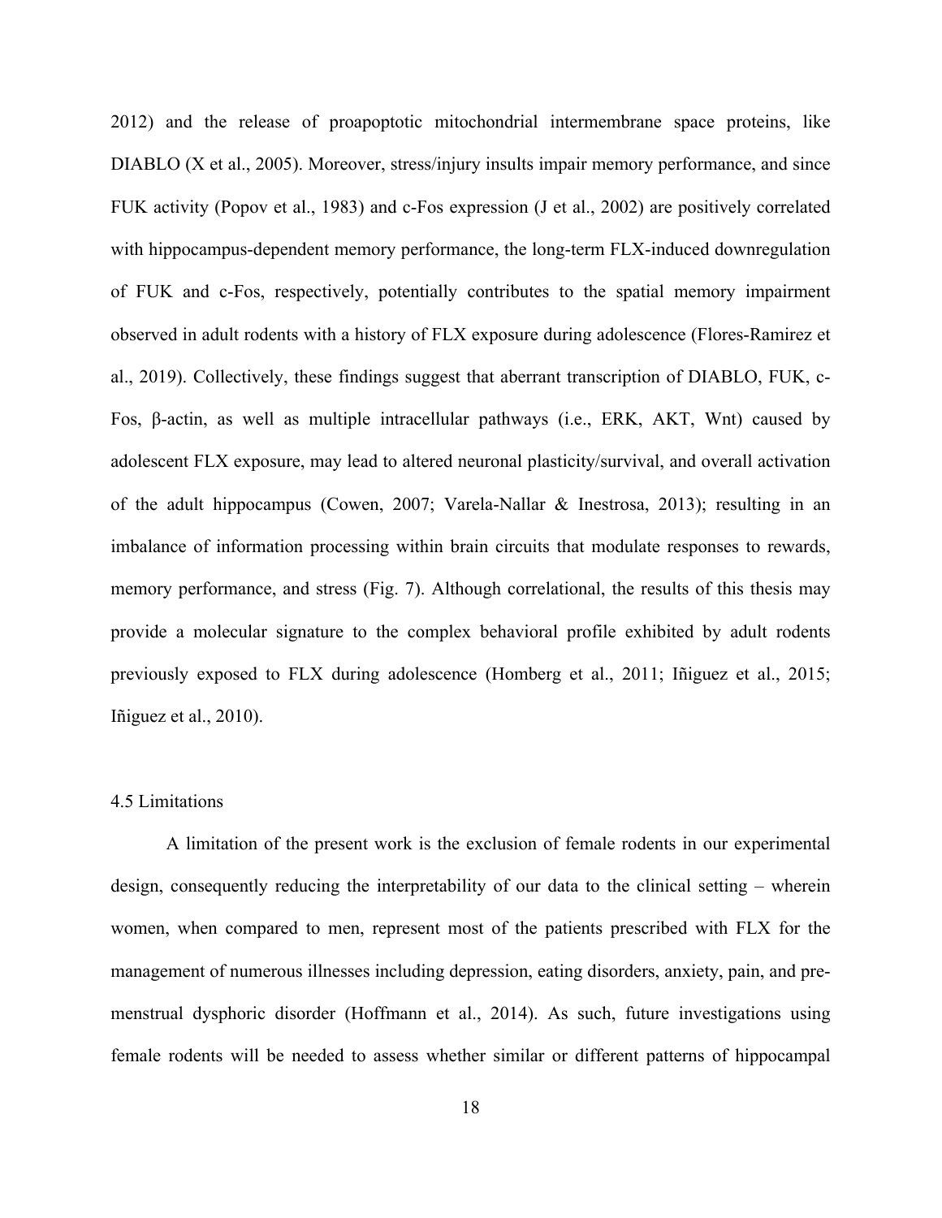2012) and the release of proapoptotic mitochondrial intermembrane space proteins, like DIABLO (X et al., 2005). Moreover, stress/injury insults impair memory performance, and since FUK activity (Popov et al., 1983) and c-Fos expression (J et al., 2002) are positively correlated with hippocampus-dependent memory performance, the long-term FLX-induced downregulation of FUK and c-Fos, respectively, potentially contributes to the spatial memory impairment observed in adult rodents with a history of FLX exposure during adolescence (Flores-Ramirez et al., 2019). Collectively, these findings suggest that aberrant transcription of DIABLO, FUK, c-Fos, β-actin, as well as multiple intracellular pathways (i.e., ERK, AKT, Wnt) caused by adolescent FLX exposure, may lead to altered neuronal plasticity/survival, and overall activation of the adult hippocampus (Cowen, 2007; Varela-Nallar & Inestrosa, 2013); resulting in an imbalance of information processing within brain circuits that modulate responses to rewards, memory performance, and stress (Fig. 7). Although correlational, the results of this thesis may provide a molecular signature to the complex behavioral profile exhibited by adult rodents previously exposed to FLX during adolescence (Homberg et al., 2011; Iñiguez et al., 2015; Iñiguez et al., 2010).

### 4.5 Limitations

A limitation of the present work is the exclusion of female rodents in our experimental design, consequently reducing the interpretability of our data to the clinical setting – wherein women, when compared to men, represent most of the patients prescribed with FLX for the management of numerous illnesses including depression, eating disorders, anxiety, pain, and pre-menstrual dysphoric disorder (Hoffmann et al., 2014). As such, future investigations using female rodents will be needed to assess whether similar or different patterns of hippocampal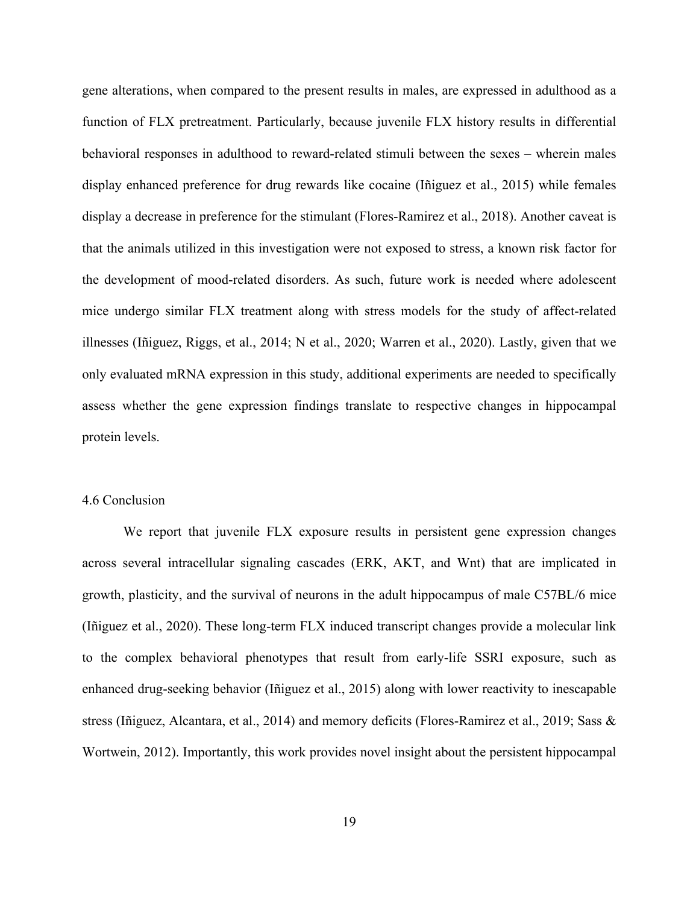gene alterations, when compared to the present results in males, are expressed in adulthood as a function of FLX pretreatment. Particularly, because juvenile FLX history results in differential behavioral responses in adulthood to reward-related stimuli between the sexes – wherein males display enhanced preference for drug rewards like cocaine (Iñiguez et al., 2015) while females display a decrease in preference for the stimulant (Flores-Ramirez et al., 2018). Another caveat is that the animals utilized in this investigation were not exposed to stress, a known risk factor for the development of mood-related disorders. As such, future work is needed where adolescent mice undergo similar FLX treatment along with stress models for the study of affect-related illnesses (Iñiguez, Riggs, et al., 2014; N et al., 2020; Warren et al., 2020). Lastly, given that we only evaluated mRNA expression in this study, additional experiments are needed to specifically assess whether the gene expression findings translate to respective changes in hippocampal protein levels.

### 4.6 Conclusion

We report that juvenile FLX exposure results in persistent gene expression changes across several intracellular signaling cascades (ERK, AKT, and Wnt) that are implicated in growth, plasticity, and the survival of neurons in the adult hippocampus of male C57BL/6 mice (Iñiguez et al., 2020). These long-term FLX induced transcript changes provide a molecular link to the complex behavioral phenotypes that result from early-life SSRI exposure, such as enhanced drug-seeking behavior (Iñiguez et al., 2015) along with lower reactivity to inescapable stress (Iñiguez, Alcantara, et al., 2014) and memory deficits (Flores-Ramirez et al., 2019; Sass & Wortwein, 2012). Importantly, this work provides novel insight about the persistent hippocampal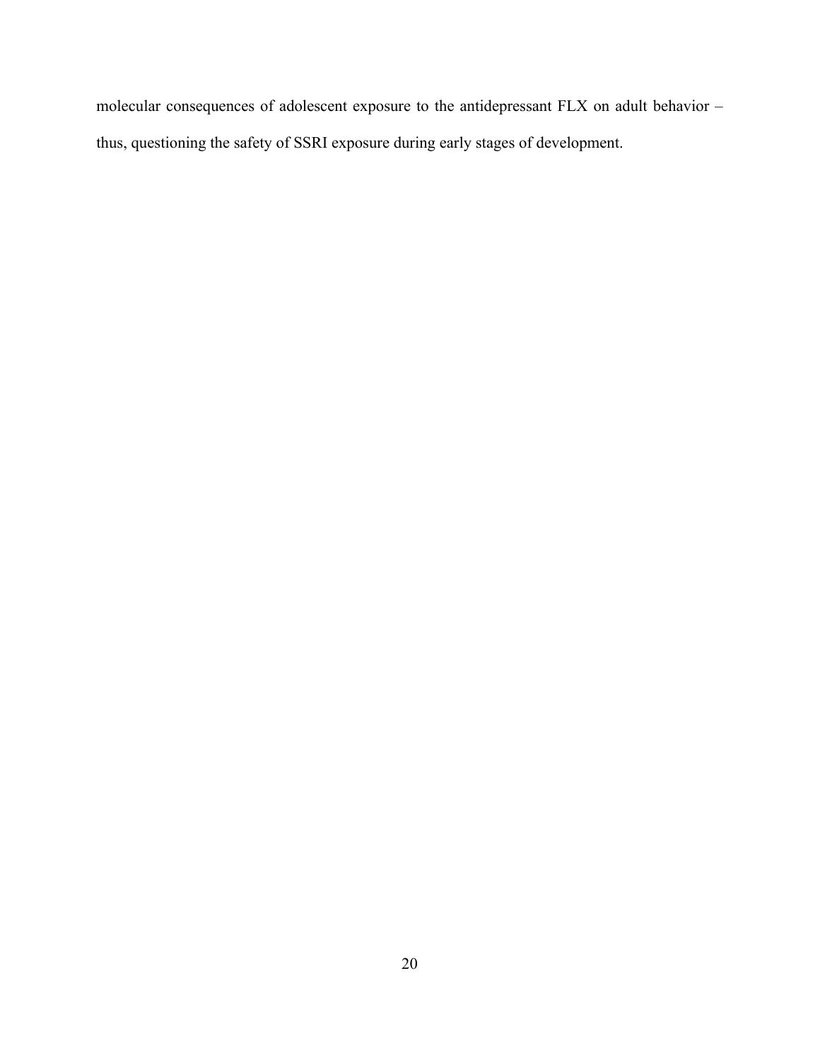molecular consequences of adolescent exposure to the antidepressant FLX on adult behavior – thus, questioning the safety of SSRI exposure during early stages of development.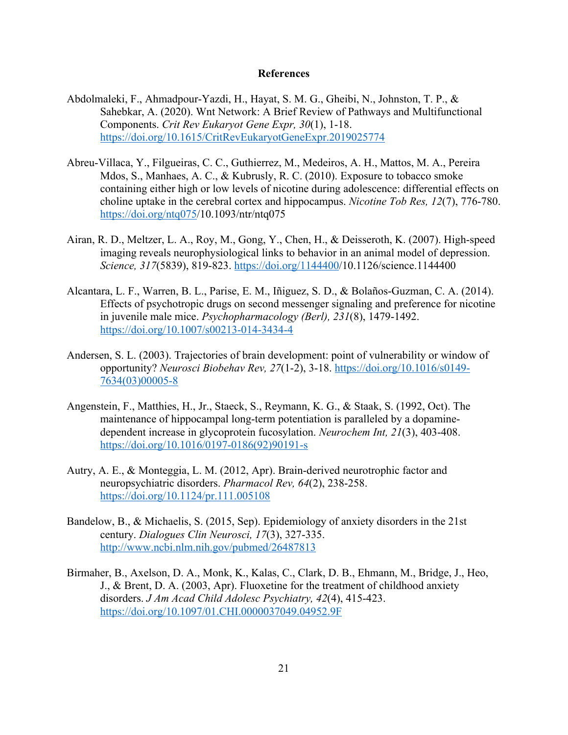# References

Abdolmaleki, F., Ahmadpour-Yazdi, H., Hayat, S. M. G., Gheibi, N., Johnston, T. P., & Sahebkar, A. (2020). Wnt Network: A Brief Review of Pathways and Multifunctional Components. *Crit Rev Eukaryot Gene Expr, 30*(1), 1-18. https://doi.org/10.1615/CritRevEukaryotGeneExpr.2019025774

Abreu-Villaca, Y., Filgueiras, C. C., Guthierrez, M., Medeiros, A. H., Mattos, M. A., Pereira Mdos, S., Manhaes, A. C., & Kubrusly, R. C. (2010). Exposure to tobacco smoke containing either high or low levels of nicotine during adolescence: differential effects on choline uptake in the cerebral cortex and hippocampus. *Nicotine Tob Res, 12*(7), 776-780. https://doi.org/ntq075/10.1093/ntr/ntq075

Airan, R. D., Meltzer, L. A., Roy, M., Gong, Y., Chen, H., & Deisseroth, K. (2007). High-speed imaging reveals neurophysiological links to behavior in an animal model of depression. *Science, 317*(5839), 819-823. https://doi.org/1144400/10.1126/science.1144400

Alcantara, L. F., Warren, B. L., Parise, E. M., Iñiguez, S. D., & Bolaños-Guzman, C. A. (2014). Effects of psychotropic drugs on second messenger signaling and preference for nicotine in juvenile male mice. *Psychopharmacology (Berl), 231*(8), 1479-1492. https://doi.org/10.1007/s00213-014-3434-4

Andersen, S. L. (2003). Trajectories of brain development: point of vulnerability or window of opportunity? *Neurosci Biobehav Rev, 27*(1-2), 3-18. https://doi.org/10.1016/s0149-7634(03)00005-8

Angenstein, F., Matthies, H., Jr., Staeck, S., Reymann, K. G., & Staak, S. (1992, Oct). The maintenance of hippocampal long-term potentiation is paralleled by a dopamine-dependent increase in glycoprotein fucosylation. *Neurochem Int, 21*(3), 403-408. https://doi.org/10.1016/0197-0186(92)90191-s

Autry, A. E., & Monteggia, L. M. (2012, Apr). Brain-derived neurotrophic factor and neuropsychiatric disorders. *Pharmacol Rev, 64*(2), 238-258. https://doi.org/10.1124/pr.111.005108

Bandelow, B., & Michaelis, S. (2015, Sep). Epidemiology of anxiety disorders in the 21st century. *Dialogues Clin Neurosci, 17*(3), 327-335. http://www.ncbi.nlm.nih.gov/pubmed/26487813

Birmaher, B., Axelson, D. A., Monk, K., Kalas, C., Clark, D. B., Ehmann, M., Bridge, J., Heo, J., & Brent, D. A. (2003, Apr). Fluoxetine for the treatment of childhood anxiety disorders. *J Am Acad Child Adolesc Psychiatry, 42*(4), 415-423. https://doi.org/10.1097/01.CHI.0000037049.04952.9F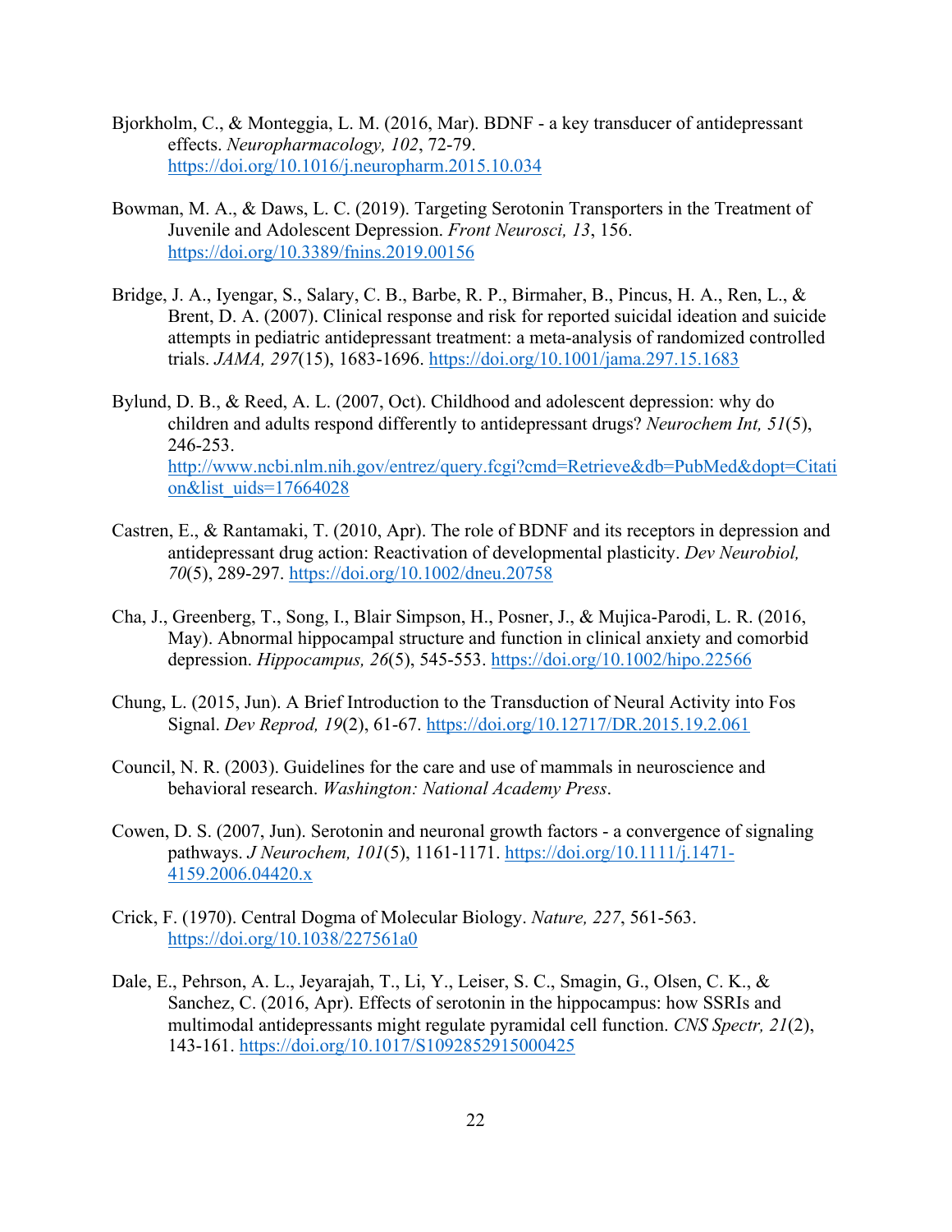Bjorkholm, C., & Monteggia, L. M. (2016, Mar). BDNF - a key transducer of antidepressant effects. *Neuropharmacology, 102*, 72-79. https://doi.org/10.1016/j.neuropharm.2015.10.034

Bowman, M. A., & Daws, L. C. (2019). Targeting Serotonin Transporters in the Treatment of Juvenile and Adolescent Depression. *Front Neurosci, 13*, 156. https://doi.org/10.3389/fnins.2019.00156

Bridge, J. A., Iyengar, S., Salary, C. B., Barbe, R. P., Birmaher, B., Pincus, H. A., Ren, L., & Brent, D. A. (2007). Clinical response and risk for reported suicidal ideation and suicide attempts in pediatric antidepressant treatment: a meta-analysis of randomized controlled trials. *JAMA, 297*(15), 1683-1696. https://doi.org/10.1001/jama.297.15.1683

Bylund, D. B., & Reed, A. L. (2007, Oct). Childhood and adolescent depression: why do children and adults respond differently to antidepressant drugs? *Neurochem Int, 51*(5), 246-253. http://www.ncbi.nlm.nih.gov/entrez/query.fcgi?cmd=Retrieve&db=PubMed&dopt=Citation&list_uids=17664028

Castren, E., & Rantamaki, T. (2010, Apr). The role of BDNF and its receptors in depression and antidepressant drug action: Reactivation of developmental plasticity. *Dev Neurobiol, 70*(5), 289-297. https://doi.org/10.1002/dneu.20758

Cha, J., Greenberg, T., Song, I., Blair Simpson, H., Posner, J., & Mujica-Parodi, L. R. (2016, May). Abnormal hippocampal structure and function in clinical anxiety and comorbid depression. *Hippocampus, 26*(5), 545-553. https://doi.org/10.1002/hipo.22566

Chung, L. (2015, Jun). A Brief Introduction to the Transduction of Neural Activity into Fos Signal. *Dev Reprod, 19*(2), 61-67. https://doi.org/10.12717/DR.2015.19.2.061

Council, N. R. (2003). Guidelines for the care and use of mammals in neuroscience and behavioral research. *Washington: National Academy Press*.

Cowen, D. S. (2007, Jun). Serotonin and neuronal growth factors - a convergence of signaling pathways. *J Neurochem, 101*(5), 1161-1171. https://doi.org/10.1111/j.1471-4159.2006.04420.x

Crick, F. (1970). Central Dogma of Molecular Biology. *Nature, 227*, 561-563. https://doi.org/10.1038/227561a0

Dale, E., Pehrson, A. L., Jeyarajah, T., Li, Y., Leiser, S. C., Smagin, G., Olsen, C. K., & Sanchez, C. (2016, Apr). Effects of serotonin in the hippocampus: how SSRIs and multimodal antidepressants might regulate pyramidal cell function. *CNS Spectr, 21*(2), 143-161. https://doi.org/10.1017/S1092852915000425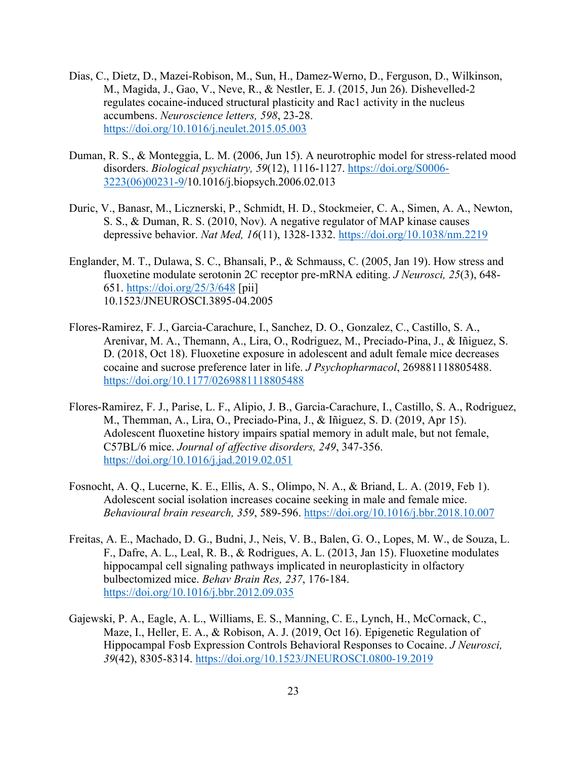Dias, C., Dietz, D., Mazei-Robison, M., Sun, H., Damez-Werno, D., Ferguson, D., Wilkinson, M., Magida, J., Gao, V., Neve, R., & Nestler, E. J. (2015, Jun 26). Dishevelled-2 regulates cocaine-induced structural plasticity and Rac1 activity in the nucleus accumbens. *Neuroscience letters, 598*, 23-28. https://doi.org/10.1016/j.neulet.2015.05.003

Duman, R. S., & Monteggia, L. M. (2006, Jun 15). A neurotrophic model for stress-related mood disorders. *Biological psychiatry, 59*(12), 1116-1127. https://doi.org/S0006-3223(06)00231-9/10.1016/j.biopsych.2006.02.013

Duric, V., Banasr, M., Licznerski, P., Schmidt, H. D., Stockmeier, C. A., Simen, A. A., Newton, S. S., & Duman, R. S. (2010, Nov). A negative regulator of MAP kinase causes depressive behavior. *Nat Med, 16*(11), 1328-1332. https://doi.org/10.1038/nm.2219

Englander, M. T., Dulawa, S. C., Bhansali, P., & Schmauss, C. (2005, Jan 19). How stress and fluoxetine modulate serotonin 2C receptor pre-mRNA editing. *J Neurosci, 25*(3), 648-651. https://doi.org/25/3/648 [pii] 10.1523/JNEUROSCI.3895-04.2005

Flores-Ramirez, F. J., Garcia-Carachure, I., Sanchez, D. O., Gonzalez, C., Castillo, S. A., Arenivar, M. A., Themann, A., Lira, O., Rodriguez, M., Preciado-Pina, J., & Iñiguez, S. D. (2018, Oct 18). Fluoxetine exposure in adolescent and adult female mice decreases cocaine and sucrose preference later in life. *J Psychopharmacol*, 269881118805488. https://doi.org/10.1177/0269881118805488

Flores-Ramirez, F. J., Parise, L. F., Alipio, J. B., Garcia-Carachure, I., Castillo, S. A., Rodriguez, M., Themman, A., Lira, O., Preciado-Pina, J., & Iñiguez, S. D. (2019, Apr 15). Adolescent fluoxetine history impairs spatial memory in adult male, but not female, C57BL/6 mice. *Journal of affective disorders, 249*, 347-356. https://doi.org/10.1016/j.jad.2019.02.051

Fosnocht, A. Q., Lucerne, K. E., Ellis, A. S., Olimpo, N. A., & Briand, L. A. (2019, Feb 1). Adolescent social isolation increases cocaine seeking in male and female mice. *Behavioural brain research, 359*, 589-596. https://doi.org/10.1016/j.bbr.2018.10.007

Freitas, A. E., Machado, D. G., Budni, J., Neis, V. B., Balen, G. O., Lopes, M. W., de Souza, L. F., Dafre, A. L., Leal, R. B., & Rodrigues, A. L. (2013, Jan 15). Fluoxetine modulates hippocampal cell signaling pathways implicated in neuroplasticity in olfactory bulbectomized mice. *Behav Brain Res, 237*, 176-184. https://doi.org/10.1016/j.bbr.2012.09.035

Gajewski, P. A., Eagle, A. L., Williams, E. S., Manning, C. E., Lynch, H., McCornack, C., Maze, I., Heller, E. A., & Robison, A. J. (2019, Oct 16). Epigenetic Regulation of Hippocampal Fosb Expression Controls Behavioral Responses to Cocaine. *J Neurosci, 39*(42), 8305-8314. https://doi.org/10.1523/JNEUROSCI.0800-19.2019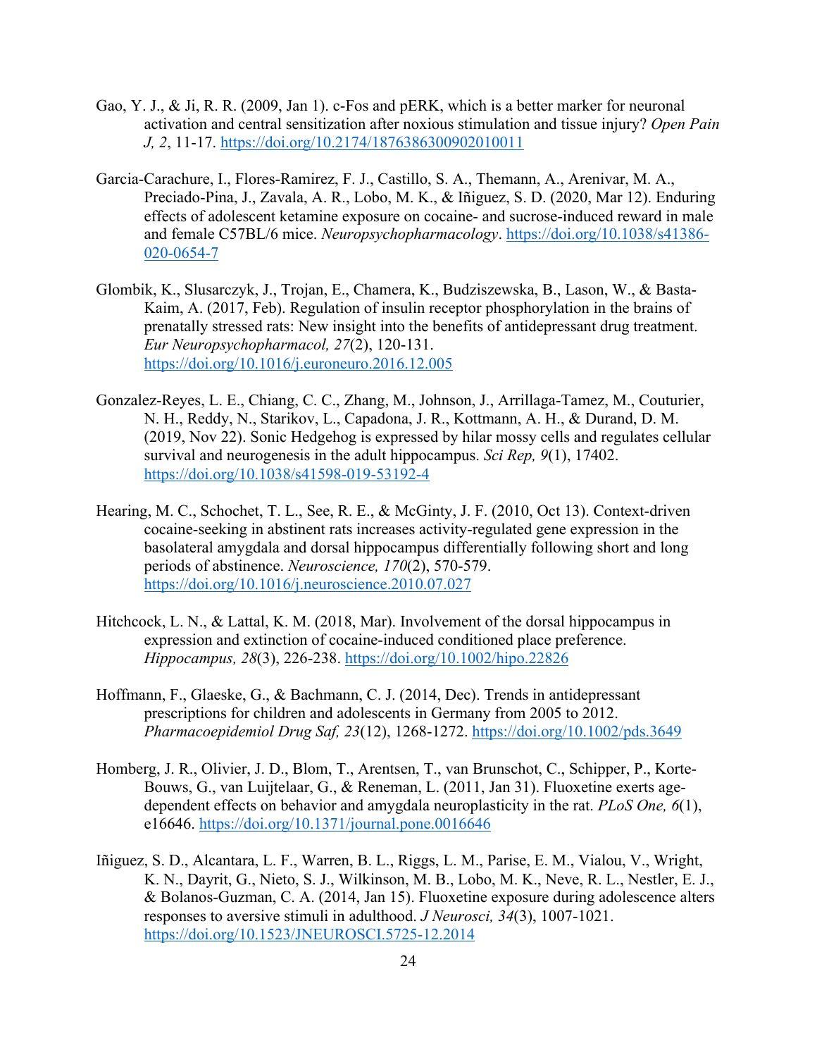Gao, Y. J., & Ji, R. R. (2009, Jan 1). c-Fos and pERK, which is a better marker for neuronal activation and central sensitization after noxious stimulation and tissue injury? *Open Pain J, 2*, 11-17. https://doi.org/10.2174/1876386300902010011

Garcia-Carachure, I., Flores-Ramirez, F. J., Castillo, S. A., Themann, A., Arenivar, M. A., Preciado-Pina, J., Zavala, A. R., Lobo, M. K., & Iñiguez, S. D. (2020, Mar 12). Enduring effects of adolescent ketamine exposure on cocaine- and sucrose-induced reward in male and female C57BL/6 mice. *Neuropsychopharmacology*. https://doi.org/10.1038/s41386-020-0654-7

Glombik, K., Slusarczyk, J., Trojan, E., Chamera, K., Budziszewska, B., Lason, W., & Basta-Kaim, A. (2017, Feb). Regulation of insulin receptor phosphorylation in the brains of prenatally stressed rats: New insight into the benefits of antidepressant drug treatment. *Eur Neuropsychopharmacol, 27*(2), 120-131. https://doi.org/10.1016/j.euroneuro.2016.12.005

Gonzalez-Reyes, L. E., Chiang, C. C., Zhang, M., Johnson, J., Arrillaga-Tamez, M., Couturier, N. H., Reddy, N., Starikov, L., Capadona, J. R., Kottmann, A. H., & Durand, D. M. (2019, Nov 22). Sonic Hedgehog is expressed by hilar mossy cells and regulates cellular survival and neurogenesis in the adult hippocampus. *Sci Rep, 9*(1), 17402. https://doi.org/10.1038/s41598-019-53192-4

Hearing, M. C., Schochet, T. L., See, R. E., & McGinty, J. F. (2010, Oct 13). Context-driven cocaine-seeking in abstinent rats increases activity-regulated gene expression in the basolateral amygdala and dorsal hippocampus differentially following short and long periods of abstinence. *Neuroscience, 170*(2), 570-579. https://doi.org/10.1016/j.neuroscience.2010.07.027

Hitchcock, L. N., & Lattal, K. M. (2018, Mar). Involvement of the dorsal hippocampus in expression and extinction of cocaine-induced conditioned place preference. *Hippocampus, 28*(3), 226-238. https://doi.org/10.1002/hipo.22826

Hoffmann, F., Glaeske, G., & Bachmann, C. J. (2014, Dec). Trends in antidepressant prescriptions for children and adolescents in Germany from 2005 to 2012. *Pharmacoepidemiol Drug Saf, 23*(12), 1268-1272. https://doi.org/10.1002/pds.3649

Homberg, J. R., Olivier, J. D., Blom, T., Arentsen, T., van Brunschot, C., Schipper, P., Korte-Bouws, G., van Luijtelaar, G., & Reneman, L. (2011, Jan 31). Fluoxetine exerts age-dependent effects on behavior and amygdala neuroplasticity in the rat. *PLoS One, 6*(1), e16646. https://doi.org/10.1371/journal.pone.0016646

Iñiguez, S. D., Alcantara, L. F., Warren, B. L., Riggs, L. M., Parise, E. M., Vialou, V., Wright, K. N., Dayrit, G., Nieto, S. J., Wilkinson, M. B., Lobo, M. K., Neve, R. L., Nestler, E. J., & Bolanos-Guzman, C. A. (2014, Jan 15). Fluoxetine exposure during adolescence alters responses to aversive stimuli in adulthood. *J Neurosci, 34*(3), 1007-1021. https://doi.org/10.1523/JNEUROSCI.5725-12.2014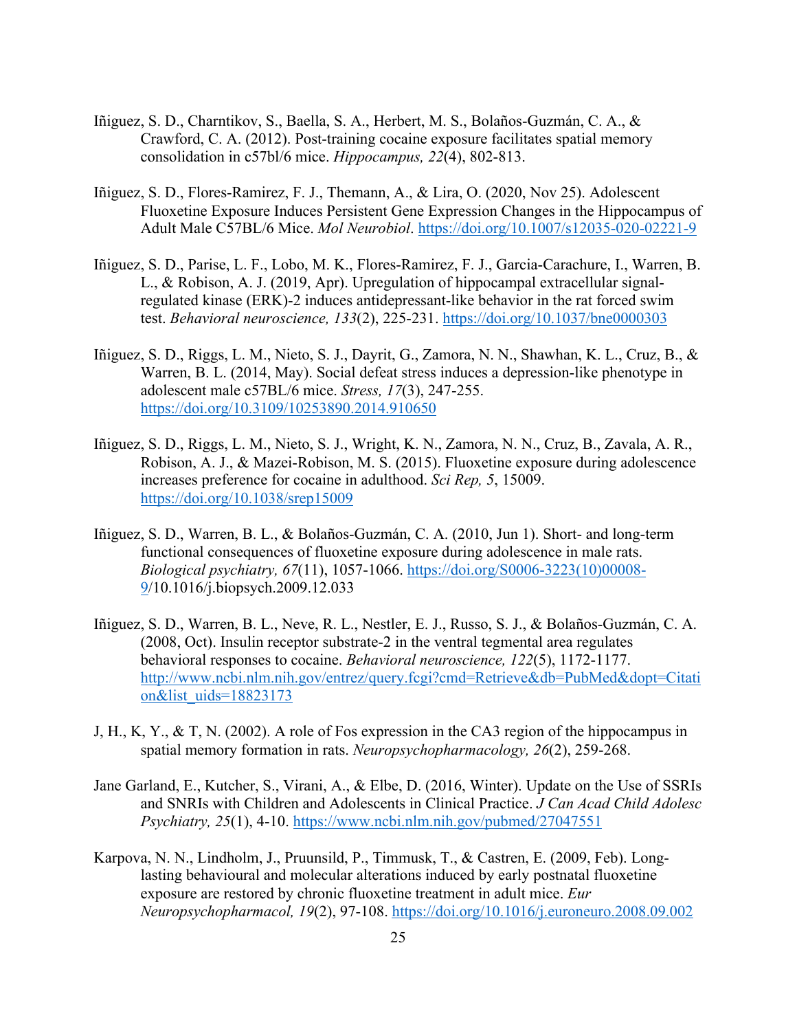Iñiguez, S. D., Charntikov, S., Baella, S. A., Herbert, M. S., Bolaños-Guzmán, C. A., & Crawford, C. A. (2012). Post-training cocaine exposure facilitates spatial memory consolidation in c57bl/6 mice. *Hippocampus, 22*(4), 802-813.

Iñiguez, S. D., Flores-Ramirez, F. J., Themann, A., & Lira, O. (2020, Nov 25). Adolescent Fluoxetine Exposure Induces Persistent Gene Expression Changes in the Hippocampus of Adult Male C57BL/6 Mice. *Mol Neurobiol*. https://doi.org/10.1007/s12035-020-02221-9

Iñiguez, S. D., Parise, L. F., Lobo, M. K., Flores-Ramirez, F. J., Garcia-Carachure, I., Warren, B. L., & Robison, A. J. (2019, Apr). Upregulation of hippocampal extracellular signal-regulated kinase (ERK)-2 induces antidepressant-like behavior in the rat forced swim test. *Behavioral neuroscience, 133*(2), 225-231. https://doi.org/10.1037/bne0000303

Iñiguez, S. D., Riggs, L. M., Nieto, S. J., Dayrit, G., Zamora, N. N., Shawhan, K. L., Cruz, B., & Warren, B. L. (2014, May). Social defeat stress induces a depression-like phenotype in adolescent male c57BL/6 mice. *Stress, 17*(3), 247-255. https://doi.org/10.3109/10253890.2014.910650

Iñiguez, S. D., Riggs, L. M., Nieto, S. J., Wright, K. N., Zamora, N. N., Cruz, B., Zavala, A. R., Robison, A. J., & Mazei-Robison, M. S. (2015). Fluoxetine exposure during adolescence increases preference for cocaine in adulthood. *Sci Rep, 5*, 15009. https://doi.org/10.1038/srep15009

Iñiguez, S. D., Warren, B. L., & Bolaños-Guzmán, C. A. (2010, Jun 1). Short- and long-term functional consequences of fluoxetine exposure during adolescence in male rats. *Biological psychiatry, 67*(11), 1057-1066. https://doi.org/S0006-3223(10)00008-9/10.1016/j.biopsych.2009.12.033

Iñiguez, S. D., Warren, B. L., Neve, R. L., Nestler, E. J., Russo, S. J., & Bolaños-Guzmán, C. A. (2008, Oct). Insulin receptor substrate-2 in the ventral tegmental area regulates behavioral responses to cocaine. *Behavioral neuroscience, 122*(5), 1172-1177. http://www.ncbi.nlm.nih.gov/entrez/query.fcgi?cmd=Retrieve&db=PubMed&dopt=Citation&list_uids=18823173

J, H., K, Y., & T, N. (2002). A role of Fos expression in the CA3 region of the hippocampus in spatial memory formation in rats. *Neuropsychopharmacology, 26*(2), 259-268.

Jane Garland, E., Kutcher, S., Virani, A., & Elbe, D. (2016, Winter). Update on the Use of SSRIs and SNRIs with Children and Adolescents in Clinical Practice. *J Can Acad Child Adolesc Psychiatry, 25*(1), 4-10. https://www.ncbi.nlm.nih.gov/pubmed/27047551

Karpova, N. N., Lindholm, J., Pruunsild, P., Timmusk, T., & Castren, E. (2009, Feb). Long-lasting behavioural and molecular alterations induced by early postnatal fluoxetine exposure are restored by chronic fluoxetine treatment in adult mice. *Eur Neuropsychopharmacol, 19*(2), 97-108. https://doi.org/10.1016/j.euroneuro.2008.09.002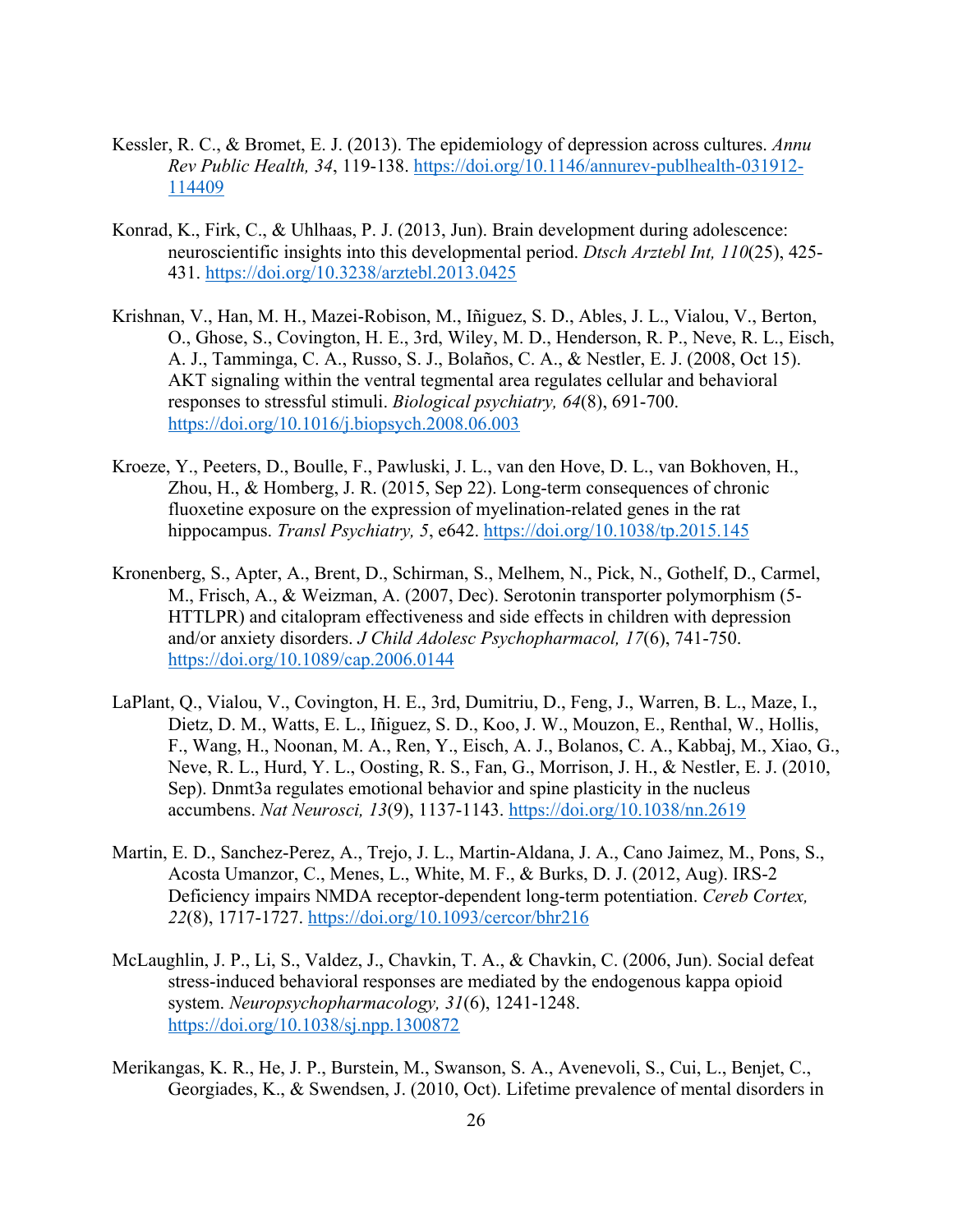Kessler, R. C., & Bromet, E. J. (2013). The epidemiology of depression across cultures. *Annu Rev Public Health, 34*, 119-138. https://doi.org/10.1146/annurev-publhealth-031912-114409

Konrad, K., Firk, C., & Uhlhaas, P. J. (2013, Jun). Brain development during adolescence: neuroscientific insights into this developmental period. *Dtsch Arztebl Int, 110*(25), 425-431. https://doi.org/10.3238/arztebl.2013.0425

Krishnan, V., Han, M. H., Mazei-Robison, M., Iñiguez, S. D., Ables, J. L., Vialou, V., Berton, O., Ghose, S., Covington, H. E., 3rd, Wiley, M. D., Henderson, R. P., Neve, R. L., Eisch, A. J., Tamminga, C. A., Russo, S. J., Bolaños, C. A., & Nestler, E. J. (2008, Oct 15). AKT signaling within the ventral tegmental area regulates cellular and behavioral responses to stressful stimuli. *Biological psychiatry, 64*(8), 691-700. https://doi.org/10.1016/j.biopsych.2008.06.003

Kroeze, Y., Peeters, D., Boulle, F., Pawluski, J. L., van den Hove, D. L., van Bokhoven, H., Zhou, H., & Homberg, J. R. (2015, Sep 22). Long-term consequences of chronic fluoxetine exposure on the expression of myelination-related genes in the rat hippocampus. *Transl Psychiatry, 5*, e642. https://doi.org/10.1038/tp.2015.145

Kronenberg, S., Apter, A., Brent, D., Schirman, S., Melhem, N., Pick, N., Gothelf, D., Carmel, M., Frisch, A., & Weizman, A. (2007, Dec). Serotonin transporter polymorphism (5-HTTLPR) and citalopram effectiveness and side effects in children with depression and/or anxiety disorders. *J Child Adolesc Psychopharmacol, 17*(6), 741-750. https://doi.org/10.1089/cap.2006.0144

LaPlant, Q., Vialou, V., Covington, H. E., 3rd, Dumitriu, D., Feng, J., Warren, B. L., Maze, I., Dietz, D. M., Watts, E. L., Iñiguez, S. D., Koo, J. W., Mouzon, E., Renthal, W., Hollis, F., Wang, H., Noonan, M. A., Ren, Y., Eisch, A. J., Bolanos, C. A., Kabbaj, M., Xiao, G., Neve, R. L., Hurd, Y. L., Oosting, R. S., Fan, G., Morrison, J. H., & Nestler, E. J. (2010, Sep). Dnmt3a regulates emotional behavior and spine plasticity in the nucleus accumbens. *Nat Neurosci, 13*(9), 1137-1143. https://doi.org/10.1038/nn.2619

Martin, E. D., Sanchez-Perez, A., Trejo, J. L., Martin-Aldana, J. A., Cano Jaimez, M., Pons, S., Acosta Umanzor, C., Menes, L., White, M. F., & Burks, D. J. (2012, Aug). IRS-2 Deficiency impairs NMDA receptor-dependent long-term potentiation. *Cereb Cortex, 22*(8), 1717-1727. https://doi.org/10.1093/cercor/bhr216

McLaughlin, J. P., Li, S., Valdez, J., Chavkin, T. A., & Chavkin, C. (2006, Jun). Social defeat stress-induced behavioral responses are mediated by the endogenous kappa opioid system. *Neuropsychopharmacology, 31*(6), 1241-1248. https://doi.org/10.1038/sj.npp.1300872

Merikangas, K. R., He, J. P., Burstein, M., Swanson, S. A., Avenevoli, S., Cui, L., Benjet, C., Georgiades, K., & Swendsen, J. (2010, Oct). Lifetime prevalence of mental disorders in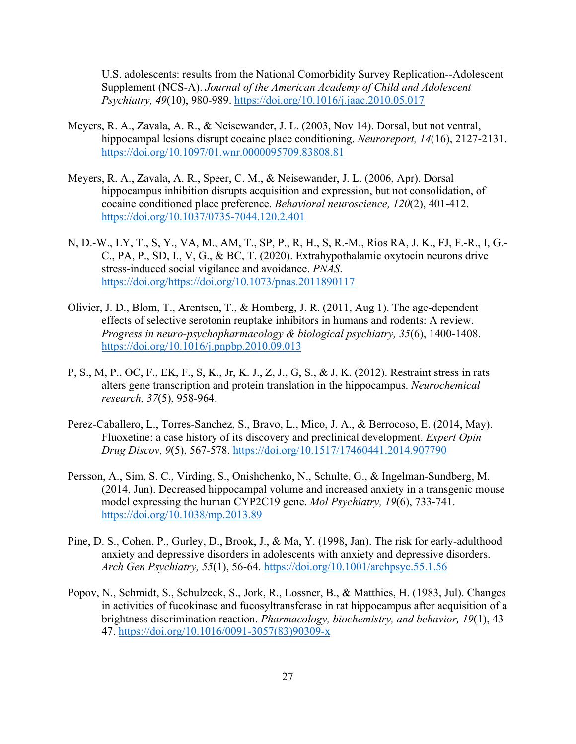U.S. adolescents: results from the National Comorbidity Survey Replication--Adolescent Supplement (NCS-A). *Journal of the American Academy of Child and Adolescent Psychiatry, 49*(10), 980-989. https://doi.org/10.1016/j.jaac.2010.05.017

Meyers, R. A., Zavala, A. R., & Neisewander, J. L. (2003, Nov 14). Dorsal, but not ventral, hippocampal lesions disrupt cocaine place conditioning. *Neuroreport, 14*(16), 2127-2131. https://doi.org/10.1097/01.wnr.0000095709.83808.81

Meyers, R. A., Zavala, A. R., Speer, C. M., & Neisewander, J. L. (2006, Apr). Dorsal hippocampus inhibition disrupts acquisition and expression, but not consolidation, of cocaine conditioned place preference. *Behavioral neuroscience, 120*(2), 401-412. https://doi.org/10.1037/0735-7044.120.2.401

N, D.-W., LY, T., S, Y., VA, M., AM, T., SP, P., R, H., S, R.-M., Rios RA, J. K., FJ, F.-R., I, G.-C., PA, P., SD, I., V, G., & BC, T. (2020). Extrahypothalamic oxytocin neurons drive stress-induced social vigilance and avoidance. *PNAS*. https://doi.org/https://doi.org/10.1073/pnas.2011890117

Olivier, J. D., Blom, T., Arentsen, T., & Homberg, J. R. (2011, Aug 1). The age-dependent effects of selective serotonin reuptake inhibitors in humans and rodents: A review. *Progress in neuro-psychopharmacology & biological psychiatry, 35*(6), 1400-1408. https://doi.org/10.1016/j.pnpbp.2010.09.013

P, S., M, P., OC, F., EK, F., S, K., Jr, K. J., Z, J., G, S., & J, K. (2012). Restraint stress in rats alters gene transcription and protein translation in the hippocampus. *Neurochemical research, 37*(5), 958-964.

Perez-Caballero, L., Torres-Sanchez, S., Bravo, L., Mico, J. A., & Berrocoso, E. (2014, May). Fluoxetine: a case history of its discovery and preclinical development. *Expert Opin Drug Discov, 9*(5), 567-578. https://doi.org/10.1517/17460441.2014.907790

Persson, A., Sim, S. C., Virding, S., Onishchenko, N., Schulte, G., & Ingelman-Sundberg, M. (2014, Jun). Decreased hippocampal volume and increased anxiety in a transgenic mouse model expressing the human CYP2C19 gene. *Mol Psychiatry, 19*(6), 733-741. https://doi.org/10.1038/mp.2013.89

Pine, D. S., Cohen, P., Gurley, D., Brook, J., & Ma, Y. (1998, Jan). The risk for early-adulthood anxiety and depressive disorders in adolescents with anxiety and depressive disorders. *Arch Gen Psychiatry, 55*(1), 56-64. https://doi.org/10.1001/archpsyc.55.1.56

Popov, N., Schmidt, S., Schulzeck, S., Jork, R., Lossner, B., & Matthies, H. (1983, Jul). Changes in activities of fucokinase and fucosyltransferase in rat hippocampus after acquisition of a brightness discrimination reaction. *Pharmacology, biochemistry, and behavior, 19*(1), 43-47. https://doi.org/10.1016/0091-3057(83)90309-x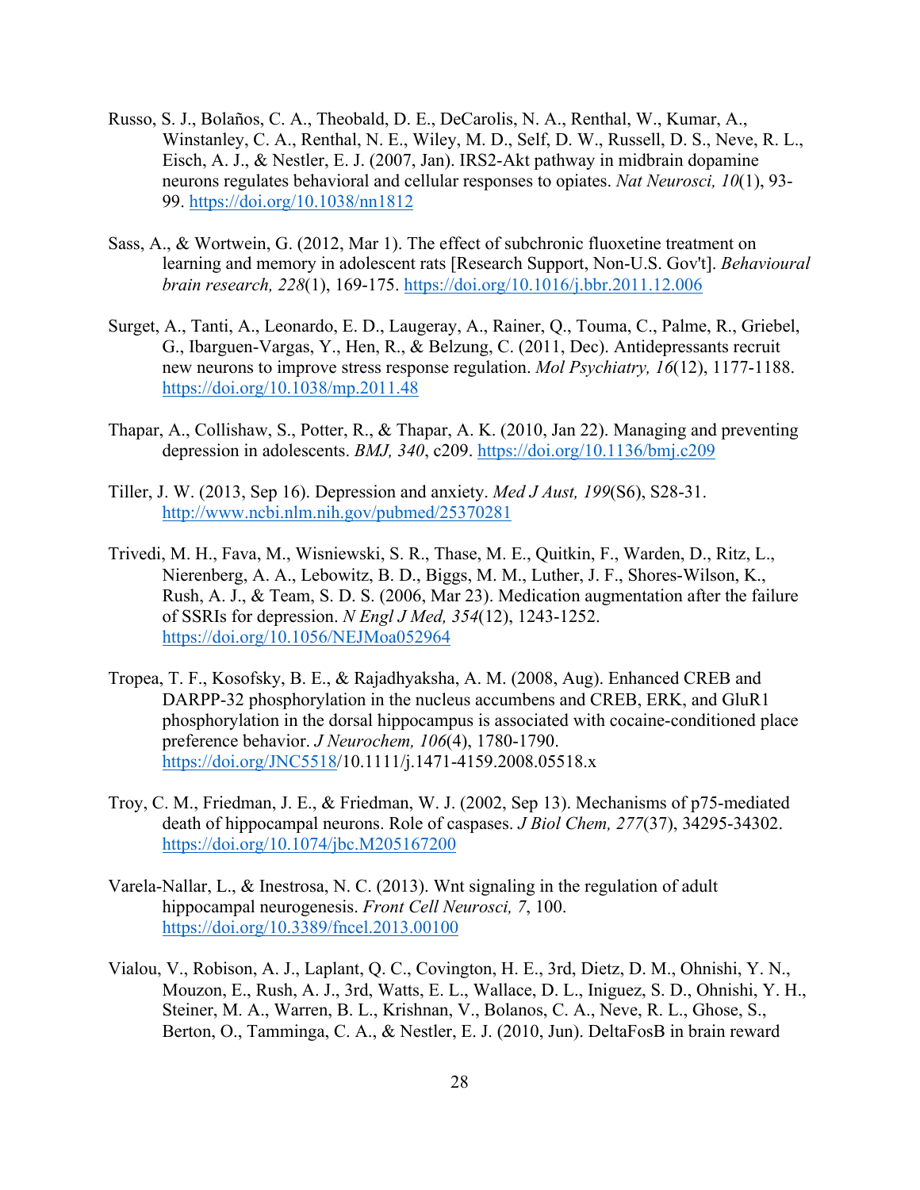Russo, S. J., Bolaños, C. A., Theobald, D. E., DeCarolis, N. A., Renthal, W., Kumar, A., Winstanley, C. A., Renthal, N. E., Wiley, M. D., Self, D. W., Russell, D. S., Neve, R. L., Eisch, A. J., & Nestler, E. J. (2007, Jan). IRS2-Akt pathway in midbrain dopamine neurons regulates behavioral and cellular responses to opiates. *Nat Neurosci, 10*(1), 93-99. https://doi.org/10.1038/nn1812

Sass, A., & Wortwein, G. (2012, Mar 1). The effect of subchronic fluoxetine treatment on learning and memory in adolescent rats [Research Support, Non-U.S. Gov't]. *Behavioural brain research, 228*(1), 169-175. https://doi.org/10.1016/j.bbr.2011.12.006

Surget, A., Tanti, A., Leonardo, E. D., Laugeray, A., Rainer, Q., Touma, C., Palme, R., Griebel, G., Ibarguen-Vargas, Y., Hen, R., & Belzung, C. (2011, Dec). Antidepressants recruit new neurons to improve stress response regulation. *Mol Psychiatry, 16*(12), 1177-1188. https://doi.org/10.1038/mp.2011.48

Thapar, A., Collishaw, S., Potter, R., & Thapar, A. K. (2010, Jan 22). Managing and preventing depression in adolescents. *BMJ, 340*, c209. https://doi.org/10.1136/bmj.c209

Tiller, J. W. (2013, Sep 16). Depression and anxiety. *Med J Aust, 199*(S6), S28-31. http://www.ncbi.nlm.nih.gov/pubmed/25370281

Trivedi, M. H., Fava, M., Wisniewski, S. R., Thase, M. E., Quitkin, F., Warden, D., Ritz, L., Nierenberg, A. A., Lebowitz, B. D., Biggs, M. M., Luther, J. F., Shores-Wilson, K., Rush, A. J., & Team, S. D. S. (2006, Mar 23). Medication augmentation after the failure of SSRIs for depression. *N Engl J Med, 354*(12), 1243-1252. https://doi.org/10.1056/NEJMoa052964

Tropea, T. F., Kosofsky, B. E., & Rajadhyaksha, A. M. (2008, Aug). Enhanced CREB and DARPP-32 phosphorylation in the nucleus accumbens and CREB, ERK, and GluR1 phosphorylation in the dorsal hippocampus is associated with cocaine-conditioned place preference behavior. *J Neurochem, 106*(4), 1780-1790. https://doi.org/JNC5518/10.1111/j.1471-4159.2008.05518.x

Troy, C. M., Friedman, J. E., & Friedman, W. J. (2002, Sep 13). Mechanisms of p75-mediated death of hippocampal neurons. Role of caspases. *J Biol Chem, 277*(37), 34295-34302. https://doi.org/10.1074/jbc.M205167200

Varela-Nallar, L., & Inestrosa, N. C. (2013). Wnt signaling in the regulation of adult hippocampal neurogenesis. *Front Cell Neurosci, 7*, 100. https://doi.org/10.3389/fncel.2013.00100

Vialou, V., Robison, A. J., Laplant, Q. C., Covington, H. E., 3rd, Dietz, D. M., Ohnishi, Y. N., Mouzon, E., Rush, A. J., 3rd, Watts, E. L., Wallace, D. L., Iniguez, S. D., Ohnishi, Y. H., Steiner, M. A., Warren, B. L., Krishnan, V., Bolanos, C. A., Neve, R. L., Ghose, S., Berton, O., Tamminga, C. A., & Nestler, E. J. (2010, Jun). DeltaFosB in brain reward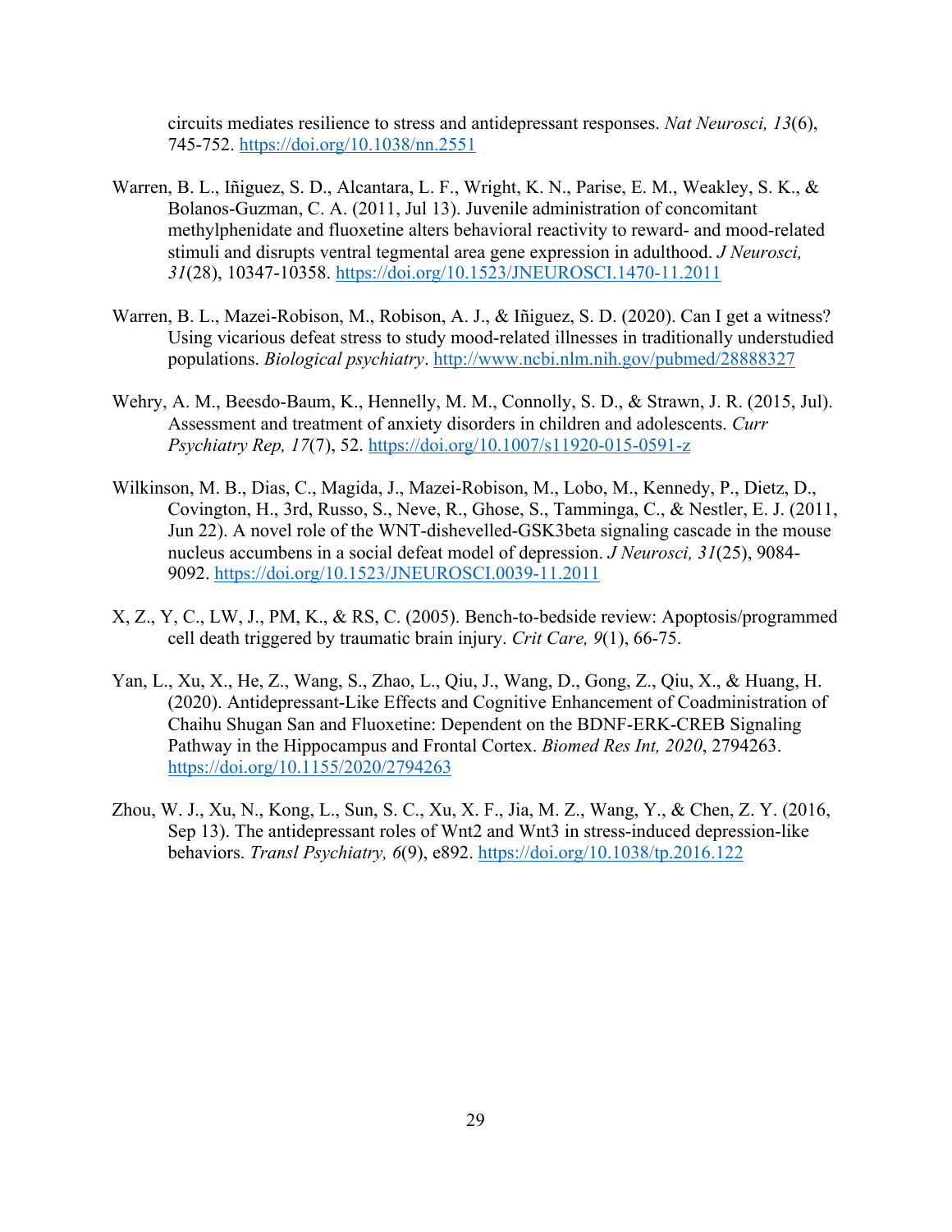circuits mediates resilience to stress and antidepressant responses. *Nat Neurosci, 13*(6), 745-752. https://doi.org/10.1038/nn.2551

Warren, B. L., Iñiguez, S. D., Alcantara, L. F., Wright, K. N., Parise, E. M., Weakley, S. K., & Bolanos-Guzman, C. A. (2011, Jul 13). Juvenile administration of concomitant methylphenidate and fluoxetine alters behavioral reactivity to reward- and mood-related stimuli and disrupts ventral tegmental area gene expression in adulthood. *J Neurosci, 31*(28), 10347-10358. https://doi.org/10.1523/JNEUROSCI.1470-11.2011

Warren, B. L., Mazei-Robison, M., Robison, A. J., & Iñiguez, S. D. (2020). Can I get a witness? Using vicarious defeat stress to study mood-related illnesses in traditionally understudied populations. *Biological psychiatry*. http://www.ncbi.nlm.nih.gov/pubmed/28888327

Wehry, A. M., Beesdo-Baum, K., Hennelly, M. M., Connolly, S. D., & Strawn, J. R. (2015, Jul). Assessment and treatment of anxiety disorders in children and adolescents. *Curr Psychiatry Rep, 17*(7), 52. https://doi.org/10.1007/s11920-015-0591-z

Wilkinson, M. B., Dias, C., Magida, J., Mazei-Robison, M., Lobo, M., Kennedy, P., Dietz, D., Covington, H., 3rd, Russo, S., Neve, R., Ghose, S., Tamminga, C., & Nestler, E. J. (2011, Jun 22). A novel role of the WNT-dishevelled-GSK3beta signaling cascade in the mouse nucleus accumbens in a social defeat model of depression. *J Neurosci, 31*(25), 9084-9092. https://doi.org/10.1523/JNEUROSCI.0039-11.2011

X, Z., Y, C., LW, J., PM, K., & RS, C. (2005). Bench-to-bedside review: Apoptosis/programmed cell death triggered by traumatic brain injury. *Crit Care, 9*(1), 66-75.

Yan, L., Xu, X., He, Z., Wang, S., Zhao, L., Qiu, J., Wang, D., Gong, Z., Qiu, X., & Huang, H. (2020). Antidepressant-Like Effects and Cognitive Enhancement of Coadministration of Chaihu Shugan San and Fluoxetine: Dependent on the BDNF-ERK-CREB Signaling Pathway in the Hippocampus and Frontal Cortex. *Biomed Res Int, 2020*, 2794263. https://doi.org/10.1155/2020/2794263

Zhou, W. J., Xu, N., Kong, L., Sun, S. C., Xu, X. F., Jia, M. Z., Wang, Y., & Chen, Z. Y. (2016, Sep 13). The antidepressant roles of Wnt2 and Wnt3 in stress-induced depression-like behaviors. *Transl Psychiatry, 6*(9), e892. https://doi.org/10.1038/tp.2016.122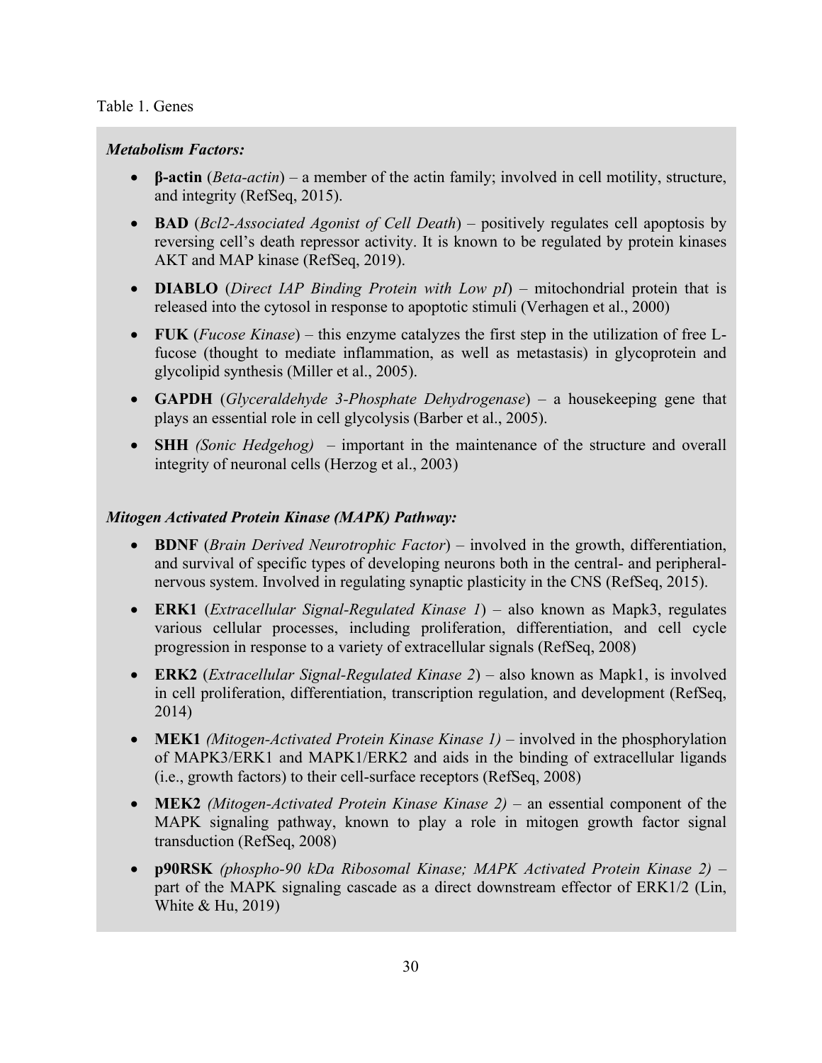Table 1. Genes

***Metabolism Factors:***

- **β-actin** (*Beta-actin*) – a member of the actin family; involved in cell motility, structure, and integrity (RefSeq, 2015).
- **BAD** (*Bcl2-Associated Agonist of Cell Death*) – positively regulates cell apoptosis by reversing cell's death repressor activity. It is known to be regulated by protein kinases AKT and MAP kinase (RefSeq, 2019).
- **DIABLO** (*Direct IAP Binding Protein with Low pI*) – mitochondrial protein that is released into the cytosol in response to apoptotic stimuli (Verhagen et al., 2000)
- **FUK** (*Fucose Kinase*) – this enzyme catalyzes the first step in the utilization of free L-fucose (thought to mediate inflammation, as well as metastasis) in glycoprotein and glycolipid synthesis (Miller et al., 2005).
- **GAPDH** (*Glyceraldehyde 3-Phosphate Dehydrogenase*) – a housekeeping gene that plays an essential role in cell glycolysis (Barber et al., 2005).
- **SHH** *(Sonic Hedgehog)* – important in the maintenance of the structure and overall integrity of neuronal cells (Herzog et al., 2003)

***Mitogen Activated Protein Kinase (MAPK) Pathway:***

- **BDNF** (*Brain Derived Neurotrophic Factor*) – involved in the growth, differentiation, and survival of specific types of developing neurons both in the central- and peripheral-nervous system. Involved in regulating synaptic plasticity in the CNS (RefSeq, 2015).
- **ERK1** (*Extracellular Signal-Regulated Kinase 1*) – also known as Mapk3, regulates various cellular processes, including proliferation, differentiation, and cell cycle progression in response to a variety of extracellular signals (RefSeq, 2008)
- **ERK2** (*Extracellular Signal-Regulated Kinase 2*) – also known as Mapk1, is involved in cell proliferation, differentiation, transcription regulation, and development (RefSeq, 2014)
- **MEK1** *(Mitogen-Activated Protein Kinase Kinase 1)* – involved in the phosphorylation of MAPK3/ERK1 and MAPK1/ERK2 and aids in the binding of extracellular ligands (i.e., growth factors) to their cell-surface receptors (RefSeq, 2008)
- **MEK2** *(Mitogen-Activated Protein Kinase Kinase 2)* – an essential component of the MAPK signaling pathway, known to play a role in mitogen growth factor signal transduction (RefSeq, 2008)
- **p90RSK** *(phospho-90 kDa Ribosomal Kinase; MAPK Activated Protein Kinase 2)* – part of the MAPK signaling cascade as a direct downstream effector of ERK1/2 (Lin, White & Hu, 2019)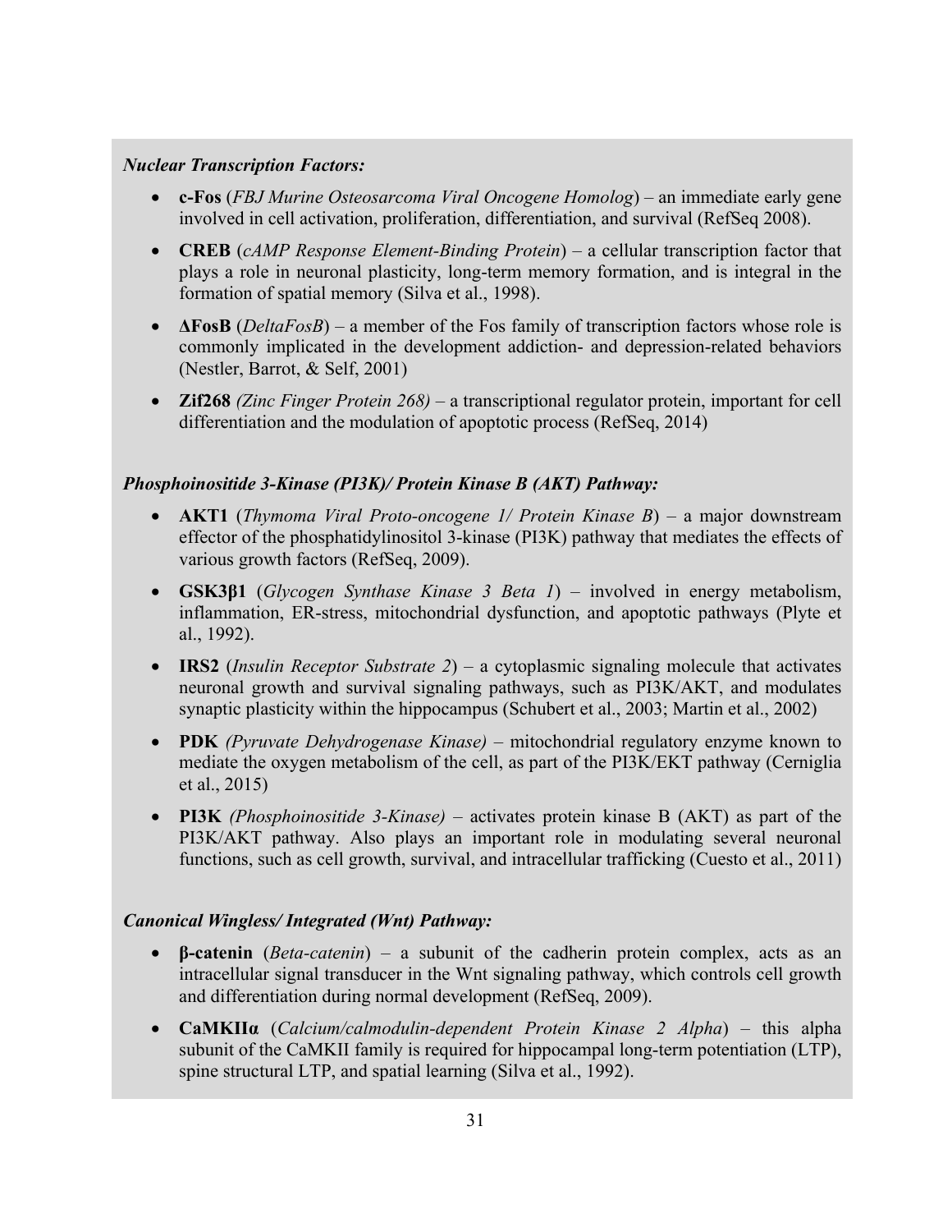***Nuclear Transcription Factors:***

- **c-Fos** (*FBJ Murine Osteosarcoma Viral Oncogene Homolog*) – an immediate early gene involved in cell activation, proliferation, differentiation, and survival (RefSeq 2008).
- **CREB** (*cAMP Response Element-Binding Protein*) – a cellular transcription factor that plays a role in neuronal plasticity, long-term memory formation, and is integral in the formation of spatial memory (Silva et al., 1998).
- **ΔFosB** (*DeltaFosB*) – a member of the Fos family of transcription factors whose role is commonly implicated in the development addiction- and depression-related behaviors (Nestler, Barrot, & Self, 2001)
- **Zif268** *(Zinc Finger Protein 268)* – a transcriptional regulator protein, important for cell differentiation and the modulation of apoptotic process (RefSeq, 2014)

***Phosphoinositide 3-Kinase (PI3K)/ Protein Kinase B (AKT) Pathway:***

- **AKT1** (*Thymoma Viral Proto-oncogene 1/ Protein Kinase B*) – a major downstream effector of the phosphatidylinositol 3-kinase (PI3K) pathway that mediates the effects of various growth factors (RefSeq, 2009).
- **GSK3β1** (*Glycogen Synthase Kinase 3 Beta 1*) – involved in energy metabolism, inflammation, ER-stress, mitochondrial dysfunction, and apoptotic pathways (Plyte et al., 1992).
- **IRS2** (*Insulin Receptor Substrate 2*) – a cytoplasmic signaling molecule that activates neuronal growth and survival signaling pathways, such as PI3K/AKT, and modulates synaptic plasticity within the hippocampus (Schubert et al., 2003; Martin et al., 2002)
- **PDK** *(Pyruvate Dehydrogenase Kinase)* – mitochondrial regulatory enzyme known to mediate the oxygen metabolism of the cell, as part of the PI3K/EKT pathway (Cerniglia et al., 2015)
- **PI3K** *(Phosphoinositide 3-Kinase)* – activates protein kinase B (AKT) as part of the PI3K/AKT pathway. Also plays an important role in modulating several neuronal functions, such as cell growth, survival, and intracellular trafficking (Cuesto et al., 2011)

***Canonical Wingless/ Integrated (Wnt) Pathway:***

- **β-catenin** (*Beta-catenin*) – a subunit of the cadherin protein complex, acts as an intracellular signal transducer in the Wnt signaling pathway, which controls cell growth and differentiation during normal development (RefSeq, 2009).
- **CaMKIIα** (*Calcium/calmodulin-dependent Protein Kinase 2 Alpha*) – this alpha subunit of the CaMKII family is required for hippocampal long-term potentiation (LTP), spine structural LTP, and spatial learning (Silva et al., 1992).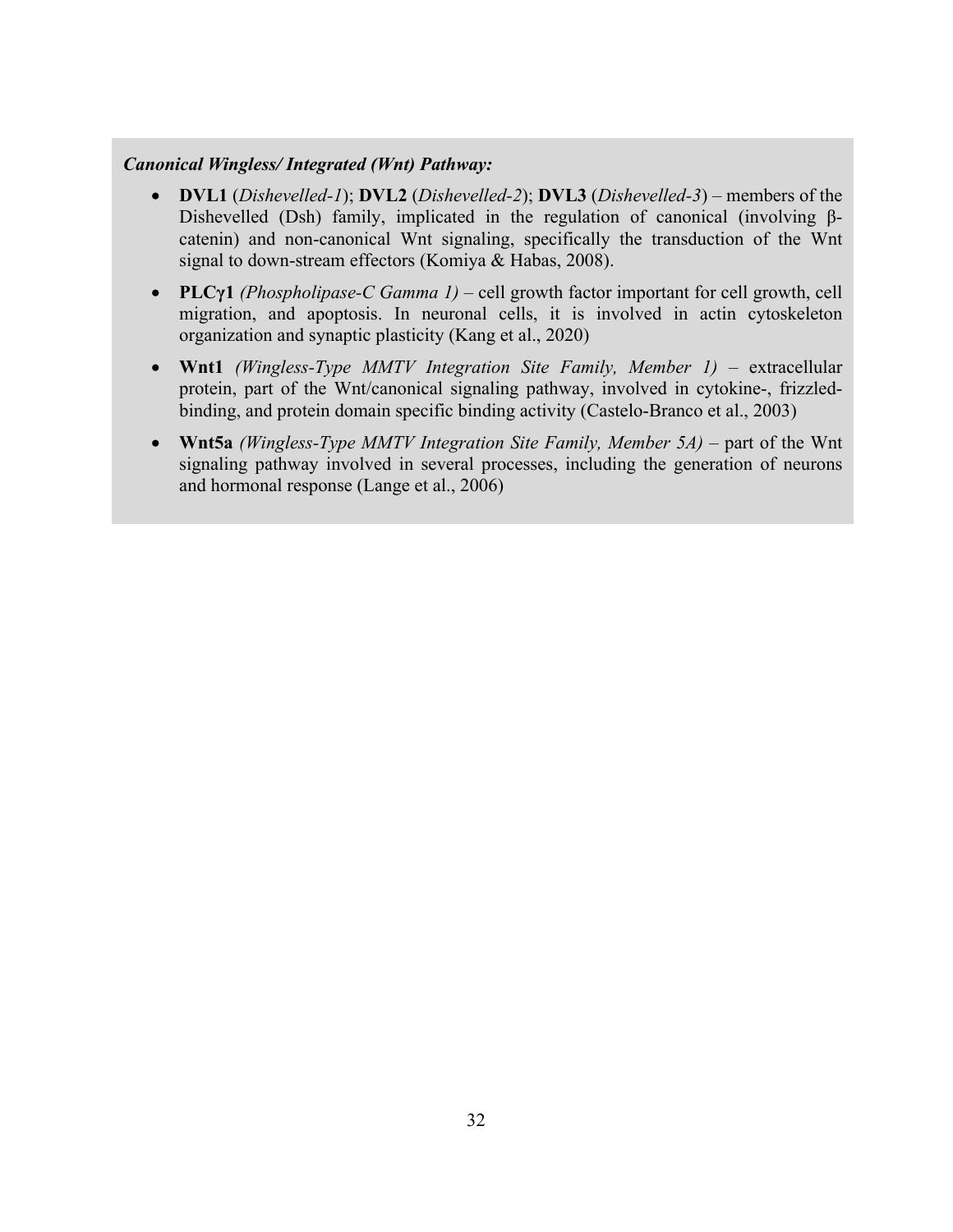***Canonical Wingless/ Integrated (Wnt) Pathway:***

- **DVL1** (*Dishevelled-1*); **DVL2** (*Dishevelled-2*); **DVL3** (*Dishevelled-3*) – members of the Dishevelled (Dsh) family, implicated in the regulation of canonical (involving β-catenin) and non-canonical Wnt signaling, specifically the transduction of the Wnt signal to down-stream effectors (Komiya & Habas, 2008).
- **PLCγ1** *(Phospholipase-C Gamma 1)* – cell growth factor important for cell growth, cell migration, and apoptosis. In neuronal cells, it is involved in actin cytoskeleton organization and synaptic plasticity (Kang et al., 2020)
- **Wnt1** *(Wingless-Type MMTV Integration Site Family, Member 1)* – extracellular protein, part of the Wnt/canonical signaling pathway, involved in cytokine-, frizzled-binding, and protein domain specific binding activity (Castelo-Branco et al., 2003)
- **Wnt5a** *(Wingless-Type MMTV Integration Site Family, Member 5A)* – part of the Wnt signaling pathway involved in several processes, including the generation of neurons and hormonal response (Lange et al., 2006)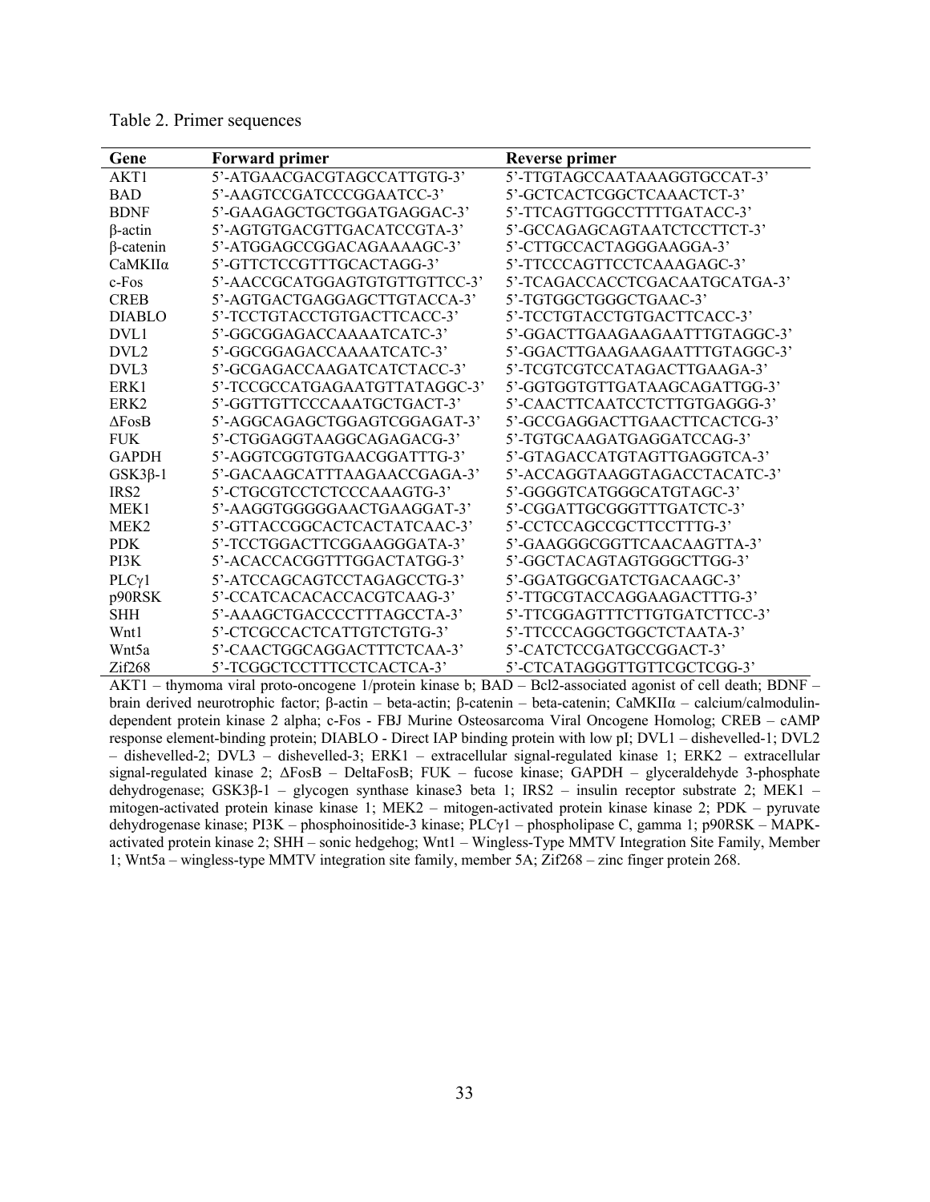Table 2. Primer sequences

| Gene | Forward primer | Reverse primer |
|---|---|---|
| AKT1 | 5'-ATGAACGACGTAGCCATTGTG-3' | 5'-TTGTAGCCAATAAAGGTGCCAT-3' |
| BAD | 5'-AAGTCCGATCCCGGAATCC-3' | 5'-GCTCACTCGGCTCAAACTCT-3' |
| BDNF | 5'-GAAGAGCTGCTGGATGAGGAC-3' | 5'-TTCAGTTGGCCTTTTGATACC-3' |
| β-actin | 5'-AGTGTGACGTTGACATCCGTA-3' | 5'-GCCAGAGCAGTAATCTCCTTCT-3' |
| β-catenin | 5'-ATGGAGCCGGACAGAAAAGC-3' | 5'-CTTGCCACTAGGGAAGGA-3' |
| CaMKIIα | 5'-GTTCTCCGTTTGCACTAGG-3' | 5'-TTCCCAGTTCCTCAAAGAGC-3' |
| c-Fos | 5'-AACCGCATGGAGTGTGTTGTTCC-3' | 5'-TCAGACCACCTCGACAATGCATGA-3' |
| CREB | 5'-AGTGACTGAGGAGCTTGTACCA-3' | 5'-TGTGGCTGGGCTGAAC-3' |
| DIABLO | 5'-TCCTGTACCTGTGACTTCACC-3' | 5'-TCCTGTACCTGTGACTTCACC-3' |
| DVL1 | 5'-GGCGGAGACCAAAATCATC-3' | 5'-GGACTTGAAGAAGAATTTGTAGGC-3' |
| DVL2 | 5'-GGCGGAGACCAAAATCATC-3' | 5'-GGACTTGAAGAAGAATTTGTAGGC-3' |
| DVL3 | 5'-GCGAGACCAAGATCATCTACC-3' | 5'-TCGTCGTCCATAGACTTGAAGA-3' |
| ERK1 | 5'-TCCGCCATGAGAATGTTATAGGC-3' | 5'-GGTGGTGTTGATAAGCAGATTGG-3' |
| ERK2 | 5'-GGTTGTTCCCAAATGCTGACT-3' | 5'-CAACTTCAATCCTCTTGTGAGGG-3' |
| ΔFosB | 5'-AGGCAGAGCTGGAGTCGGAGAT-3' | 5'-GCCGAGGACTTGAACTTCACTCG-3' |
| FUK | 5'-CTGGAGGTAAGGCAGAGACG-3' | 5'-TGTGCAAGATGAGGATCCAG-3' |
| GAPDH | 5'-AGGTCGGTGTGAACGGATTTG-3' | 5'-GTAGACCATGTAGTTGAGGTCA-3' |
| GSK3β-1 | 5'-GACAAGCATTTAAGAACCGAGA-3' | 5'-ACCAGGTAAGGTAGACCTACATC-3' |
| IRS2 | 5'-CTGCGTCCTCTCCCAAAGTG-3' | 5'-GGGGTCATGGGCATGTAGC-3' |
| MEK1 | 5'-AAGGTGGGGGAACTGAAGGAT-3' | 5'-CGGATTGCGGGTTTGATCTC-3' |
| MEK2 | 5'-GTTACCGGCACTCACTATCAAC-3' | 5'-CCTCCAGCCGCTTCCTTTG-3' |
| PDK | 5'-TCCTGGACTTCGGAAGGGATA-3' | 5'-GAAGGGCGGTTCAACAAGTTA-3' |
| PI3K | 5'-ACACCACGGTTTGGACTATGG-3' | 5'-GGCTACAGTAGTGGGCTTGG-3' |
| PLCγ1 | 5'-ATCCAGCAGTCCTAGAGCCTG-3' | 5'-GGATGGCGATCTGACAAGC-3' |
| p90RSK | 5'-CCATCACACACCACGTCAAG-3' | 5'-TTGCGTACCAGGAAGACTTTG-3' |
| SHH | 5'-AAAGCTGACCCCTTTAGCCTA-3' | 5'-TTCGGAGTTTCTTGTGATCTTCC-3' |
| Wnt1 | 5'-CTCGCCACTCATTGTCTGTG-3' | 5'-TTCCCAGGCTGGCTCTAATA-3' |
| Wnt5a | 5'-CAACTGGCAGGACTTTCTCAA-3' | 5'-CATCTCCGATGCCGGACT-3' |
| Zif268 | 5'-TCGGCTCCTTTCCTCACTCA-3' | 5'-CTCATAGGGTTGTTCGCTCGG-3' |

AKT1 – thymoma viral proto-oncogene 1/protein kinase b; BAD – Bcl2-associated agonist of cell death; BDNF – brain derived neurotrophic factor; β-actin – beta-actin; β-catenin – beta-catenin; CaMKIIα – calcium/calmodulin-dependent protein kinase 2 alpha; c-Fos - FBJ Murine Osteosarcoma Viral Oncogene Homolog; CREB – cAMP response element-binding protein; DIABLO - Direct IAP binding protein with low pI; DVL1 – dishevelled-1; DVL2 – dishevelled-2; DVL3 – dishevelled-3; ERK1 – extracellular signal-regulated kinase 1; ERK2 – extracellular signal-regulated kinase 2; ΔFosB – DeltaFosB; FUK – fucose kinase; GAPDH – glyceraldehyde 3-phosphate dehydrogenase; GSK3β-1 – glycogen synthase kinase3 beta 1; IRS2 – insulin receptor substrate 2; MEK1 – mitogen-activated protein kinase kinase 1; MEK2 – mitogen-activated protein kinase kinase 2; PDK – pyruvate dehydrogenase kinase; PI3K – phosphoinositide-3 kinase; PLCγ1 – phospholipase C, gamma 1; p90RSK – MAPK-activated protein kinase 2; SHH – sonic hedgehog; Wnt1 – Wingless-Type MMTV Integration Site Family, Member 1; Wnt5a – wingless-type MMTV integration site family, member 5A; Zif268 – zinc finger protein 268.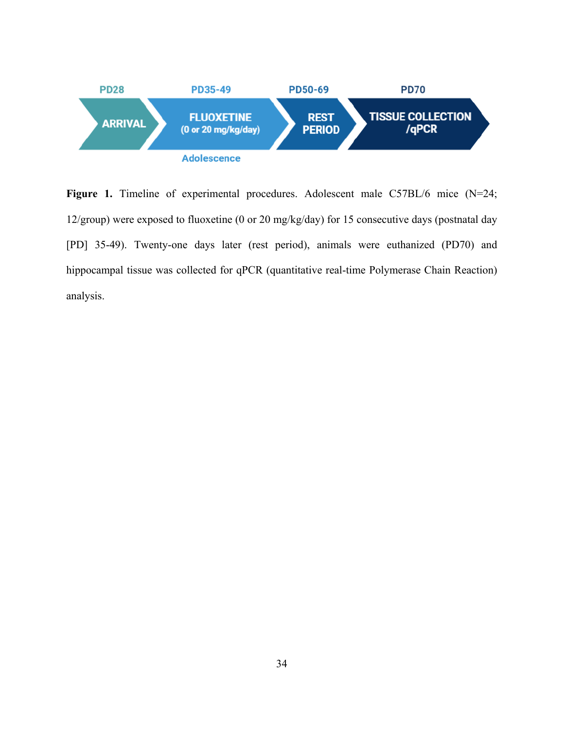PD28 — ARRIVAL

PD35-49 — FLUOXETINE (0 or 20 mg/kg/day) — Adolescence

PD50-69 — REST PERIOD

PD70 — TISSUE COLLECTION /qPCR

**Figure 1.** Timeline of experimental procedures. Adolescent male C57BL/6 mice (N=24; 12/group) were exposed to fluoxetine (0 or 20 mg/kg/day) for 15 consecutive days (postnatal day [PD] 35-49). Twenty-one days later (rest period), animals were euthanized (PD70) and hippocampal tissue was collected for qPCR (quantitative real-time Polymerase Chain Reaction) analysis.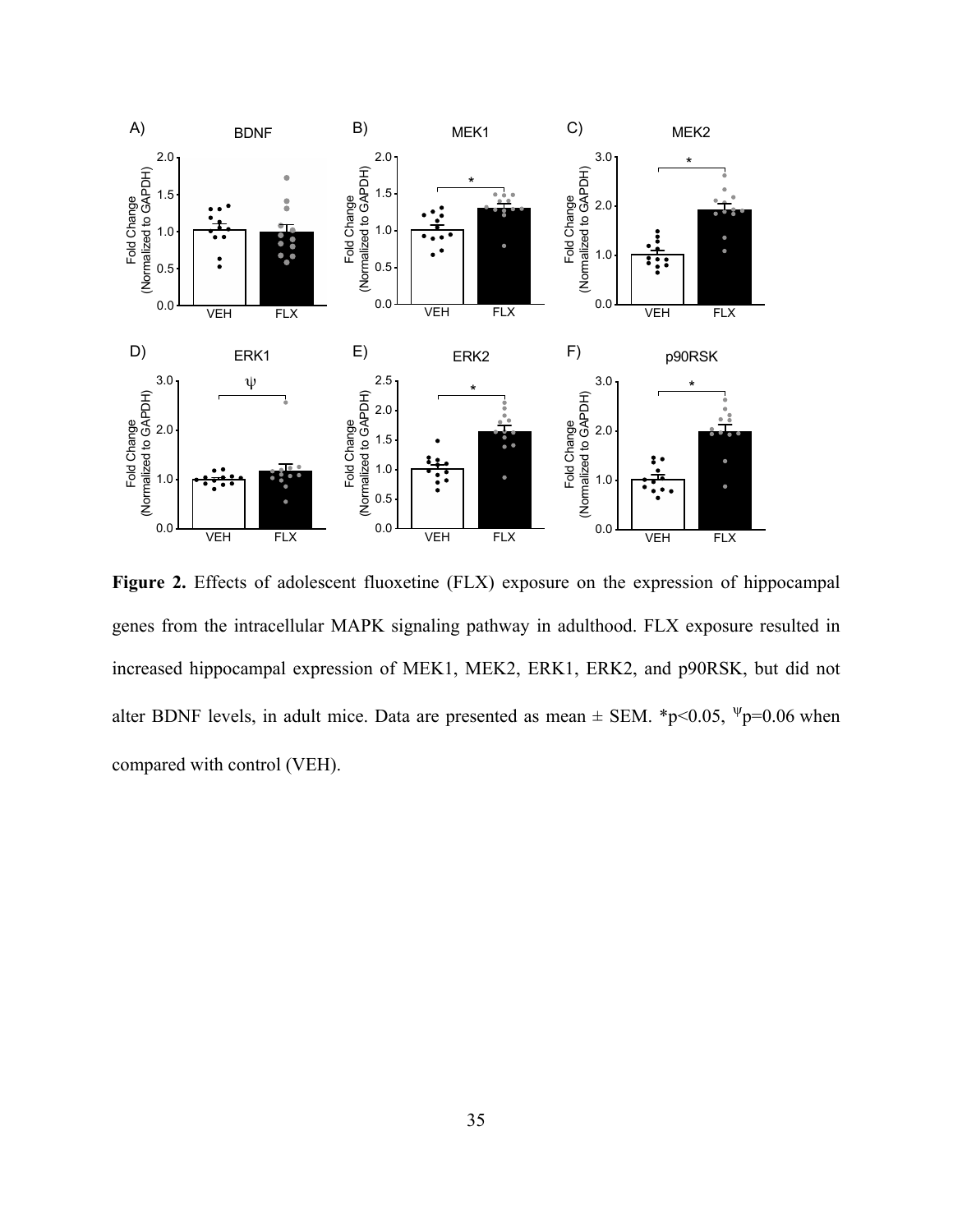A)

BDNF

Fold Change (Normalized to GAPDH)

2.0
1.5
1.0
0.5
0.0

VEH FLX

B)

MEK1

Fold Change (Normalized to GAPDH)

2.0
1.5
1.0
0.5
0.0

*

VEH FLX

C)

MEK2

Fold Change (Normalized to GAPDH)

3.0
2.0
1.0
0.0

*

VEH FLX

D)

ERK1

Fold Change (Normalized to GAPDH)

3.0
2.0
1.0
0.0

ψ

VEH FLX

E)

ERK2

Fold Change (Normalized to GAPDH)

2.5
2.0
1.5
1.0
0.5
0.0

*

VEH FLX

F)

p90RSK

Fold Change (Normalized to GAPDH)

3.0
2.0
1.0
0.0

*

VEH FLX

**Figure 2.** Effects of adolescent fluoxetine (FLX) exposure on the expression of hippocampal genes from the intracellular MAPK signaling pathway in adulthood. FLX exposure resulted in increased hippocampal expression of MEK1, MEK2, ERK1, ERK2, and p90RSK, but did not alter BDNF levels, in adult mice. Data are presented as mean ± SEM. *$p<0.05$, $^{\psi}p=0.06$ when compared with control (VEH).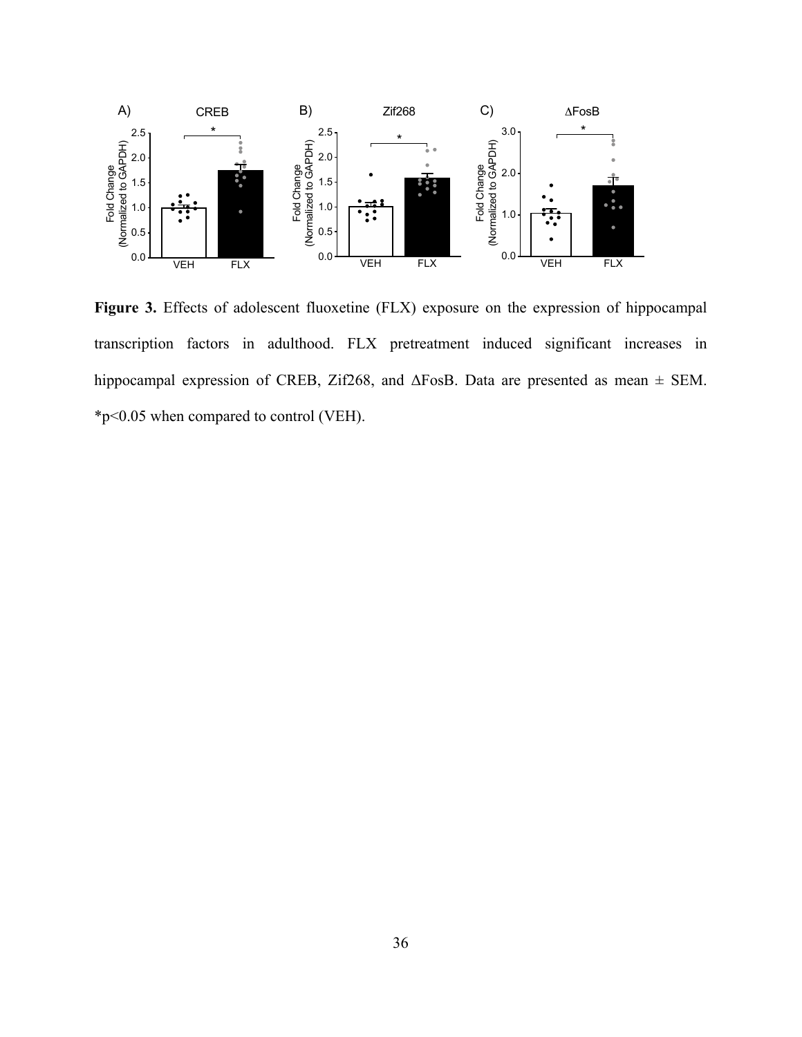A)

CREB

Fold Change (Normalized to GAPDH)

2.5
2.0
1.5
1.0
0.5
0.0

*

VEH FLX

B)

Zif268

Fold Change (Normalized to GAPDH)

2.5
2.0
1.5
1.0
0.5
0.0

*

VEH FLX

C)

ΔFosB

Fold Change (Normalized to GAPDH)

3.0
2.0
1.0
0.0

*

VEH FLX

**Figure 3.** Effects of adolescent fluoxetine (FLX) exposure on the expression of hippocampal transcription factors in adulthood. FLX pretreatment induced significant increases in hippocampal expression of CREB, Zif268, and ΔFosB. Data are presented as mean ± SEM. *$p<0.05$ when compared to control (VEH).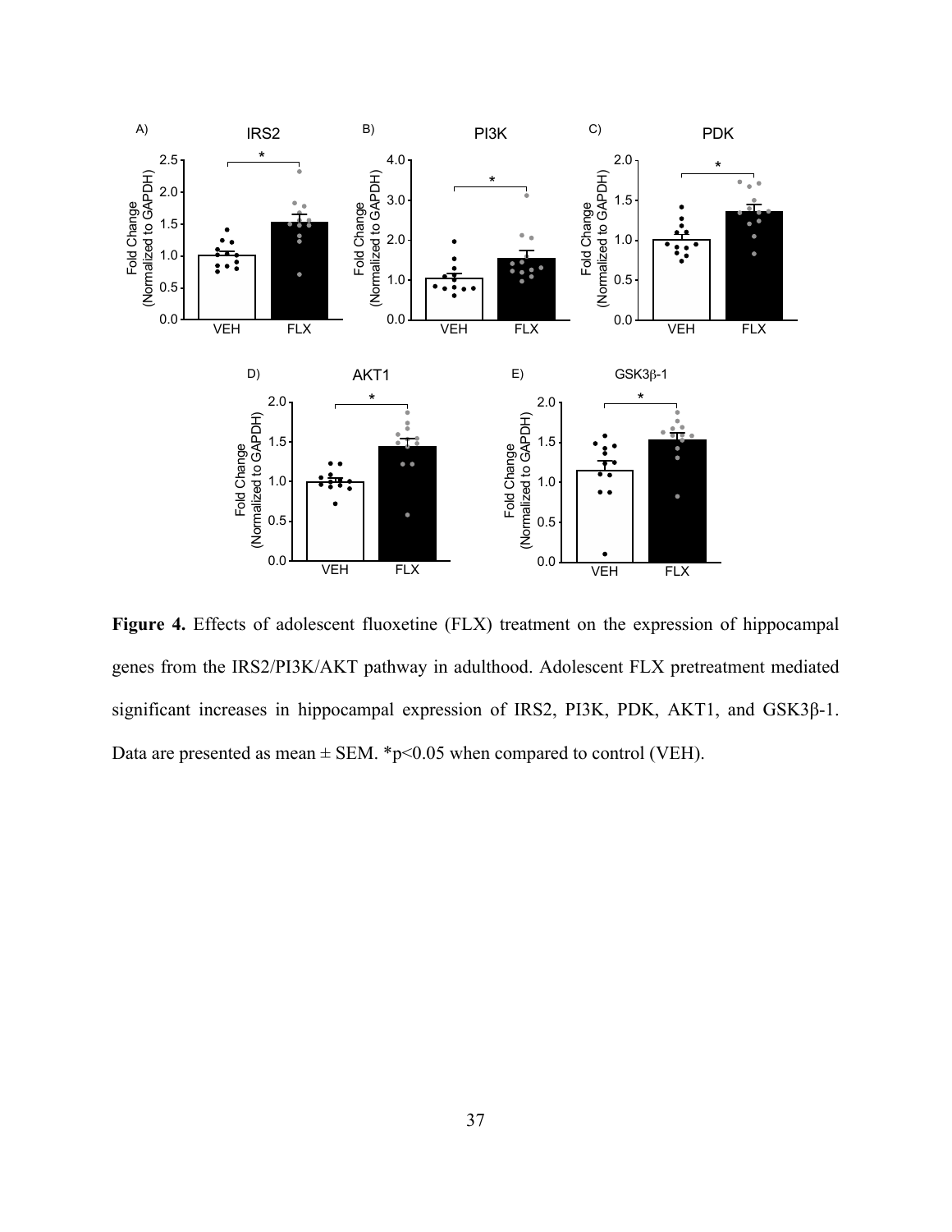A) IRS2

2.5
2.0
1.5
1.0
0.5
0.0

Fold Change (Normalized to GAPDH)

*

VEH FLX

B) PI3K

4.0
3.0
2.0
1.0
0.0

Fold Change (Normalized to GAPDH)

*

VEH FLX

C) PDK

2.0
1.5
1.0
0.5
0.0

Fold Change (Normalized to GAPDH)

*

VEH FLX

D) AKT1

2.0
1.5
1.0
0.5
0.0

Fold Change (Normalized to GAPDH)

*

VEH FLX

E) GSK3β-1

2.0
1.5
1.0
0.5
0.0

Fold Change (Normalized to GAPDH)

*

VEH FLX

**Figure 4.** Effects of adolescent fluoxetine (FLX) treatment on the expression of hippocampal genes from the IRS2/PI3K/AKT pathway in adulthood. Adolescent FLX pretreatment mediated significant increases in hippocampal expression of IRS2, PI3K, PDK, AKT1, and GSK3β-1. Data are presented as mean ± SEM. *$p<0.05$ when compared to control (VEH).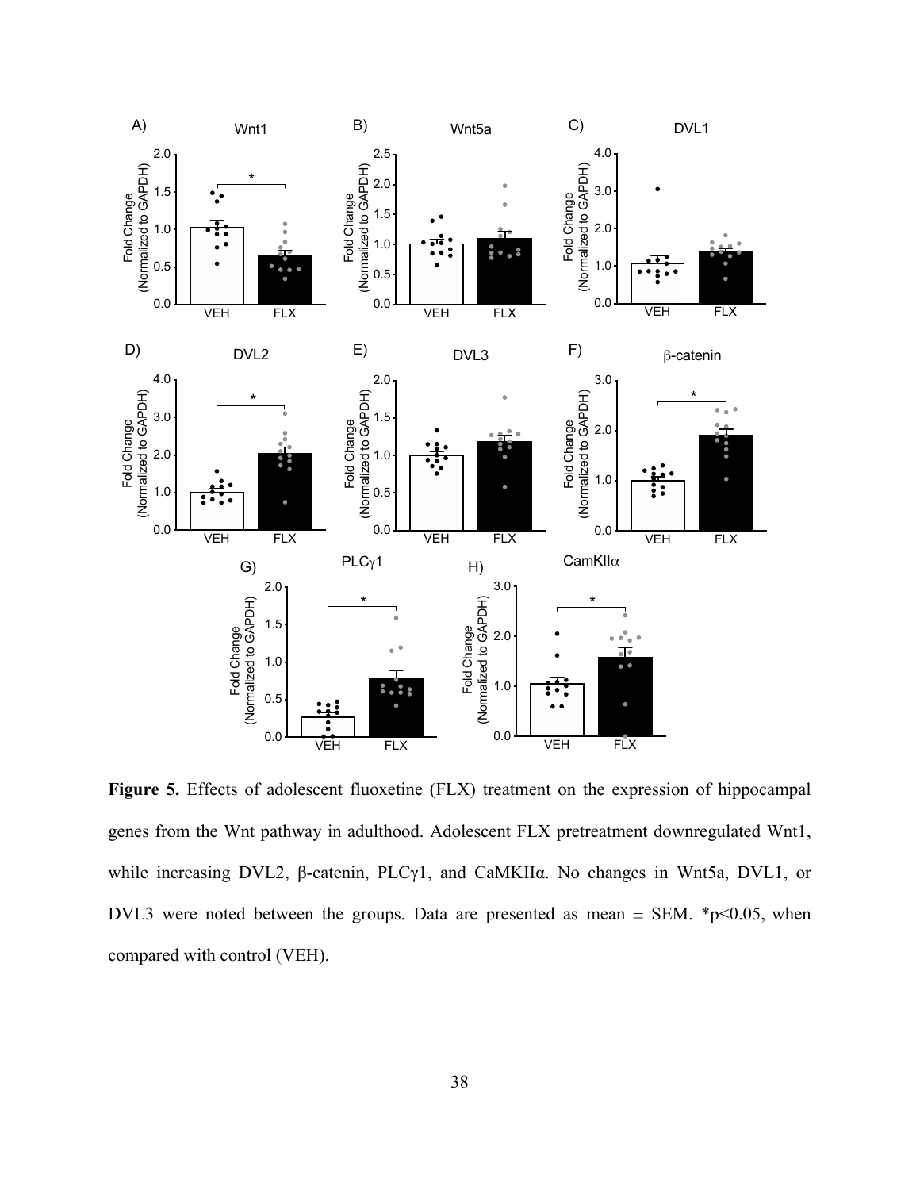A)

Wnt1

2.0
1.5
1.0
0.5
0.0

Fold Change
(Normalized to GAPDH)

*

VEH FLX

B)

Wnt5a

2.5
2.0
1.5
1.0
0.5
0.0

Fold Change
(Normalized to GAPDH)

VEH FLX

C)

DVL1

4.0
3.0
2.0
1.0
0.0

Fold Change
(Normalized to GAPDH)

VEH FLX

D)

DVL2

4.0
3.0
2.0
1.0
0.0

Fold Change
(Normalized to GAPDH)

*

VEH FLX

E)

DVL3

2.0
1.5
1.0
0.5
0.0

Fold Change
(Normalized to GAPDH)

VEH FLX

F)

β-catenin

3.0
2.0
1.0
0.0

Fold Change
(Normalized to GAPDH)

*

VEH FLX

G)

PLCγ1

2.0
1.5
1.0
0.5
0.0

Fold Change
(Normalized to GAPDH)

*

VEH FLX

H)

CamKIIα

3.0
2.0
1.0
0.0

Fold Change
(Normalized to GAPDH)

*

VEH FLX

**Figure 5.** Effects of adolescent fluoxetine (FLX) treatment on the expression of hippocampal genes from the Wnt pathway in adulthood. Adolescent FLX pretreatment downregulated Wnt1, while increasing DVL2, β-catenin, PLCγ1, and CaMKIIα. No changes in Wnt5a, DVL1, or DVL3 were noted between the groups. Data are presented as mean ± SEM. *$p<0.05$, when compared with control (VEH).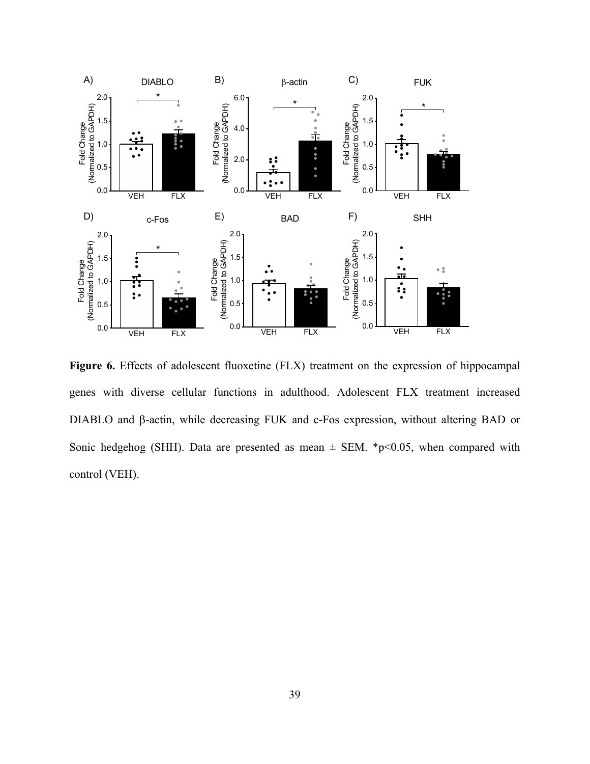A) DIABLO

Fold Change (Normalized to GAPDH)

2.0
1.5
1.0
0.5
0.0

*

VEH FLX

B) β-actin

Fold Change (Normalized to GAPDH)

6.0
4.0
2.0
0.0

*

VEH FLX

C) FUK

Fold Change (Normalized to GAPDH)

2.0
1.5
1.0
0.5
0.0

*

VEH FLX

D) c-Fos

Fold Change (Normalized to GAPDH)

2.0
1.5
1.0
0.5
0.0

*

VEH FLX

E) BAD

Fold Change (Normalized to GAPDH)

2.0
1.5
1.0
0.5
0.0

VEH FLX

F) SHH

Fold Change (Normalized to GAPDH)

2.0
1.5
1.0
0.5
0.0

VEH FLX

**Figure 6.** Effects of adolescent fluoxetine (FLX) treatment on the expression of hippocampal genes with diverse cellular functions in adulthood. Adolescent FLX treatment increased DIABLO and β-actin, while decreasing FUK and c-Fos expression, without altering BAD or Sonic hedgehog (SHH). Data are presented as mean ± SEM. *$p<0.05$, when compared with control (VEH).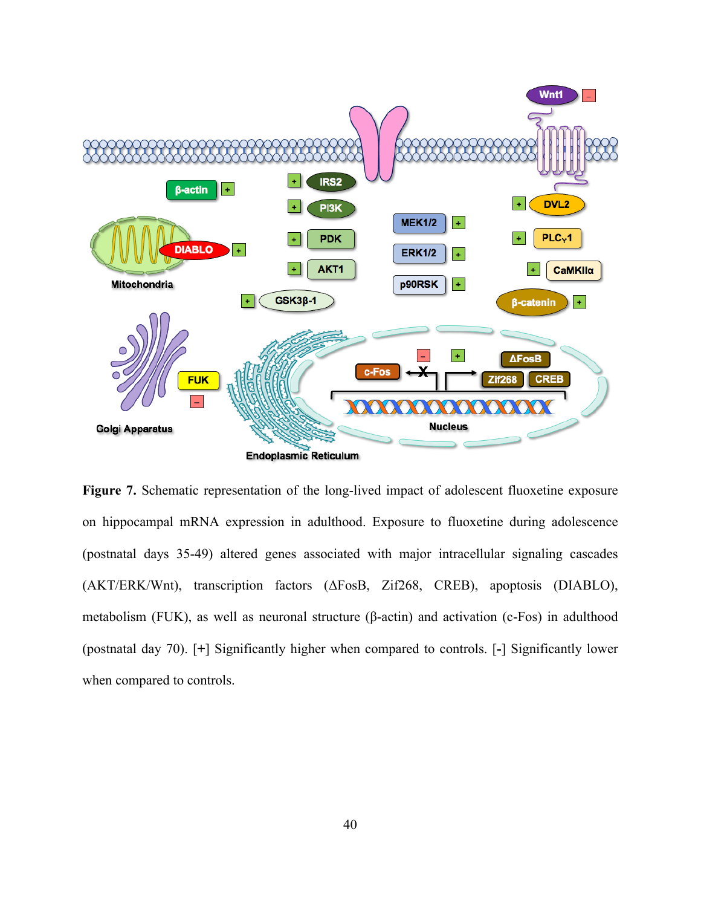Wnt1
–
β-actin
+
IRS2
+
PI3K
+
PDK
+
AKT1
+
GSK3β-1
+
MEK1/2
+
ERK1/2
+
p90RSK
+
DVL2
+
PLCγ1
+
CaMKIIα
+
β-catenin
+
DIABLO
+
Mitochondria
FUK
–
Golgi Apparatus
Endoplasmic Reticulum
c-Fos
–
+
ΔFosB
Zif268
CREB
Nucleus

**Figure 7.** Schematic representation of the long-lived impact of adolescent fluoxetine exposure on hippocampal mRNA expression in adulthood. Exposure to fluoxetine during adolescence (postnatal days 35-49) altered genes associated with major intracellular signaling cascades (AKT/ERK/Wnt), transcription factors (ΔFosB, Zif268, CREB), apoptosis (DIABLO), metabolism (FUK), as well as neuronal structure (β-actin) and activation (c-Fos) in adulthood (postnatal day 70). [+] Significantly higher when compared to controls. [-] Significantly lower when compared to controls.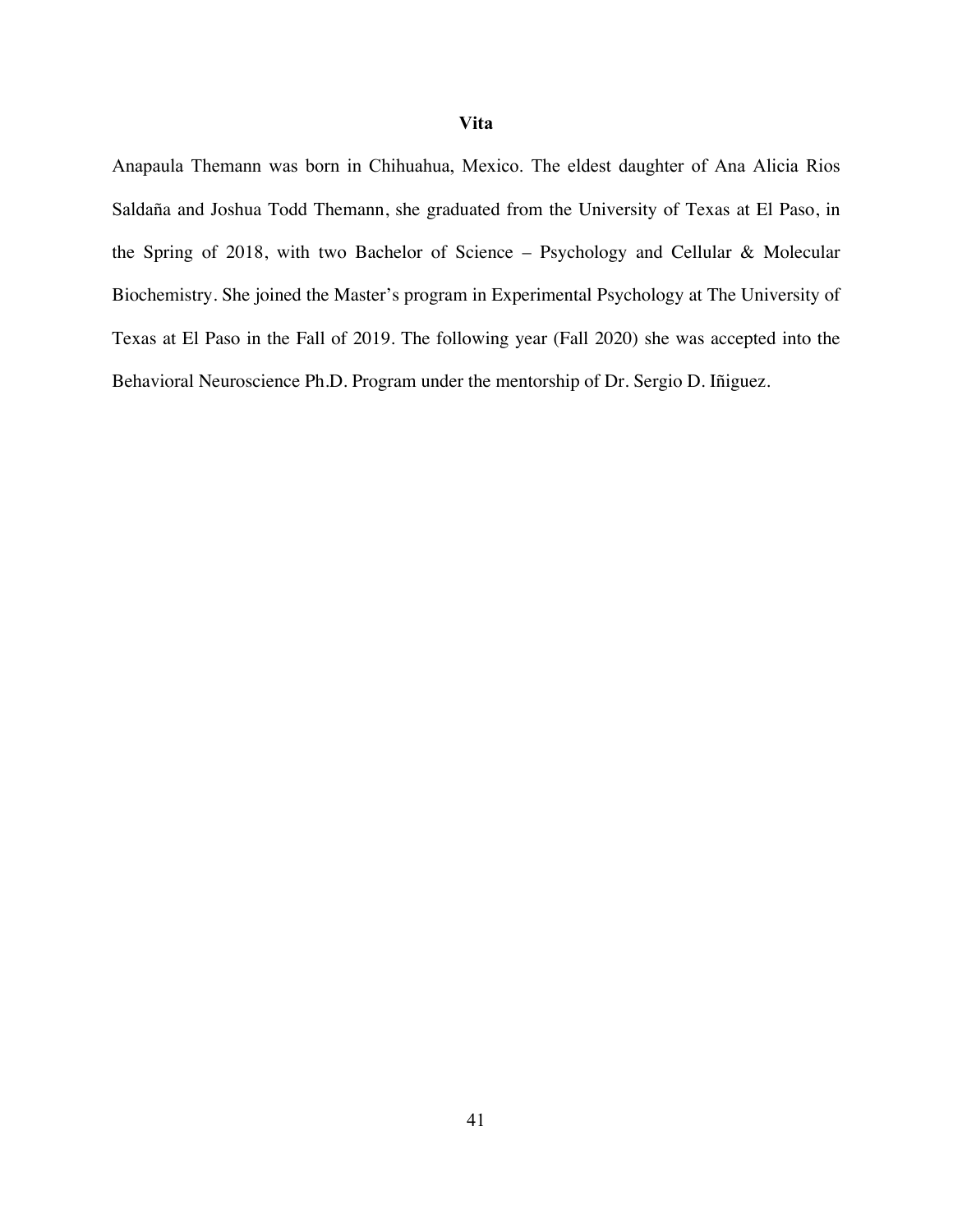# Vita

Anapaula Themann was born in Chihuahua, Mexico. The eldest daughter of Ana Alicia Rios Saldaña and Joshua Todd Themann, she graduated from the University of Texas at El Paso, in the Spring of 2018, with two Bachelor of Science – Psychology and Cellular & Molecular Biochemistry. She joined the Master's program in Experimental Psychology at The University of Texas at El Paso in the Fall of 2019. The following year (Fall 2020) she was accepted into the Behavioral Neuroscience Ph.D. Program under the mentorship of Dr. Sergio D. Iñiguez.